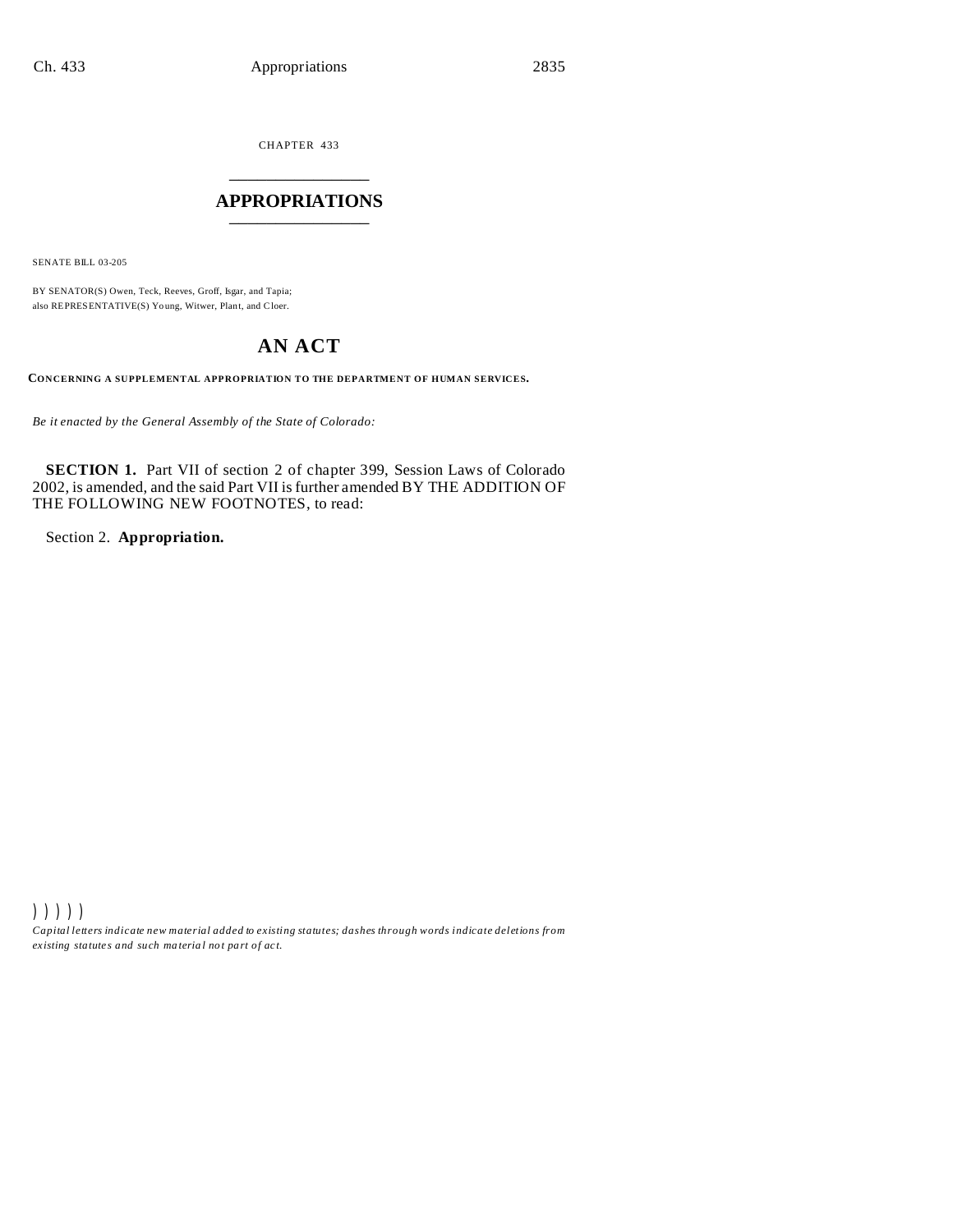CHAPTER 433

# APPROPRIATIONS

SENATE BILL 03-205

BY SENATOR(S) Owen, Teck, Reeves, Groff, Isgar, and Tapia;
also REPRESENTATIVE(S) Young, Witwer, Plant, and Cloer.

## AN ACT

**CONCERNING A SUPPLEMENTAL APPROPRIATION TO THE DEPARTMENT OF HUMAN SERVICES.**

*Be it enacted by the General Assembly of the State of Colorado:*

**SECTION 1.** Part VII of section 2 of chapter 399, Session Laws of Colorado 2002, is amended, and the said Part VII is further amended BY THE ADDITION OF THE FOLLOWING NEW FOOTNOTES, to read:

Section 2. **Appropriation.**

) ) ) ) )

*Capital letters indicate new material added to existing statutes; dashes through words indicate deletions from existing statutes and such material not part of act.*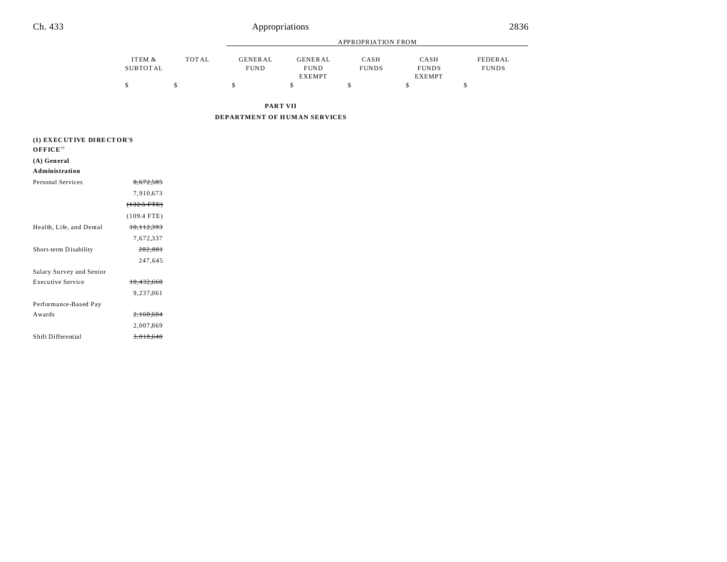## PART VII

## DEPARTMENT OF HUMAN SERVICES

| | ITEM & SUBTOTAL | TOTAL | APPROPRIATION FROM GENERAL FUND | GENERAL FUND EXEMPT | CASH FUNDS | CASH FUNDS EXEMPT | FEDERAL FUNDS |
|---|---|---|---|---|---|---|---|
| | $ | $ | $ | $ | $ | $ | $ |
| **(1) EXECUTIVE DIRECTOR'S OFFICE**[77] | | | | | | | |
| **(A) General Administration** | | | | | | | |
| Personal Services | ~~8,672,585~~ | | | | | | |
| | 7,910,673 | | | | | | |
| | ~~(132.5 FTE)~~ | | | | | | |
| | (109.4 FTE) | | | | | | |
| Health, Life, and Dental | ~~10,112,393~~ | | | | | | |
| | 7,672,337 | | | | | | |
| Short-term Disability | ~~282,081~~ | | | | | | |
| | 247,645 | | | | | | |
| Salary Survey and Senior Executive Service | ~~10,432,660~~ | | | | | | |
| | 9,237,061 | | | | | | |
| Performance-Based Pay Awards | ~~2,160,684~~ | | | | | | |
| | 2,007,869 | | | | | | |
| Shift Differential | ~~3,018,648~~ | | | | | | |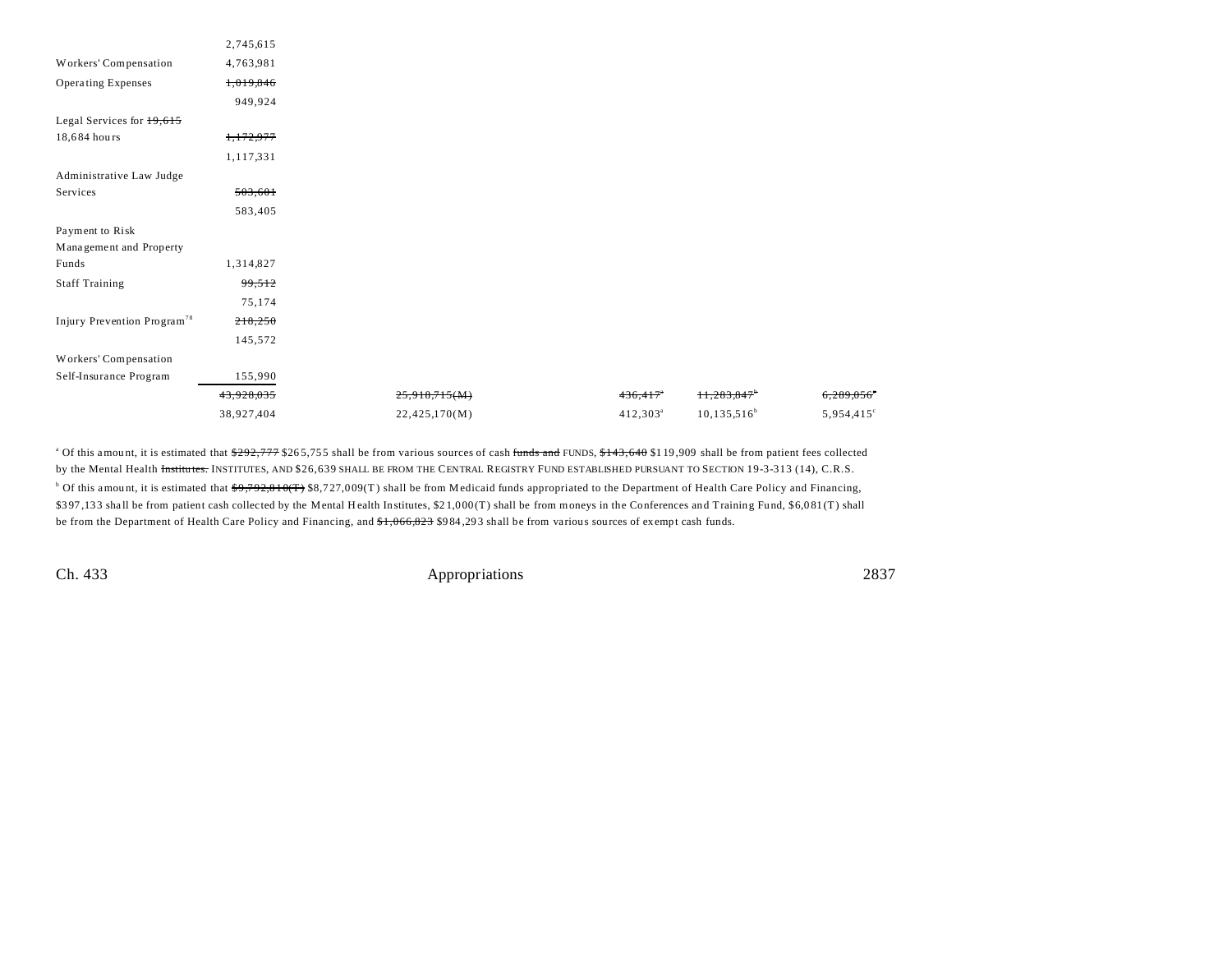| | | | | | |
|---|---|---|---|---|---|
| | 2,745,615 | | | | |
| Workers' Compensation | 4,763,981 | | | | |
| Operating Expenses | ~~1,019,846~~ | | | | |
| | 949,924 | | | | |
| Legal Services for ~~19,615~~ | | | | | |
| 18,684 hours | ~~1,172,977~~ | | | | |
| | 1,117,331 | | | | |
| Administrative Law Judge | | | | | |
| Services | ~~503,601~~ | | | | |
| | 583,405 | | | | |
| Payment to Risk Management and Property Funds | 1,314,827 | | | | |
| Staff Training | ~~99,512~~ | | | | |
| | 75,174 | | | | |
| Injury Prevention Program[78] | ~~218,250~~ | | | | |
| | 145,572 | | | | |
| Workers' Compensation | | | | | |
| Self-Insurance Program | 155,990 | | | | |
| | ~~43,928,035~~ | ~~25,918,715(M)~~ | ~~436,417~~[a] | ~~11,283,847~~[b] | ~~6,289,056~~[c] |
| | 38,927,404 | 22,425,170(M) | 412,303[a] | 10,135,516[b] | 5,954,415[c] |

[a] Of this amount, it is estimated that ~~$292,777~~ $265,755 shall be from various sources of cash ~~funds and~~ FUNDS, ~~$143,640~~ $119,909 shall be from patient fees collected by the Mental Health ~~Institutes.~~ INSTITUTES, AND $26,639 SHALL BE FROM THE CENTRAL REGISTRY FUND ESTABLISHED PURSUANT TO SECTION 19-3-313 (14), C.R.S.

[b] Of this amount, it is estimated that ~~$9,792,810(T)~~ $8,727,009(T) shall be from Medicaid funds appropriated to the Department of Health Care Policy and Financing, $397,133 shall be from patient cash collected by the Mental Health Institutes, $21,000(T) shall be from moneys in the Conferences and Training Fund, $6,081(T) shall be from the Department of Health Care Policy and Financing, and ~~$1,066,823~~ $984,293 shall be from various sources of exempt cash funds.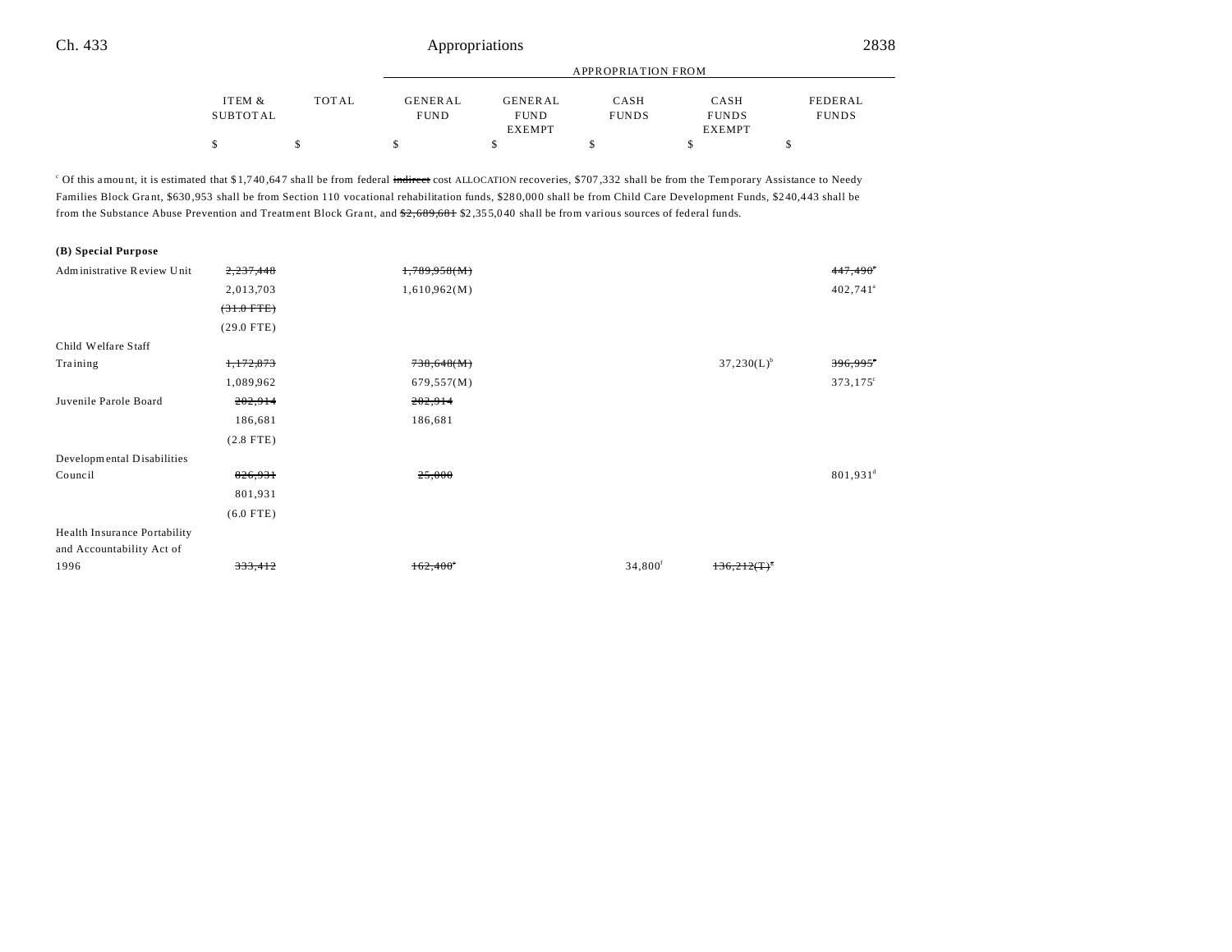| | ITEM & SUBTOTAL | TOTAL | GENERAL FUND | GENERAL FUND EXEMPT | CASH FUNDS | CASH FUNDS EXEMPT | FEDERAL FUNDS |
|---|---|---|---|---|---|---|---|
| | $ | $ | $ | $ | $ | $ | $ |

[c] Of this amount, it is estimated that $1,740,647 shall be from federal ~~indirect~~ cost ALLOCATION recoveries, $707,332 shall be from the Temporary Assistance to Needy Families Block Grant, $630,953 shall be from Section 110 vocational rehabilitation funds, $280,000 shall be from Child Care Development Funds, $240,443 shall be from the Substance Abuse Prevention and Treatment Block Grant, and ~~$2,689,681~~ $2,355,040 shall be from various sources of federal funds.

**(B) Special Purpose**

| | ITEM & SUBTOTAL | TOTAL | GENERAL FUND | GENERAL FUND EXEMPT | CASH FUNDS | CASH FUNDS EXEMPT | FEDERAL FUNDS |
|---|---|---|---|---|---|---|---|
| Administrative Review Unit | ~~2,237,448~~ | | ~~1,789,958(M)~~ | | | | ~~447,490~~[a] |
| | 2,013,703 | | 1,610,962(M) | | | | 402,741[a] |
| | ~~(31.0 FTE)~~ | | | | | | |
| | (29.0 FTE) | | | | | | |
| Child Welfare Staff Training | ~~1,172,873~~ | | ~~738,648(M)~~ | | | 37,230(L)[b] | ~~396,995~~[c] |
| | 1,089,962 | | 679,557(M) | | | | 373,175[c] |
| Juvenile Parole Board | ~~202,914~~ | | ~~202,914~~ | | | | |
| | 186,681 | | 186,681 | | | | |
| | (2.8 FTE) | | | | | | |
| Developmental Disabilities Council | ~~826,931~~ | | ~~25,000~~ | | | | 801,931[d] |
| | 801,931 | | | | | | |
| | (6.0 FTE) | | | | | | |
| Health Insurance Portability and Accountability Act of 1996 | ~~333,412~~ | | ~~162,400~~[e] | | 34,800[f] | ~~136,212(T)~~[g] | |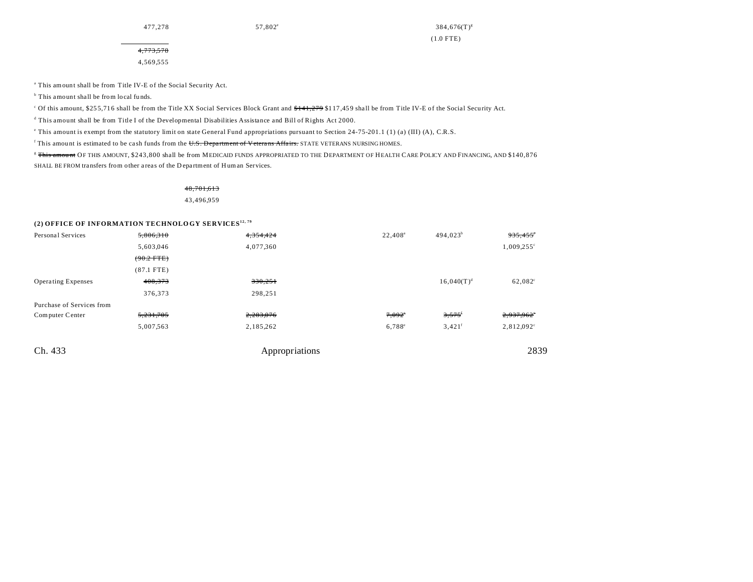| | | | | | |
|---|---|---|---|---|---|
| 477,278 | 57,802[e] | | 384,676(T)[g] | | |
| | | | (1.0 FTE) | | |
| ~~4,773,578~~ | | | | | |
| 4,569,555 | | | | | |

[a] This amount shall be from Title IV-E of the Social Security Act.

[b] This amount shall be from local funds.

[c] Of this amount, $255,716 shall be from the Title XX Social Services Block Grant and ~~$141,279~~ $117,459 shall be from Title IV-E of the Social Security Act.

[d] This amount shall be from Title I of the Developmental Disabilities Assistance and Bill of Rights Act 2000.

[e] This amount is exempt from the statutory limit on state General Fund appropriations pursuant to Section 24-75-201.1 (1) (a) (III) (A), C.R.S.

[f] This amount is estimated to be cash funds from the ~~U.S. Department of Veterans Affairs.~~ STATE VETERANS NURSING HOMES.

[g] ~~This amount~~ OF THIS AMOUNT, $243,800 shall be from MEDICAID FUNDS APPROPRIATED TO THE DEPARTMENT OF HEALTH CARE POLICY AND FINANCING, AND $140,876 SHALL BE FROM transfers from other areas of the Department of Human Services.

~~48,701,613~~
43,496,959

**(2) OFFICE OF INFORMATION TECHNOLOGY SERVICES[12, 79]**

| | Total | General Fund | General Fund Exempt | Cash Funds | Cash Funds Exempt | Federal Funds |
|---|---|---|---|---|---|---|
| Personal Services | ~~5,806,310~~ | ~~4,354,424~~ | | 22,408[a] | 494,023[b] | ~~935,455~~[c] |
| | 5,603,046 | 4,077,360 | | | | 1,009,255[c] |
| | ~~(90.2 FTE)~~ | | | | | |
| | (87.1 FTE) | | | | | |
| Operating Expenses | ~~408,373~~ | ~~330,251~~ | | | 16,040(T)[d] | 62,082[c] |
| | 376,373 | 298,251 | | | | |
| Purchase of Services from Computer Center | ~~5,231,705~~ | ~~2,283,076~~ | | ~~7,092~~[e] | ~~3,575~~[f] | ~~2,937,962~~[c] |
| | 5,007,563 | 2,185,262 | | 6,788[e] | 3,421[f] | 2,812,092[c] |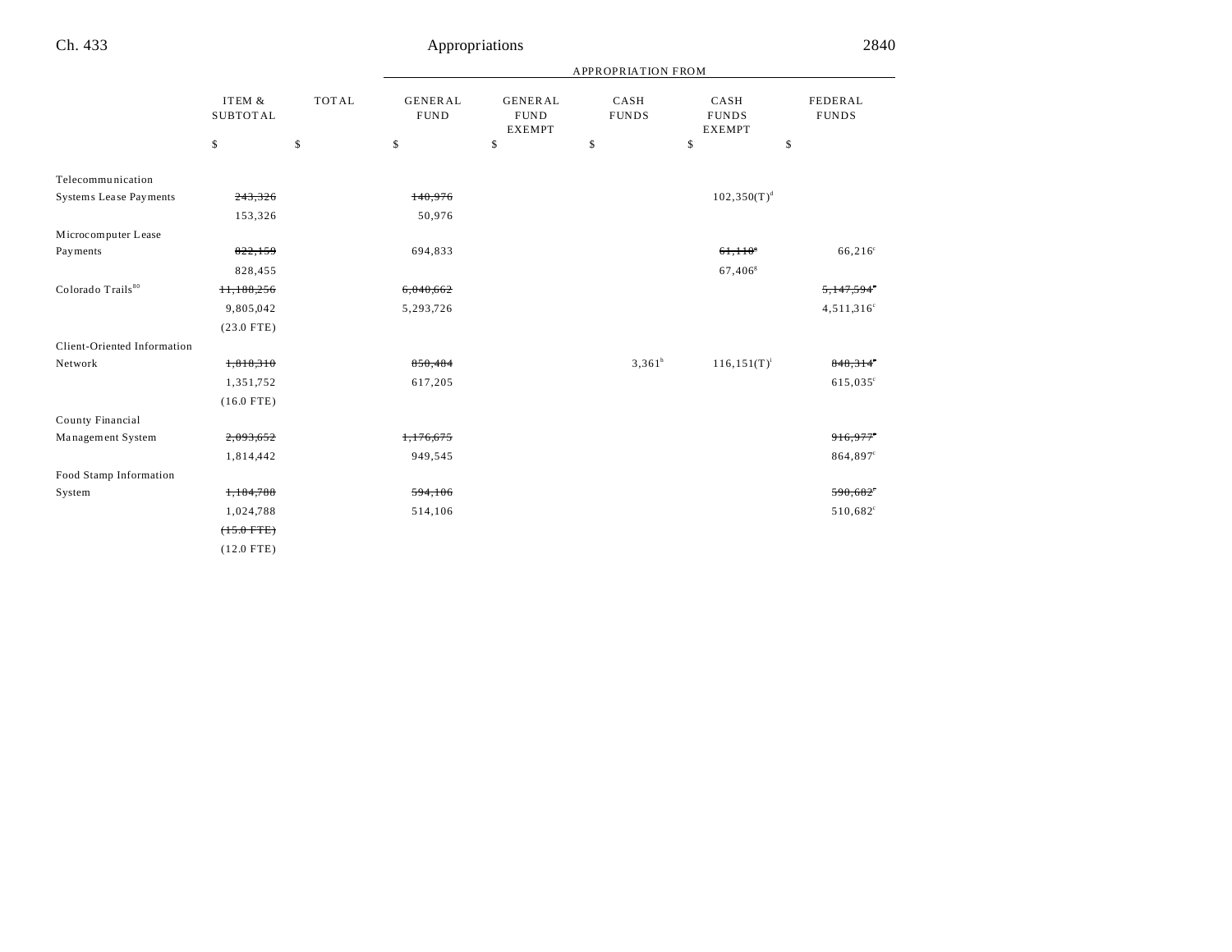| | ITEM & SUBTOTAL | TOTAL | APPROPRIATION FROM GENERAL FUND | GENERAL FUND EXEMPT | CASH FUNDS | CASH FUNDS EXEMPT | FEDERAL FUNDS |
|---|---|---|---|---|---|---|---|
| | $ | $ | $ | $ | $ | $ | $ |
| Telecommunication Systems Lease Payments | ~~243,326~~ | | ~~140,976~~ | | | 102,350(T)[d] | |
| | 153,326 | | 50,976 | | | | |
| Microcomputer Lease Payments | ~~822,159~~ | | 694,833 | | | ~~61,110~~[e] | 66,216[c] |
| | 828,455 | | | | | 67,406[g] | |
| Colorado Trails[80] | ~~11,188,256~~ | | ~~6,040,662~~ | | | | ~~5,147,594~~[c] |
| | 9,805,042 | | 5,293,726 | | | | 4,511,316[c] |
| | (23.0 FTE) | | | | | | |
| Client-Oriented Information Network | ~~1,818,310~~ | | ~~850,484~~ | | 3,361[h] | 116,151(T)[i] | ~~848,314~~[c] |
| | 1,351,752 | | 617,205 | | | | 615,035[c] |
| | (16.0 FTE) | | | | | | |
| County Financial Management System | ~~2,093,652~~ | | ~~1,176,675~~ | | | | ~~916,977~~[c] |
| | 1,814,442 | | 949,545 | | | | 864,897[c] |
| Food Stamp Information System | ~~1,184,788~~ | | ~~594,106~~ | | | | ~~590,682~~[c] |
| | 1,024,788 | | 514,106 | | | | 510,682[c] |
| | ~~(15.0 FTE)~~ | | | | | | |
| | (12.0 FTE) | | | | | | |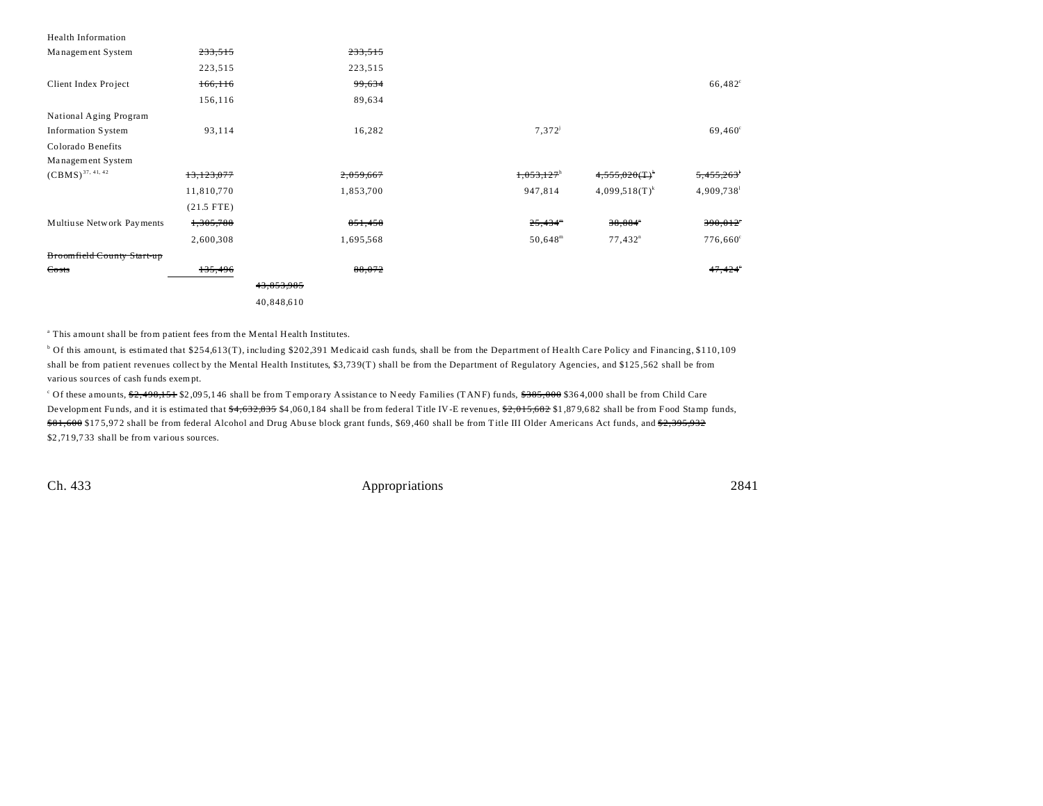| | | | | | | |
|---|---|---|---|---|---|---|
| Health Information Management System | ~~233,515~~ 223,515 | | ~~233,515~~ 223,515 | | | |
| Client Index Project | ~~166,116~~ 156,116 | | ~~99,634~~ 89,634 | | | 66,482[c] |
| National Aging Program Information System | 93,114 | | 16,282 | 7,372[j] | | 69,460[c] |
| Colorado Benefits Management System (CBMS)[37, 41, 42] | ~~13,123,077~~ 11,810,770 (21.5 FTE) | | ~~2,059,667~~ 1,853,700 | ~~1,053,127~~[h] 947,814 | ~~4,555,020(T)~~[k] 4,099,518(T)[k] | ~~5,455,263~~[l] 4,909,738[l] |
| Multiuse Network Payments | ~~1,305,788~~ 2,600,308 | | ~~851,458~~ 1,695,568 | ~~25,434~~[m] 50,648[m] | ~~38,884~~[n] 77,432[n] | ~~390,012~~[c] 776,660[c] |
| ~~Broomfield County Start-up Costs~~ | ~~135,496~~ | | ~~88,072~~ | | | ~~47,424~~[c] |
| | | ~~43,053,985~~ 40,848,610 | | | | |

[a] This amount shall be from patient fees from the Mental Health Institutes.

[b] Of this amount, is estimated that $254,613(T), including $202,391 Medicaid cash funds, shall be from the Department of Health Care Policy and Financing, $110,109 shall be from patient revenues collect by the Mental Health Institutes, $3,739(T) shall be from the Department of Regulatory Agencies, and $125,562 shall be from various sources of cash funds exempt.

[c] Of these amounts, ~~$2,490,151~~ $2,095,146 shall be from Temporary Assistance to Needy Families (TANF) funds, ~~$385,000~~ $364,000 shall be from Child Care Development Funds, and it is estimated that ~~$4,632,835~~ $4,060,184 shall be from federal Title IV-E revenues, ~~$2,015,682~~ $1,879,682 shall be from Food Stamp funds, ~~$81,600~~ $175,972 shall be from federal Alcohol and Drug Abuse block grant funds, $69,460 shall be from Title III Older Americans Act funds, and ~~$2,395,932~~ $2,719,733 shall be from various sources.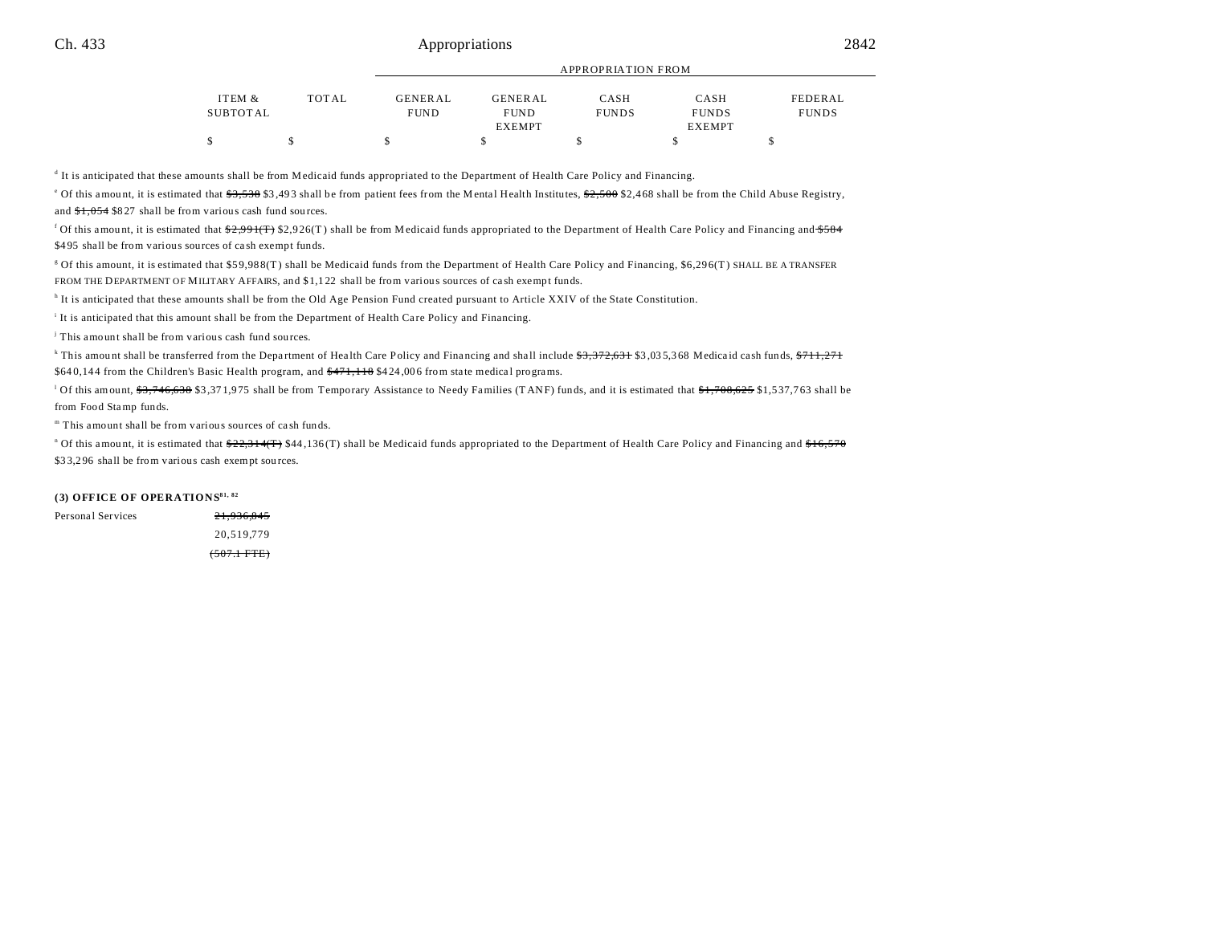| | ITEM & SUBTOTAL | TOTAL | APPROPRIATION FROM GENERAL FUND | GENERAL FUND EXEMPT | CASH FUNDS | CASH FUNDS EXEMPT | FEDERAL FUNDS |
|---|---|---|---|---|---|---|---|
| | $ | $ | $ | $ | $ | $ | $ |

[d] It is anticipated that these amounts shall be from Medicaid funds appropriated to the Department of Health Care Policy and Financing.

[e] Of this amount, it is estimated that ~~$3,538~~ $3,493 shall be from patient fees from the Mental Health Institutes, ~~$2,500~~ $2,468 shall be from the Child Abuse Registry, and ~~$1,054~~ $827 shall be from various cash fund sources.

[f] Of this amount, it is estimated that ~~$2,991(T)~~ $2,926(T) shall be from Medicaid funds appropriated to the Department of Health Care Policy and Financing and ~~$584~~ $495 shall be from various sources of cash exempt funds.

[g] Of this amount, it is estimated that $59,988(T) shall be Medicaid funds from the Department of Health Care Policy and Financing, $6,296(T) SHALL BE A TRANSFER FROM THE DEPARTMENT OF MILITARY AFFAIRS, and $1,122 shall be from various sources of cash exempt funds.

[h] It is anticipated that these amounts shall be from the Old Age Pension Fund created pursuant to Article XXIV of the State Constitution.

[i] It is anticipated that this amount shall be from the Department of Health Care Policy and Financing.

[j] This amount shall be from various cash fund sources.

[k] This amount shall be transferred from the Department of Health Care Policy and Financing and shall include ~~$3,372,631~~ $3,035,368 Medicaid cash funds, ~~$711,271~~ $640,144 from the Children's Basic Health program, and ~~$471,118~~ $424,006 from state medical programs.

[l] Of this amount, ~~$3,746,638~~ $3,371,975 shall be from Temporary Assistance to Needy Families (TANF) funds, and it is estimated that ~~$1,708,625~~ $1,537,763 shall be from Food Stamp funds.

[m] This amount shall be from various sources of cash funds.

[n] Of this amount, it is estimated that ~~$22,314(T)~~ $44,136(T) shall be Medicaid funds appropriated to the Department of Health Care Policy and Financing and ~~$16,570~~ $33,296 shall be from various cash exempt sources.

**(3) OFFICE OF OPERATIONS[81, 82]**

| | ITEM & SUBTOTAL |
|---|---|
| Personal Services | ~~21,936,845~~ |
| | 20,519,779 |
| | ~~(507.1 FTE)~~ |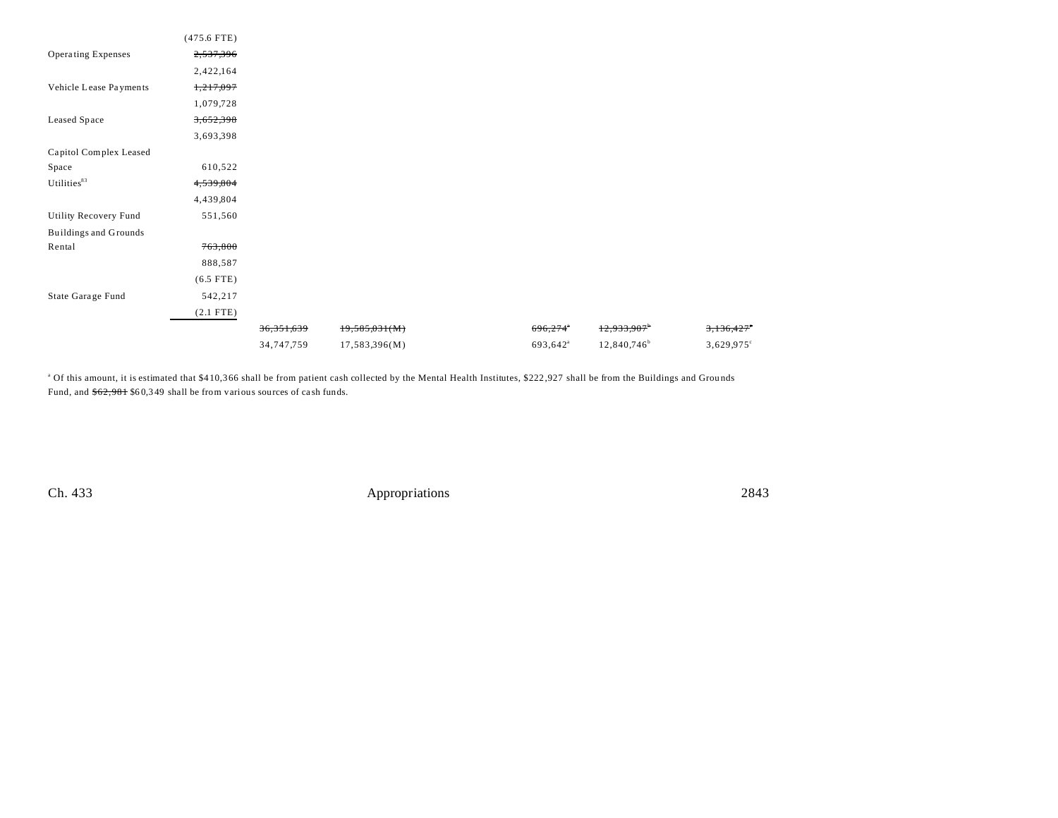| | | | | | | | |
|---|---|---|---|---|---|---|---|
| | (475.6 FTE) | | | | | | |
| Operating Expenses | ~~2,537,396~~ | | | | | | |
| | 2,422,164 | | | | | | |
| Vehicle Lease Payments | ~~1,217,097~~ | | | | | | |
| | 1,079,728 | | | | | | |
| Leased Space | ~~3,652,398~~ | | | | | | |
| | 3,693,398 | | | | | | |
| Capitol Complex Leased Space | 610,522 | | | | | | |
| Utilities[83] | ~~4,539,804~~ | | | | | | |
| | 4,439,804 | | | | | | |
| Utility Recovery Fund | 551,560 | | | | | | |
| Buildings and Grounds Rental | ~~763,800~~ | | | | | | |
| | 888,587 | | | | | | |
| | (6.5 FTE) | | | | | | |
| State Garage Fund | 542,217 | | | | | | |
| | (2.1 FTE) | | | | | | |
| | | ~~36,351,639~~ | ~~19,585,031(M)~~ | | ~~696,274~~[a] | ~~12,933,907~~[b] | ~~3,136,427~~[c] |
| | | 34,747,759 | 17,583,396(M) | | 693,642[a] | 12,840,746[b] | 3,629,975[c] |

[a] Of this amount, it is estimated that $410,366 shall be from patient cash collected by the Mental Health Institutes, $222,927 shall be from the Buildings and Grounds Fund, and ~~$62,981~~ $60,349 shall be from various sources of cash funds.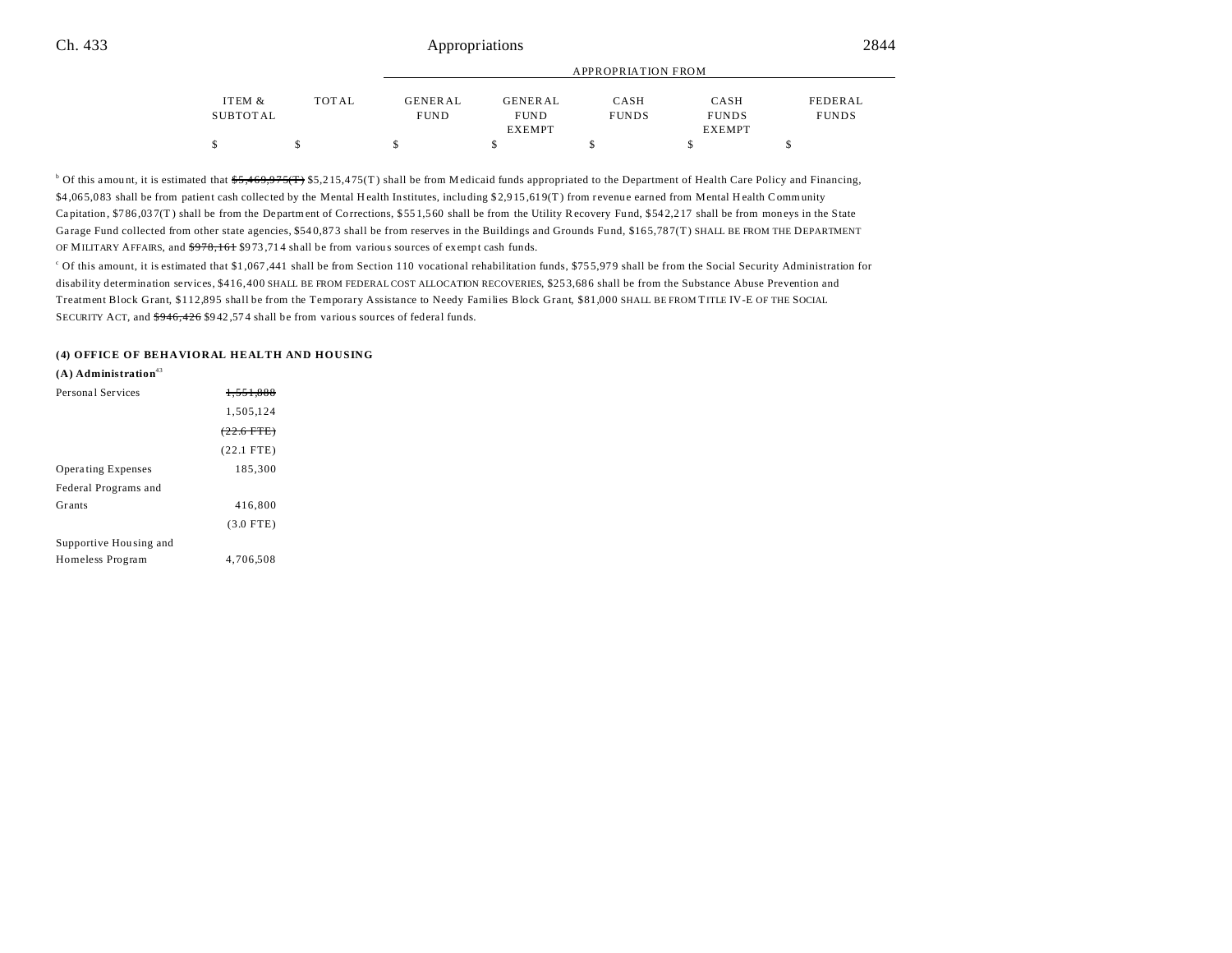| | ITEM & SUBTOTAL | TOTAL | GENERAL FUND | GENERAL FUND EXEMPT | CASH FUNDS | CASH FUNDS EXEMPT | FEDERAL FUNDS |
|---|---|---|---|---|---|---|---|
| | | | APPROPRIATION FROM | | | | |
| | $ | $ | $ | $ | $ | $ | $ |

[b] Of this amount, it is estimated that ~~$5,469,975(T)~~ $5,215,475(T) shall be from Medicaid funds appropriated to the Department of Health Care Policy and Financing, $4,065,083 shall be from patient cash collected by the Mental Health Institutes, including $2,915,619(T) from revenue earned from Mental Health Community Capitation, $786,037(T) shall be from the Department of Corrections, $551,560 shall be from the Utility Recovery Fund, $542,217 shall be from moneys in the State Garage Fund collected from other state agencies, $540,873 shall be from reserves in the Buildings and Grounds Fund, $165,787(T) SHALL BE FROM THE DEPARTMENT OF MILITARY AFFAIRS, and ~~$978,161~~ $973,714 shall be from various sources of exempt cash funds.

[c] Of this amount, it is estimated that $1,067,441 shall be from Section 110 vocational rehabilitation funds, $755,979 shall be from the Social Security Administration for disability determination services, $416,400 SHALL BE FROM FEDERAL COST ALLOCATION RECOVERIES, $253,686 shall be from the Substance Abuse Prevention and Treatment Block Grant, $112,895 shall be from the Temporary Assistance to Needy Families Block Grant, $81,000 SHALL BE FROM TITLE IV-E OF THE SOCIAL SECURITY ACT, and ~~$946,426~~ $942,574 shall be from various sources of federal funds.

**(4) OFFICE OF BEHAVIORAL HEALTH AND HOUSING**

**(A) Administration**[43]

| | ITEM & SUBTOTAL |
|---|---|
| Personal Services | ~~1,551,888~~ |
| | 1,505,124 |
| | ~~(22.6 FTE)~~ |
| | (22.1 FTE) |
| Operating Expenses | 185,300 |
| Federal Programs and Grants | 416,800 |
| | (3.0 FTE) |
| Supportive Housing and Homeless Program | 4,706,508 |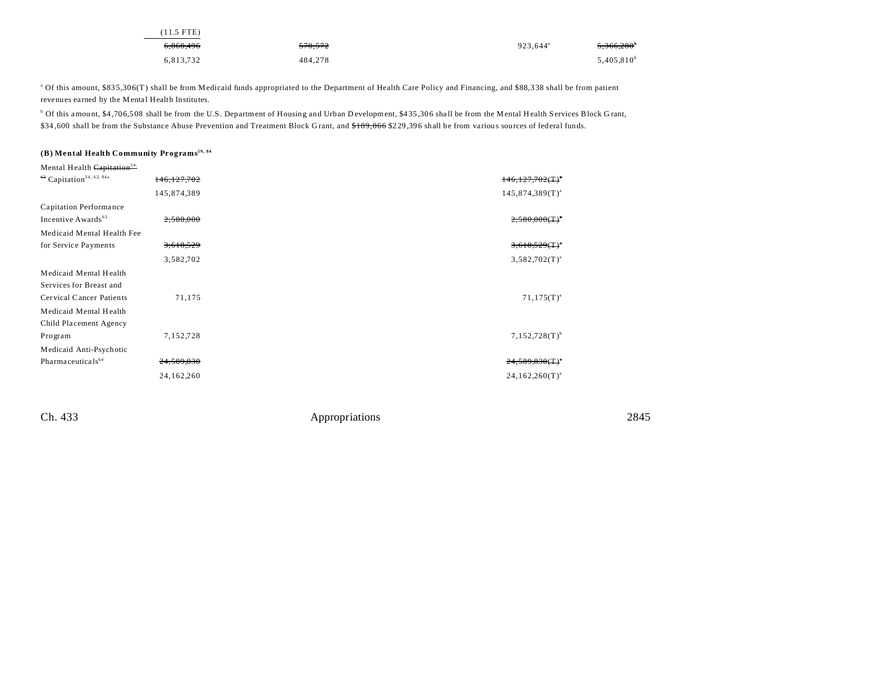| | | | | |
|---|---|---|---|---|
| (11.5 FTE) | | | | |
| ~~6,860,496~~ | ~~570,572~~ | | 923,644[a] | ~~5,366,280~~[b] |
| 6,813,732 | 484,278 | | | 5,405,810[b] |

[a] Of this amount, $835,306(T) shall be from Medicaid funds appropriated to the Department of Health Care Policy and Financing, and $88,338 shall be from patient revenues earned by the Mental Health Institutes.

[b] Of this amount, $4,706,508 shall be from the U.S. Department of Housing and Urban Development, $435,306 shall be from the Mental Health Services Block Grant, $34,600 shall be from the Substance Abuse Prevention and Treatment Block Grant, and ~~$189,866~~ $229,396 shall be from various sources of federal funds.

**(B) Mental Health Community Programs[59, 84]**

| | | | |
|---|---|---|---|
| Mental Health ~~Capitation[54, 63]~~ Capitation[54, 62, 84a] | ~~146,127,702~~ | | ~~146,127,702(T)~~[a] |
| | 145,874,389 | | 145,874,389(T)[a] |
| Capitation Performance Incentive Awards[63] | ~~2,580,000~~ | | ~~2,580,000(T)~~[a] |
| Medicaid Mental Health Fee for Service Payments | ~~3,618,529~~ | | ~~3,618,529(T)~~[a] |
| | 3,582,702 | | 3,582,702(T)[a] |
| Medicaid Mental Health Services for Breast and Cervical Cancer Patients | 71,175 | | 71,175(T)[a] |
| Medicaid Mental Health Child Placement Agency Program | 7,152,728 | | 7,152,728(T)[b] |
| Medicaid Anti-Psychotic Pharmaceuticals[64] | ~~24,509,830~~ | | ~~24,509,830(T)~~[a] |
| | 24,162,260 | | 24,162,260(T)[a] |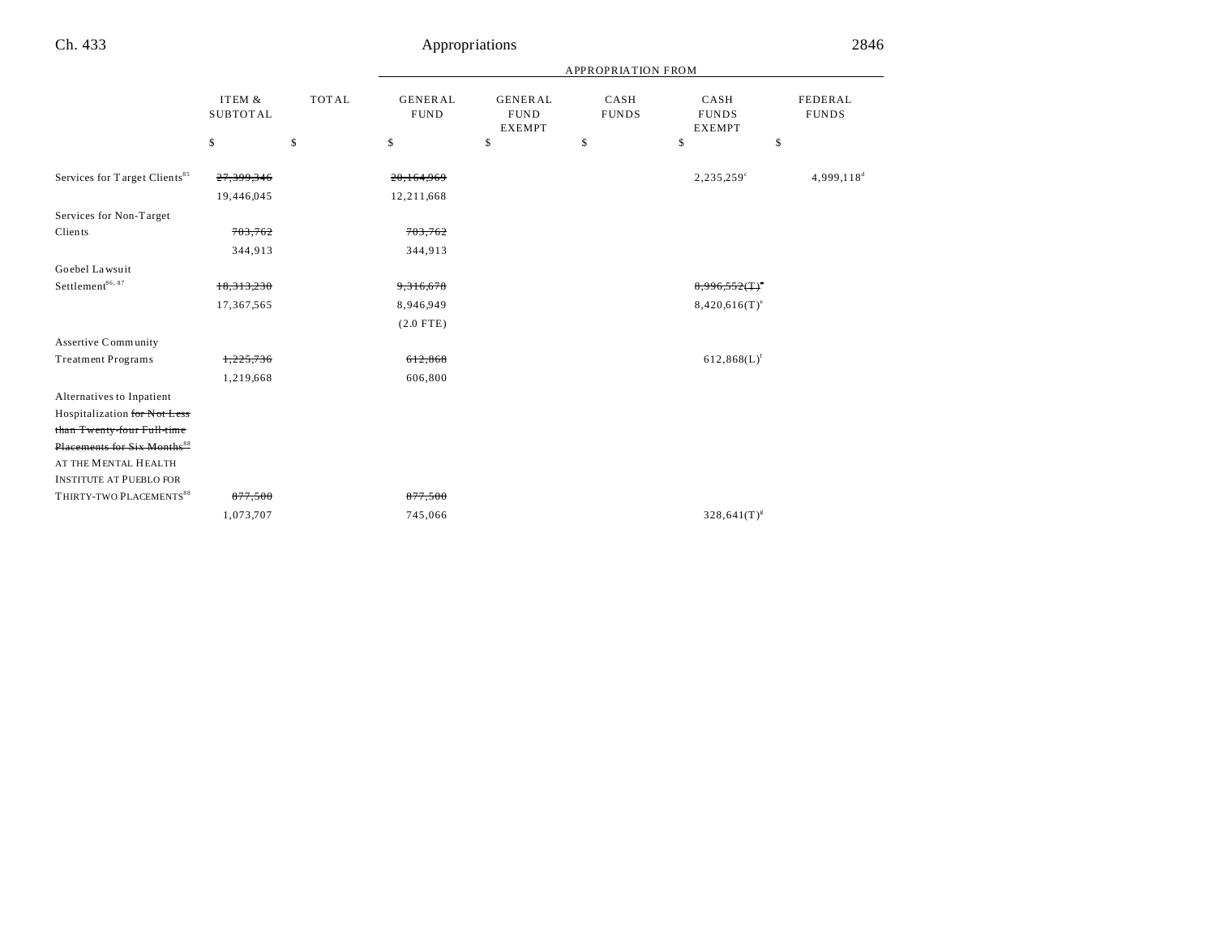| | ITEM & SUBTOTAL | TOTAL | APPROPRIATION FROM GENERAL FUND | GENERAL FUND EXEMPT | CASH FUNDS | CASH FUNDS EXEMPT | FEDERAL FUNDS |
|---|---|---|---|---|---|---|---|
| | $ | $ | $ | $ | $ | $ | $ |
| Services for Target Clients[85] | ~~27,399,346~~ 19,446,045 | | ~~20,164,969~~ 12,211,668 | | | 2,235,259[c] | 4,999,118[d] |
| Services for Non-Target Clients | ~~703,762~~ 344,913 | | ~~703,762~~ 344,913 | | | | |
| Goebel Lawsuit Settlement[86, 87] | ~~18,313,230~~ 17,367,565 | | ~~9,316,678~~ 8,946,949 (2.0 FTE) | | | ~~8,996,552(T)[e]~~ 8,420,616(T)[e] | |
| Assertive Community Treatment Programs | ~~1,225,736~~ 1,219,668 | | ~~612,868~~ 606,800 | | | 612,868(L)[f] | |
| Alternatives to Inpatient Hospitalization ~~for Not Less than Twenty-four Full-time Placements for Six Months[88]~~ AT THE MENTAL HEALTH INSTITUTE AT PUEBLO FOR THIRTY-TWO PLACEMENTS[88] | ~~877,500~~ 1,073,707 | | ~~877,500~~ 745,066 | | | 328,641(T)[g] | |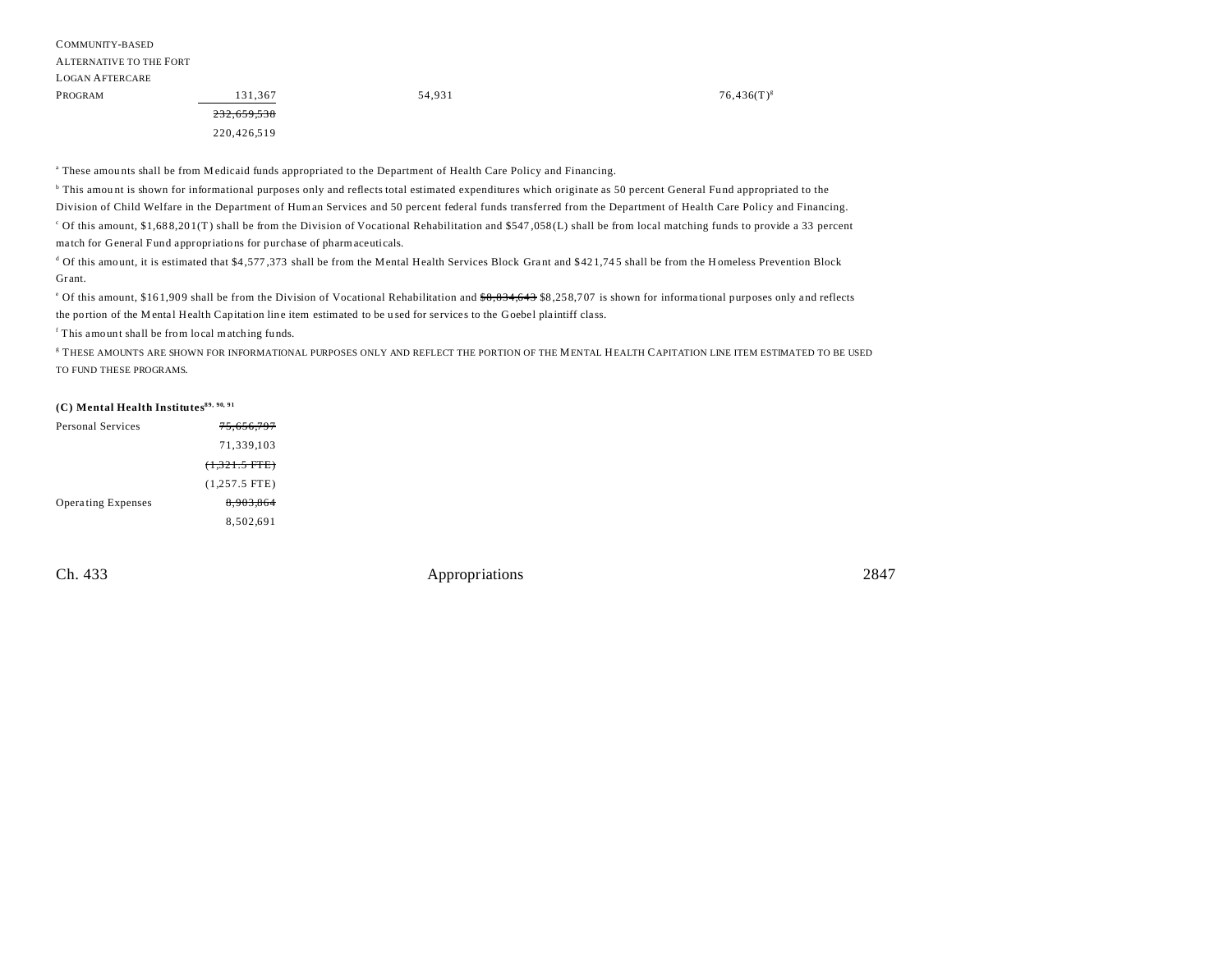| | | | | |
|---|---|---|---|---|
| COMMUNITY-BASED ALTERNATIVE TO THE FORT LOGAN AFTERCARE PROGRAM | 131,367 | 54,931 | | 76,436(T)[g] |
| | ~~232,659,538~~ | | | |
| | 220,426,519 | | | |

[a] These amounts shall be from Medicaid funds appropriated to the Department of Health Care Policy and Financing.

[b] This amount is shown for informational purposes only and reflects total estimated expenditures which originate as 50 percent General Fund appropriated to the Division of Child Welfare in the Department of Human Services and 50 percent federal funds transferred from the Department of Health Care Policy and Financing.

[c] Of this amount, $1,688,201(T) shall be from the Division of Vocational Rehabilitation and $547,058(L) shall be from local matching funds to provide a 33 percent match for General Fund appropriations for purchase of pharmaceuticals.

[d] Of this amount, it is estimated that $4,577,373 shall be from the Mental Health Services Block Grant and $421,745 shall be from the Homeless Prevention Block Grant.

[e] Of this amount, $161,909 shall be from the Division of Vocational Rehabilitation and ~~$8,834,643~~ $8,258,707 is shown for informational purposes only and reflects the portion of the Mental Health Capitation line item estimated to be used for services to the Goebel plaintiff class.

[f] This amount shall be from local matching funds.

[g] THESE AMOUNTS ARE SHOWN FOR INFORMATIONAL PURPOSES ONLY AND REFLECT THE PORTION OF THE MENTAL HEALTH CAPITATION LINE ITEM ESTIMATED TO BE USED TO FUND THESE PROGRAMS.

**(C) Mental Health Institutes[89, 90, 91]**

| | |
|---|---|
| Personal Services | ~~75,656,797~~ |
| | 71,339,103 |
| | ~~(1,321.5 FTE)~~ |
| | (1,257.5 FTE) |
| Operating Expenses | ~~8,903,864~~ |
| | 8,502,691 |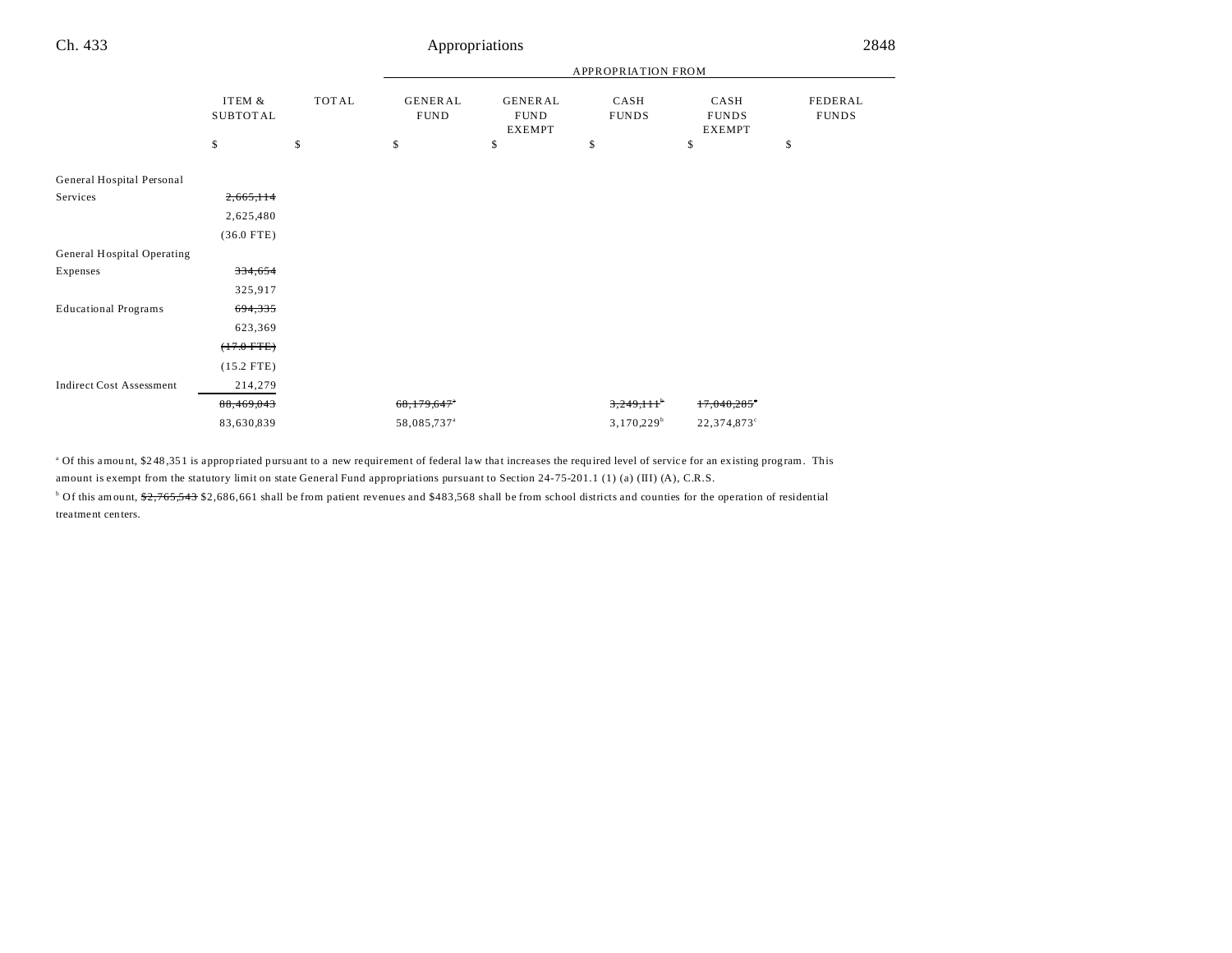| | ITEM & SUBTOTAL | TOTAL | APPROPRIATION FROM GENERAL FUND | GENERAL FUND EXEMPT | CASH FUNDS | CASH FUNDS EXEMPT | FEDERAL FUNDS |
|---|---|---|---|---|---|---|---|
| | $ | $ | $ | $ | $ | $ | $ |
| General Hospital Personal Services | ~~2,665,114~~ 2,625,480 (36.0 FTE) | | | | | | |
| General Hospital Operating Expenses | ~~334,654~~ 325,917 | | | | | | |
| Educational Programs | ~~694,335~~ 623,369 ~~(17.0 FTE)~~ (15.2 FTE) | | | | | | |
| Indirect Cost Assessment | 214,279 | | | | | | |
| | ~~88,469,043~~ 83,630,839 | | ~~68,179,647~~[a] 58,085,737[a] | | ~~3,249,111~~[b] 3,170,229[b] | ~~17,040,285~~[c] 22,374,873[c] | |

[a] Of this amount, $248,351 is appropriated pursuant to a new requirement of federal law that increases the required level of service for an existing program. This amount is exempt from the statutory limit on state General Fund appropriations pursuant to Section 24-75-201.1 (1) (a) (III) (A), C.R.S.

[b] Of this amount, ~~$2,765,543~~ $2,686,661 shall be from patient revenues and $483,568 shall be from school districts and counties for the operation of residential treatment centers.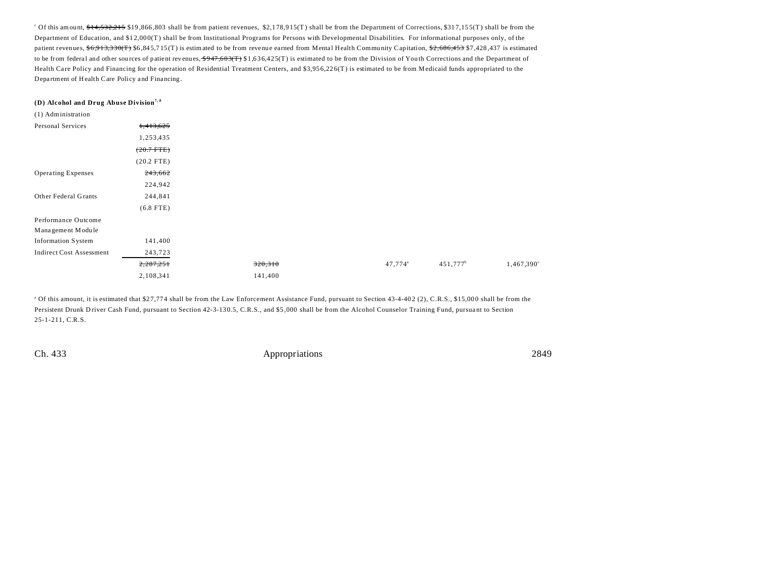[c] Of this amount, ~~$14,532,215~~ $19,866,803 shall be from patient revenues, $2,178,915(T) shall be from the Department of Corrections, $317,155(T) shall be from the Department of Education, and $12,000(T) shall be from Institutional Programs for Persons with Developmental Disabilities. For informational purposes only, of the patient revenues, ~~$6,913,330(T)~~ $6,845,715(T) is estimated to be from revenue earned from Mental Health Community Capitation, ~~$2,686,453~~ $7,428,437 is estimated to be from federal and other sources of patient revenues, ~~$947,603(T)~~ $1,636,425(T) is estimated to be from the Division of Youth Corrections and the Department of Health Care Policy and Financing for the operation of Residential Treatment Centers, and $3,956,226(T) is estimated to be from Medicaid funds appropriated to the Department of Health Care Policy and Financing.

**(D) Alcohol and Drug Abuse Division**[7, 8]

| | | | | | |
|---|---|---|---|---|---|
| (1) Administration | | | | | |
| Personal Services | ~~1,413,625~~ | | | | |
| | 1,253,435 | | | | |
| | ~~(20.7 FTE)~~ | | | | |
| | (20.2 FTE) | | | | |
| Operating Expenses | ~~243,662~~ | | | | |
| | 224,942 | | | | |
| Other Federal Grants | 244,841 | | | | |
| | (6.8 FTE) | | | | |
| Performance Outcome Management Module Information System | 141,400 | | | | |
| Indirect Cost Assessment | 243,723 | | | | |
| | ~~2,287,251~~ | ~~320,310~~ | 47,774[a] | 451,777[b] | 1,467,390[c] |
| | 2,108,341 | 141,400 | | | |

[a] Of this amount, it is estimated that $27,774 shall be from the Law Enforcement Assistance Fund, pursuant to Section 43-4-402 (2), C.R.S., $15,000 shall be from the Persistent Drunk Driver Cash Fund, pursuant to Section 42-3-130.5, C.R.S., and $5,000 shall be from the Alcohol Counselor Training Fund, pursuant to Section 25-1-211, C.R.S.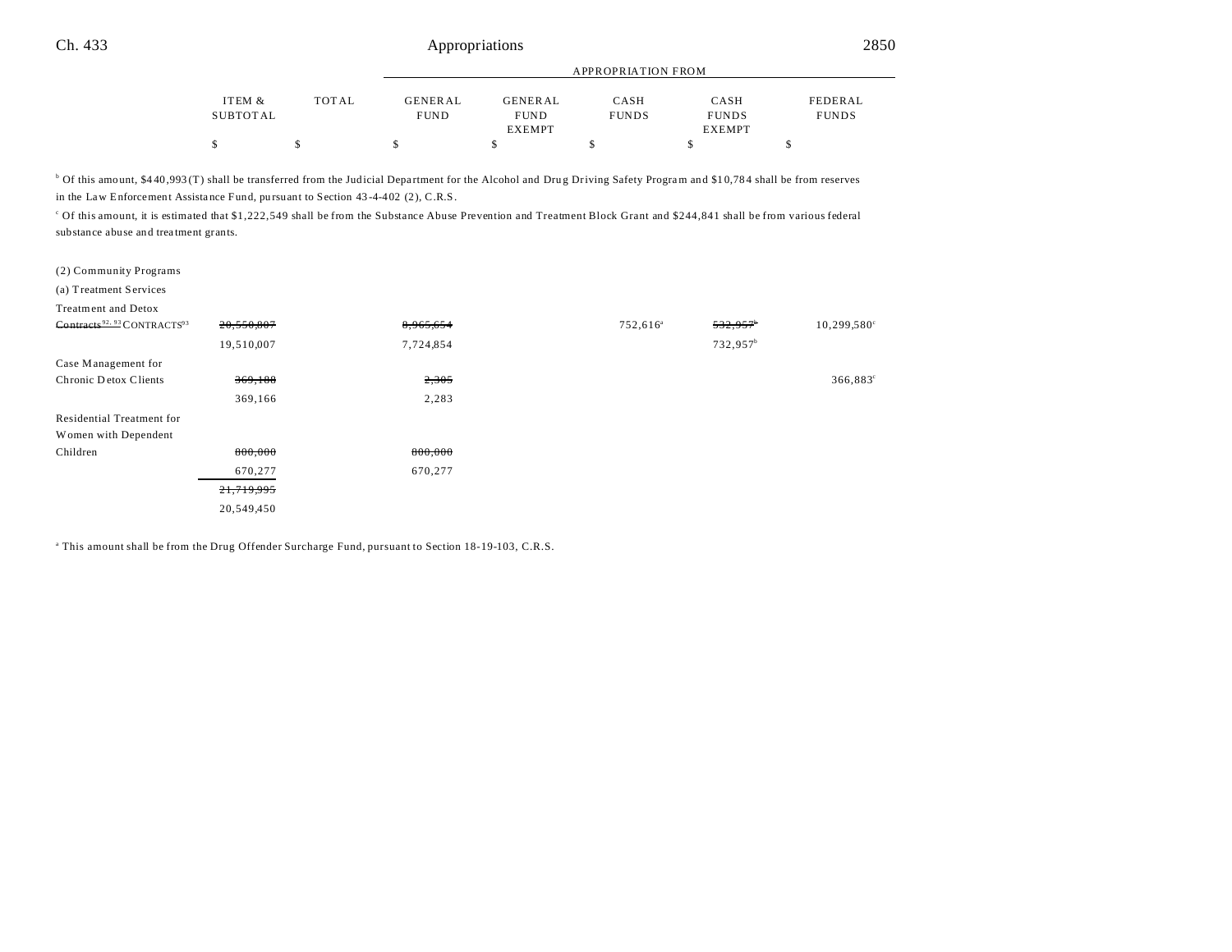| | ITEM & SUBTOTAL | TOTAL | APPROPRIATION FROM GENERAL FUND | GENERAL FUND EXEMPT | CASH FUNDS | CASH FUNDS EXEMPT | FEDERAL FUNDS |
|---|---|---|---|---|---|---|---|
| | $ | $ | $ | $ | $ | $ | $ |

[b] Of this amount, $440,993(T) shall be transferred from the Judicial Department for the Alcohol and Drug Driving Safety Program and $10,784 shall be from reserves in the Law Enforcement Assistance Fund, pursuant to Section 43-4-402 (2), C.R.S.

[c] Of this amount, it is estimated that $1,222,549 shall be from the Substance Abuse Prevention and Treatment Block Grant and $244,841 shall be from various federal substance abuse and treatment grants.

| | ITEM & SUBTOTAL | TOTAL | GENERAL FUND | GENERAL FUND EXEMPT | CASH FUNDS | CASH FUNDS EXEMPT | FEDERAL FUNDS |
|---|---|---|---|---|---|---|---|
| (2) Community Programs | | | | | | | |
| (a) Treatment Services | | | | | | | |
| Treatment and Detox ~~Contracts[92, 93]~~ CONTRACTS[93] | ~~20,550,807~~ | | ~~8,965,654~~ | | 752,616[a] | ~~532,957[b]~~ | 10,299,580[c] |
| | 19,510,007 | | 7,724,854 | | | 732,957[b] | |
| Case Management for Chronic Detox Clients | ~~369,188~~ | | ~~2,305~~ | | | | 366,883[c] |
| | 369,166 | | 2,283 | | | | |
| Residential Treatment for Women with Dependent Children | ~~800,000~~ | | ~~800,000~~ | | | | |
| | 670,277 | | 670,277 | | | | |
| | ~~21,719,995~~ | | | | | | |
| | 20,549,450 | | | | | | |

[a] This amount shall be from the Drug Offender Surcharge Fund, pursuant to Section 18-19-103, C.R.S.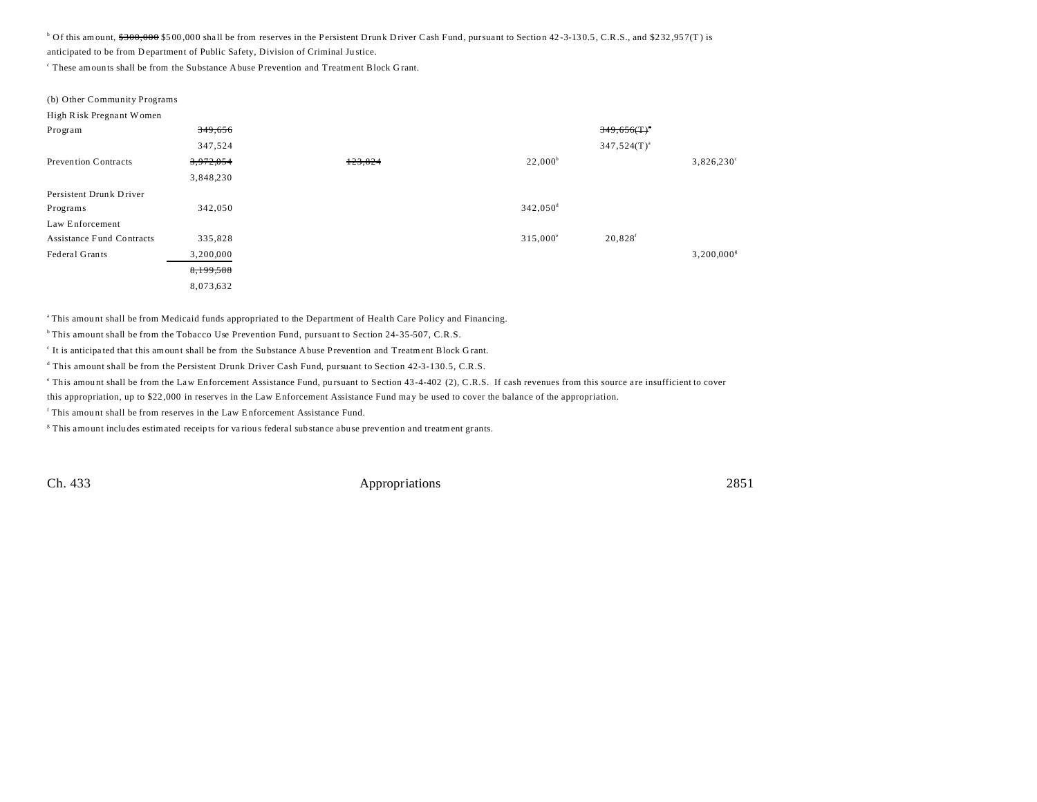[b] Of this amount, ~~$300,000~~ $500,000 shall be from reserves in the Persistent Drunk Driver Cash Fund, pursuant to Section 42-3-130.5, C.R.S., and $232,957(T) is anticipated to be from Department of Public Safety, Division of Criminal Justice.

[c] These amounts shall be from the Substance Abuse Prevention and Treatment Block Grant.

| (b) Other Community Programs | | | | | |
|---|---|---|---|---|---|
| High Risk Pregnant Women Program | ~~349,656~~ 347,524 | | | ~~349,656(T)~~[a] 347,524(T)[a] | |
| Prevention Contracts | ~~3,972,054~~ 3,848,230 | ~~123,824~~ | 22,000[b] | | 3,826,230[c] |
| Persistent Drunk Driver Programs | 342,050 | | 342,050[d] | | |
| Law Enforcement Assistance Fund Contracts | 335,828 | | 315,000[e] | 20,828[f] | |
| Federal Grants | 3,200,000 | | | | 3,200,000[g] |
| | ~~8,199,588~~ 8,073,632 | | | | |

[a] This amount shall be from Medicaid funds appropriated to the Department of Health Care Policy and Financing.

[b] This amount shall be from the Tobacco Use Prevention Fund, pursuant to Section 24-35-507, C.R.S.

[c] It is anticipated that this amount shall be from the Substance Abuse Prevention and Treatment Block Grant.

[d] This amount shall be from the Persistent Drunk Driver Cash Fund, pursuant to Section 42-3-130.5, C.R.S.

[e] This amount shall be from the Law Enforcement Assistance Fund, pursuant to Section 43-4-402 (2), C.R.S. If cash revenues from this source are insufficient to cover this appropriation, up to $22,000 in reserves in the Law Enforcement Assistance Fund may be used to cover the balance of the appropriation.

[f] This amount shall be from reserves in the Law Enforcement Assistance Fund.

[g] This amount includes estimated receipts for various federal substance abuse prevention and treatment grants.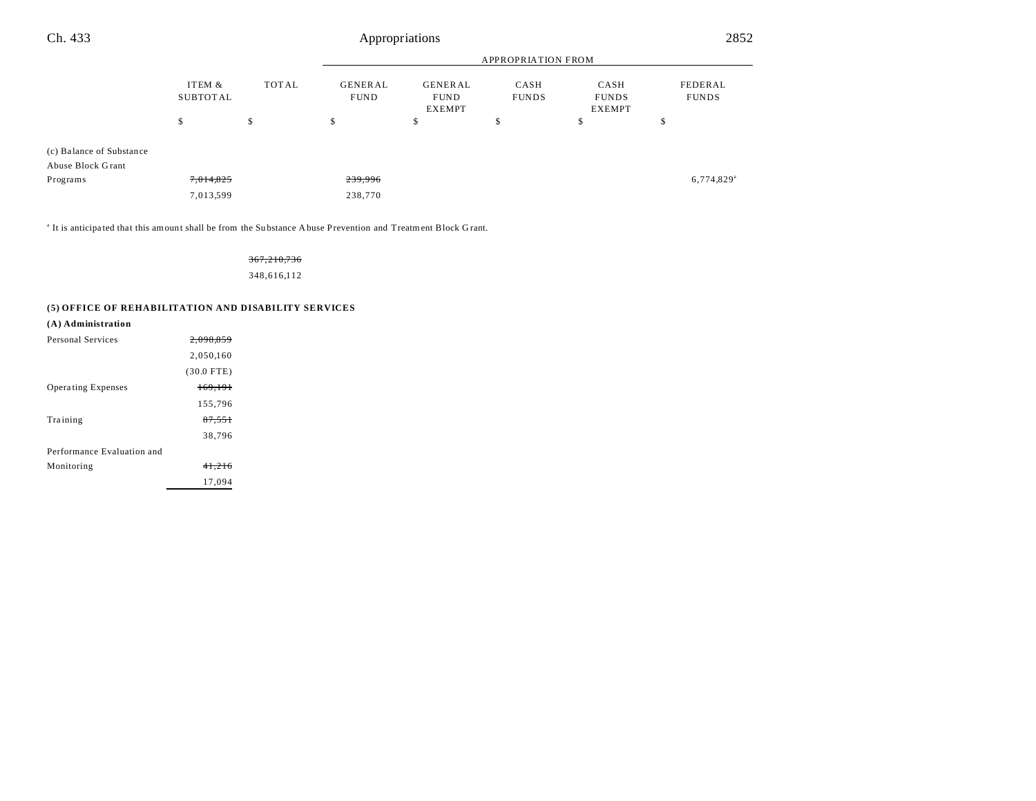| | ITEM & SUBTOTAL | TOTAL | APPROPRIATION FROM | | | | |
|---|---|---|---|---|---|---|---|
| | | | GENERAL FUND | GENERAL FUND EXEMPT | CASH FUNDS | CASH FUNDS EXEMPT | FEDERAL FUNDS |
| | $ | $ | $ | $ | $ | $ | $ |
| (c) Balance of Substance Abuse Block Grant Programs | ~~7,014,825~~ 7,013,599 | | ~~239,996~~ 238,770 | | | | 6,774,829[a] |

[a] It is anticipated that this amount shall be from the Substance Abuse Prevention and Treatment Block Grant.

| | ITEM & SUBTOTAL | TOTAL |
|---|---|---|
| | | ~~367,210,736~~ 348,616,112 |

**(5) OFFICE OF REHABILITATION AND DISABILITY SERVICES**

**(A) Administration**

| | ITEM & SUBTOTAL | TOTAL | GENERAL FUND | GENERAL FUND EXEMPT | CASH FUNDS | CASH FUNDS EXEMPT | FEDERAL FUNDS |
|---|---|---|---|---|---|---|---|
| Personal Services | ~~2,098,859~~ 2,050,160 (30.0 FTE) | | | | | | |
| Operating Expenses | ~~169,191~~ 155,796 | | | | | | |
| Training | ~~87,551~~ 38,796 | | | | | | |
| Performance Evaluation and Monitoring | ~~41,216~~ 17,094 | | | | | | |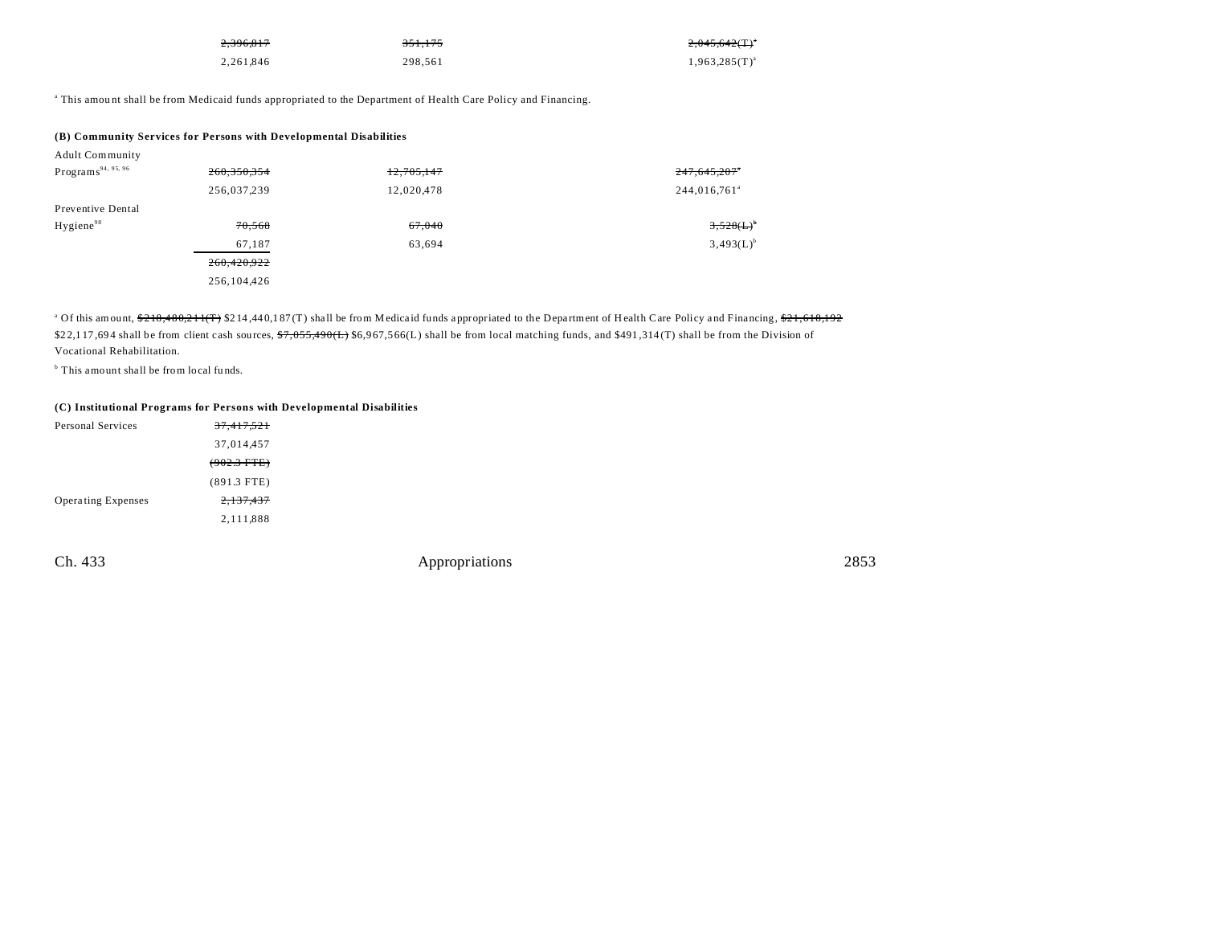| | | | |
|---|---|---|---|
| | ~~2,396,817~~ | ~~351,175~~ | ~~2,045,642(T)~~[a] |
| | 2,261,846 | 298,561 | 1,963,285(T)[a] |

[a] This amount shall be from Medicaid funds appropriated to the Department of Health Care Policy and Financing.

**(B) Community Services for Persons with Developmental Disabilities**

| | | | |
|---|---|---|---|
| Adult Community Programs[94, 95, 96] | ~~260,350,354~~ | ~~12,705,147~~ | ~~247,645,207~~[a] |
| | 256,037,239 | 12,020,478 | 244,016,761[a] |
| Preventive Dental Hygiene[98] | ~~70,568~~ | ~~67,040~~ | ~~3,528(L)~~[b] |
| | 67,187 | 63,694 | 3,493(L)[b] |
| | ~~260,420,922~~ | | |
| | 256,104,426 | | |

[a] Of this amount, ~~$218,480,211(T)~~ $214,440,187(T) shall be from Medicaid funds appropriated to the Department of Health Care Policy and Financing, ~~$21,618,192~~ $22,117,694 shall be from client cash sources, ~~$7,055,490(L)~~ $6,967,566(L) shall be from local matching funds, and $491,314(T) shall be from the Division of Vocational Rehabilitation.

[b] This amount shall be from local funds.

**(C) Institutional Programs for Persons with Developmental Disabilities**

| | |
|---|---|
| Personal Services | ~~37,417,521~~ |
| | 37,014,457 |
| | ~~(902.3 FTE)~~ |
| | (891.3 FTE) |
| Operating Expenses | ~~2,137,437~~ |
| | 2,111,888 |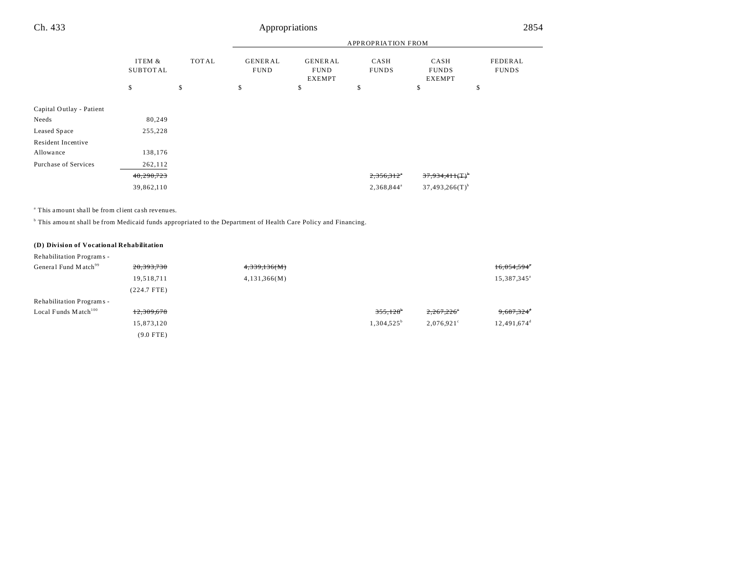| | ITEM & SUBTOTAL | TOTAL | APPROPRIATION FROM GENERAL FUND | GENERAL FUND EXEMPT | CASH FUNDS | CASH FUNDS EXEMPT | FEDERAL FUNDS |
|---|---|---|---|---|---|---|---|
| | $ | $ | $ | $ | $ | $ | $ |
| Capital Outlay - Patient Needs | 80,249 | | | | | | |
| Leased Space | 255,228 | | | | | | |
| Resident Incentive Allowance | 138,176 | | | | | | |
| Purchase of Services | 262,112 | | | | | | |
| | ~~40,290,723~~ | | | | ~~2,356,312~~[a] | ~~37,934,411(T)~~[b] | |
| | 39,862,110 | | | | 2,368,844[a] | 37,493,266(T)[b] | |

[a] This amount shall be from client cash revenues.

[b] This amount shall be from Medicaid funds appropriated to the Department of Health Care Policy and Financing.

**(D) Division of Vocational Rehabilitation**

| | ITEM & SUBTOTAL | TOTAL | GENERAL FUND | GENERAL FUND EXEMPT | CASH FUNDS | CASH FUNDS EXEMPT | FEDERAL FUNDS |
|---|---|---|---|---|---|---|---|
| Rehabilitation Programs - General Fund Match[99] | ~~20,393,730~~ | | ~~4,339,136(M)~~ | | | | ~~16,054,594~~[a] |
| | 19,518,711 | | 4,131,366(M) | | | | 15,387,345[a] |
| | (224.7 FTE) | | | | | | |
| Rehabilitation Programs - Local Funds Match[100] | ~~12,309,678~~ | | | | ~~355,128~~[b] | ~~2,267,226~~[c] | ~~9,687,324~~[d] |
| | 15,873,120 | | | | 1,304,525[b] | 2,076,921[c] | 12,491,674[d] |
| | (9.0 FTE) | | | | | | |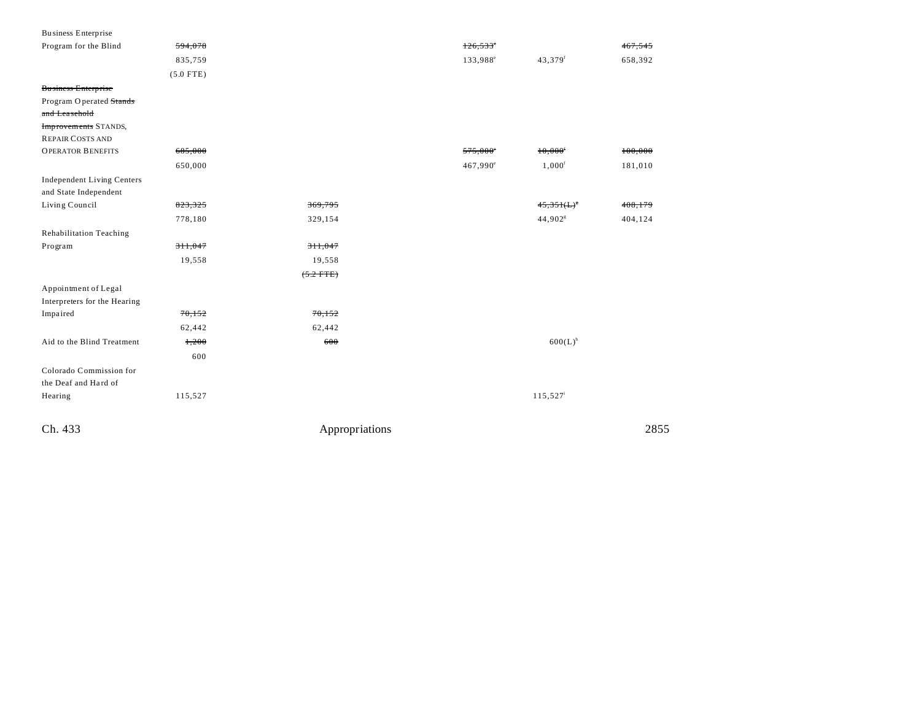| | | | | | | |
|---|---|---|---|---|---|---|
| Business Enterprise Program for the Blind | ~~594,078~~ | | | ~~126,533~~[e] | | ~~467,545~~ |
| | 835,759 | | | 133,988[e] | 43,379[f] | 658,392 |
| | (5.0 FTE) | | | | | |
| ~~Business Enterprise~~ Program Operated ~~Stands and Leasehold Improvements~~ STANDS, REPAIR COSTS AND OPERATOR BENEFITS | ~~685,000~~ | | | ~~575,000~~[e] | ~~10,000~~[f] | ~~100,000~~ |
| | 650,000 | | | 467,990[e] | 1,000[f] | 181,010 |
| Independent Living Centers and State Independent Living Council | ~~823,325~~ | ~~369,795~~ | | | ~~45,351(L)~~[g] | ~~408,179~~ |
| | 778,180 | 329,154 | | | 44,902[g] | 404,124 |
| Rehabilitation Teaching Program | ~~311,047~~ | ~~311,047~~ | | | | |
| | 19,558 | 19,558 | | | | |
| | | ~~(5.2 FTE)~~ | | | | |
| Appointment of Legal Interpreters for the Hearing Impaired | ~~70,152~~ | ~~70,152~~ | | | | |
| | 62,442 | 62,442 | | | | |
| Aid to the Blind Treatment | ~~1,200~~ | ~~600~~ | | | 600(L)[h] | |
| | 600 | | | | | |
| Colorado Commission for the Deaf and Hard of Hearing | 115,527 | | | | 115,527[i] | |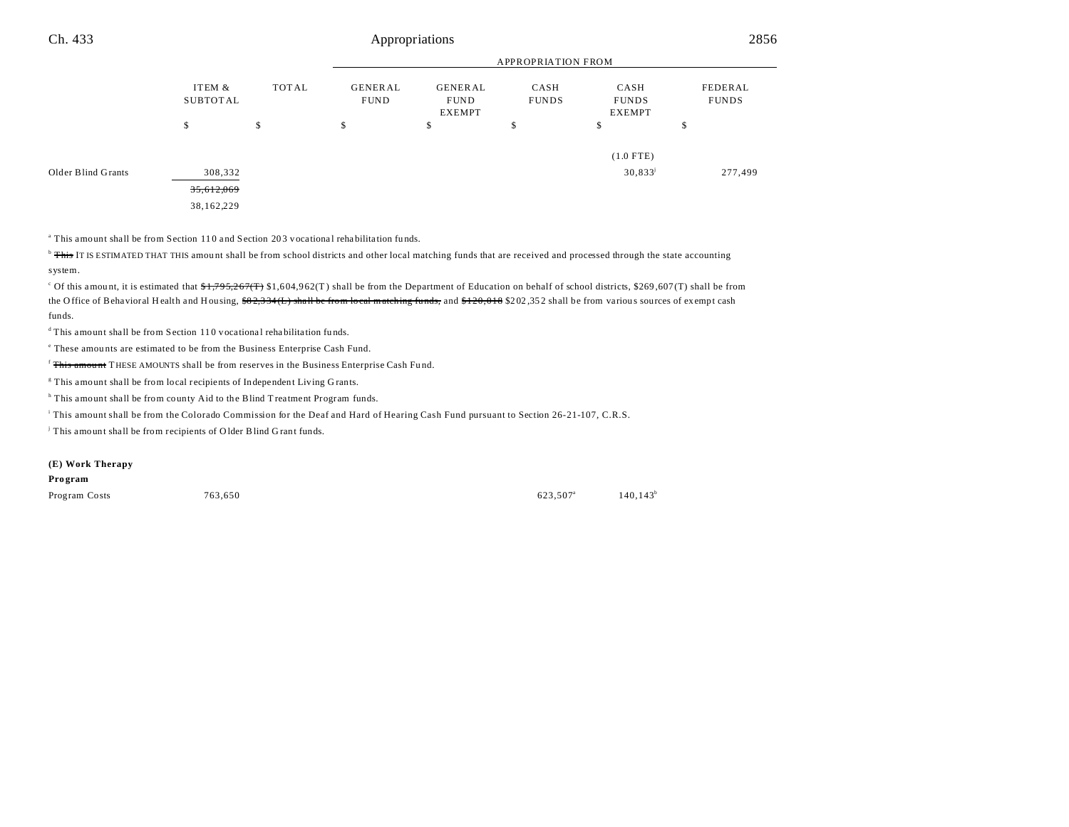| | ITEM & SUBTOTAL | TOTAL | GENERAL FUND | GENERAL FUND EXEMPT | CASH FUNDS | CASH FUNDS EXEMPT | FEDERAL FUNDS |
|---|---|---|---|---|---|---|---|
| | | | APPROPRIATION FROM | | | | |
| | $ | $ | $ | $ | $ | $ | $ |
| | | | | | | (1.0 FTE) | |
| Older Blind Grants | 308,332 | | | | | 30,833[j] | 277,499 |
| | ~~35,612,069~~ | | | | | | |
| | 38,162,229 | | | | | | |

[a] This amount shall be from Section 110 and Section 203 vocational rehabilitation funds.

[b] ~~This~~ IT IS ESTIMATED THAT THIS amount shall be from school districts and other local matching funds that are received and processed through the state accounting system.

[c] Of this amount, it is estimated that ~~$1,795,267(T)~~ $1,604,962(T) shall be from the Department of Education on behalf of school districts, $269,607(T) shall be from the Office of Behavioral Health and Housing, ~~$82,334(L) shall be from local matching funds,~~ and ~~$120,010~~ $202,352 shall be from various sources of exempt cash funds.

[d] This amount shall be from Section 110 vocational rehabilitation funds.

[e] These amounts are estimated to be from the Business Enterprise Cash Fund.

[f] ~~This amount~~ THESE AMOUNTS shall be from reserves in the Business Enterprise Cash Fund.

[g] This amount shall be from local recipients of Independent Living Grants.

[h] This amount shall be from county Aid to the Blind Treatment Program funds.

[i] This amount shall be from the Colorado Commission for the Deaf and Hard of Hearing Cash Fund pursuant to Section 26-21-107, C.R.S.

[j] This amount shall be from recipients of Older Blind Grant funds.

**(E) Work Therapy Program**

| | ITEM & SUBTOTAL | TOTAL | GENERAL FUND | GENERAL FUND EXEMPT | CASH FUNDS | CASH FUNDS EXEMPT | FEDERAL FUNDS |
|---|---|---|---|---|---|---|---|
| Program Costs | 763,650 | | | | 623,507[a] | 140,143[b] | |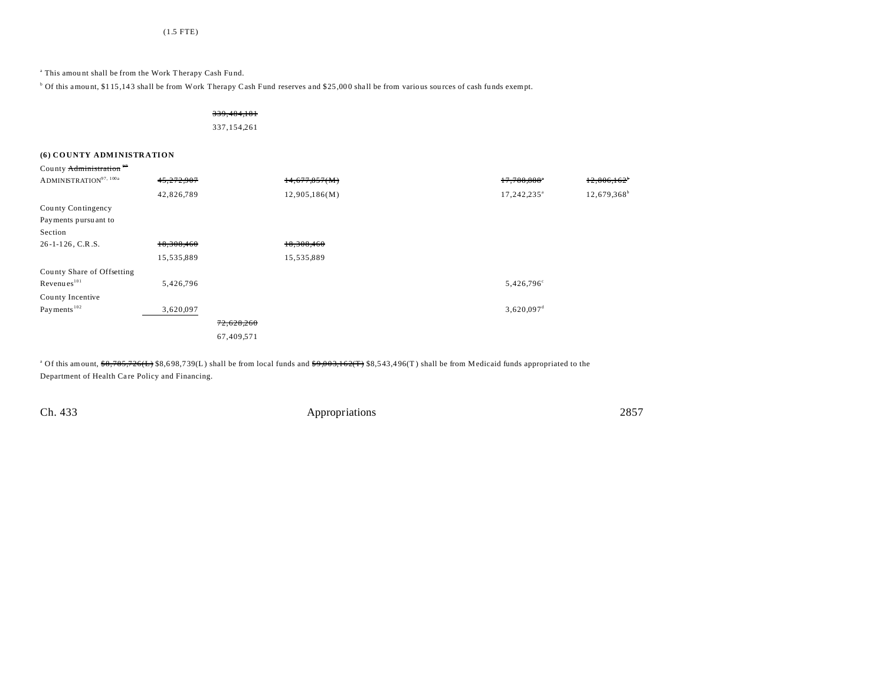(1.5 FTE)

[a] This amount shall be from the Work Therapy Cash Fund.

[b] Of this amount, $115,143 shall be from Work Therapy Cash Fund reserves and $25,000 shall be from various sources of cash funds exempt.

| | | | | | |
|---|---|---|---|---|---|
| | | ~~339,484,181~~ | | | |
| | | 337,154,261 | | | |

**(6) COUNTY ADMINISTRATION**

| | | | | | |
|---|---|---|---|---|---|
| County ~~Administration~~ [97] ADMINISTRATION[97, 100a] | ~~45,272,907~~ | | ~~14,677,857(M)~~ | ~~17,788,888~~[a] | ~~12,806,162~~[b] |
| | 42,826,789 | | 12,905,186(M) | 17,242,235[a] | 12,679,368[b] |
| County Contingency Payments pursuant to Section 26-1-126, C.R.S. | ~~18,308,460~~ | | ~~18,308,460~~ | | |
| | 15,535,889 | | 15,535,889 | | |
| County Share of Offsetting Revenues[101] | 5,426,796 | | | 5,426,796[c] | |
| County Incentive Payments[102] | 3,620,097 | | | 3,620,097[d] | |
| | | ~~72,628,260~~ | | | |
| | | 67,409,571 | | | |

[a] Of this amount, ~~$8,785,726(L)~~ $8,698,739(L) shall be from local funds and ~~$9,003,162(T)~~ $8,543,496(T) shall be from Medicaid funds appropriated to the Department of Health Care Policy and Financing.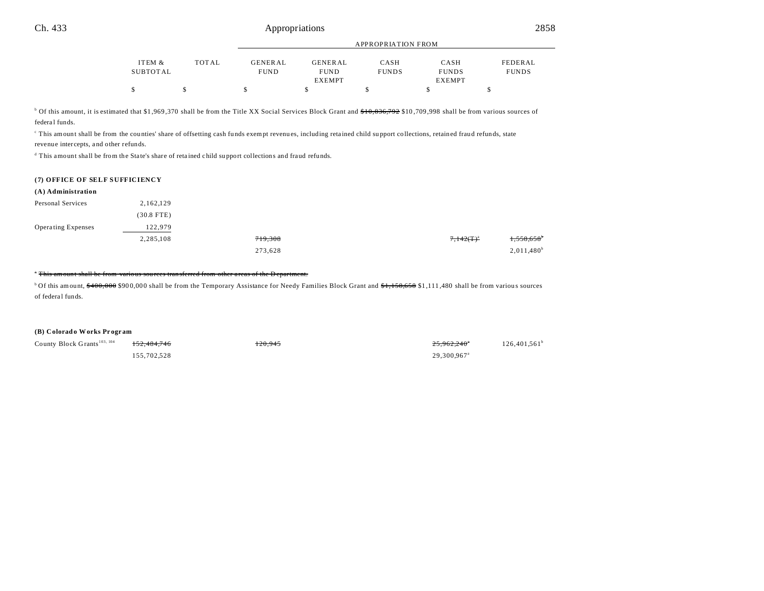| | ITEM & SUBTOTAL | TOTAL | GENERAL FUND | GENERAL FUND EXEMPT | CASH FUNDS | CASH FUNDS EXEMPT | FEDERAL FUNDS |
|---|---|---|---|---|---|---|---|
| | $ | $ | $ | $ | $ | $ | $ |

[b] Of this amount, it is estimated that $1,969,370 shall be from the Title XX Social Services Block Grant and ~~$10,836,792~~ $10,709,998 shall be from various sources of federal funds.

[c] This amount shall be from the counties' share of offsetting cash funds exempt revenues, including retained child support collections, retained fraud refunds, state revenue intercepts, and other refunds.

[d] This amount shall be from the State's share of retained child support collections and fraud refunds.

**(7) OFFICE OF SELF SUFFICIENCY**

**(A) Administration**

| | ITEM & SUBTOTAL | TOTAL | GENERAL FUND | GENERAL FUND EXEMPT | CASH FUNDS | CASH FUNDS EXEMPT | FEDERAL FUNDS |
|---|---|---|---|---|---|---|---|
| Personal Services | 2,162,129 | | | | | | |
| | (30.8 FTE) | | | | | | |
| Operating Expenses | 122,979 | | | | | | |
| | 2,285,108 | | ~~719,308~~ | | | ~~7,142(T)[a]~~ | ~~1,558,658[b]~~ |
| | | | 273,628 | | | | 2,011,480[b] |

~~[a] This amount shall be from various sources transferred from other areas of the Department.~~

[b] Of this amount, ~~$400,000~~ $900,000 shall be from the Temporary Assistance for Needy Families Block Grant and ~~$1,158,658~~ $1,111,480 shall be from various sources of federal funds.

**(B) Colorado Works Program**

| | ITEM & SUBTOTAL | TOTAL | GENERAL FUND | GENERAL FUND EXEMPT | CASH FUNDS | CASH FUNDS EXEMPT | FEDERAL FUNDS |
|---|---|---|---|---|---|---|---|
| County Block Grants[103, 104] | ~~152,484,746~~ | | ~~120,945~~ | | | ~~25,962,240[a]~~ | 126,401,561[b] |
| | 155,702,528 | | | | | 29,300,967[a] | |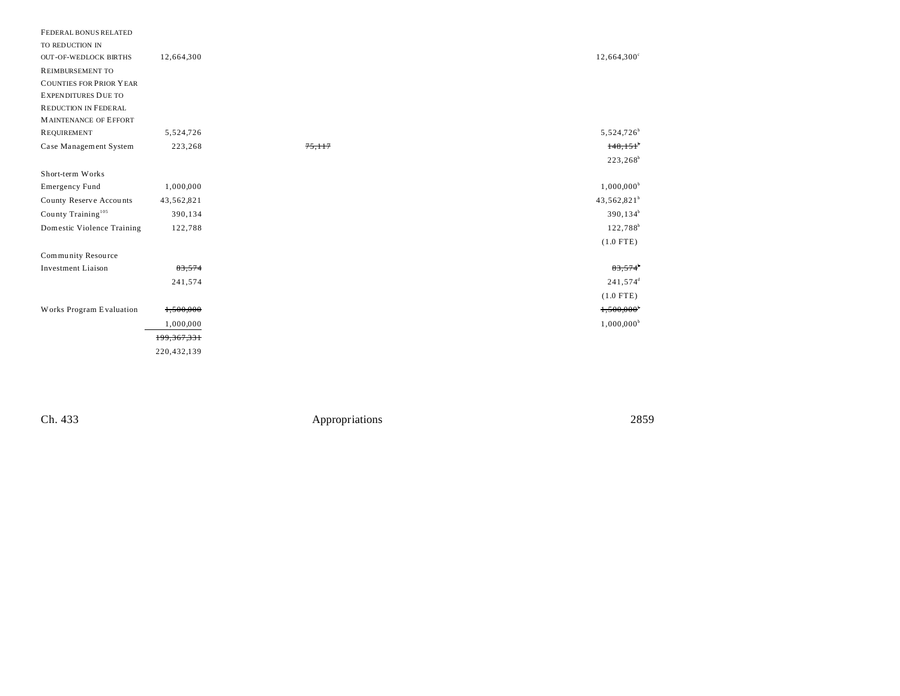| | | | | |
|---|---|---|---|---|
| FEDERAL BONUS RELATED TO REDUCTION IN OUT-OF-WEDLOCK BIRTHS | 12,664,300 | | | 12,664,300[c] |
| REIMBURSEMENT TO COUNTIES FOR PRIOR YEAR EXPENDITURES DUE TO REDUCTION IN FEDERAL MAINTENANCE OF EFFORT REQUIREMENT | 5,524,726 | | | 5,524,726[b] |
| Case Management System | 223,268 | ~~75,117~~ | | ~~148,151~~[b] |
| | | | | 223,268[b] |
| Short-term Works Emergency Fund | 1,000,000 | | | 1,000,000[b] |
| County Reserve Accounts | 43,562,821 | | | 43,562,821[b] |
| County Training[105] | 390,134 | | | 390,134[b] |
| Domestic Violence Training | 122,788 | | | 122,788[b] |
| | | | | (1.0 FTE) |
| Community Resource Investment Liaison | ~~83,574~~ | | | ~~83,574~~[b] |
| | 241,574 | | | 241,574[d] |
| | | | | (1.0 FTE) |
| Works Program Evaluation | ~~1,500,000~~ | | | ~~1,500,000~~[b] |
| | 1,000,000 | | | 1,000,000[b] |
| | ~~199,367,331~~ | | | |
| | 220,432,139 | | | |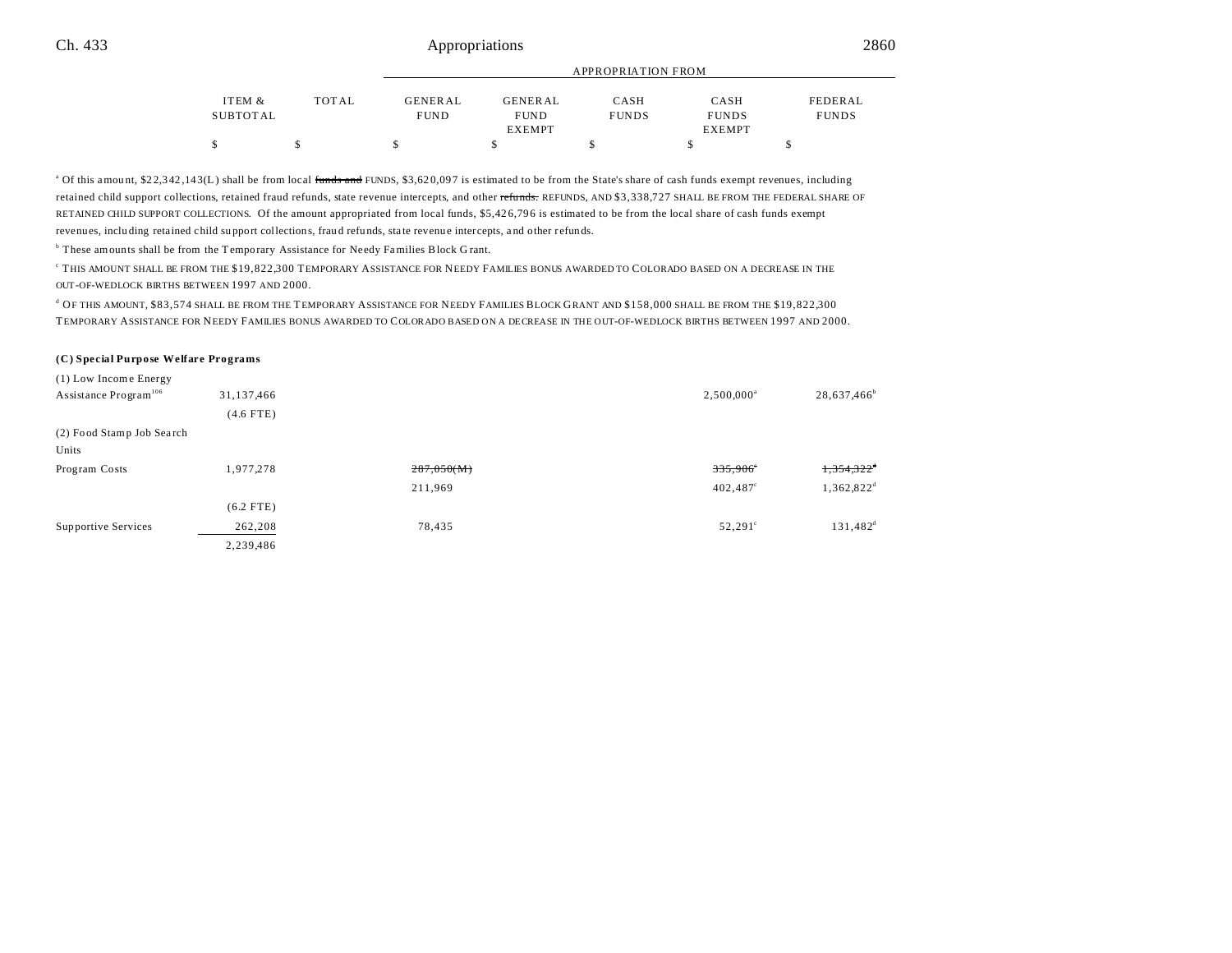| | ITEM & SUBTOTAL | TOTAL | APPROPRIATION FROM GENERAL FUND | GENERAL FUND EXEMPT | CASH FUNDS | CASH FUNDS EXEMPT | FEDERAL FUNDS |
|---|---|---|---|---|---|---|---|
| | $ | $ | $ | $ | $ | $ | $ |

[a] Of this amount, $22,342,143(L) shall be from local ~~funds and~~ FUNDS, $3,620,097 is estimated to be from the State's share of cash funds exempt revenues, including retained child support collections, retained fraud refunds, state revenue intercepts, and other ~~refunds.~~ REFUNDS, AND $3,338,727 SHALL BE FROM THE FEDERAL SHARE OF RETAINED CHILD SUPPORT COLLECTIONS. Of the amount appropriated from local funds, $5,426,796 is estimated to be from the local share of cash funds exempt revenues, including retained child support collections, fraud refunds, state revenue intercepts, and other refunds.

[b] These amounts shall be from the Temporary Assistance for Needy Families Block Grant.

[c] THIS AMOUNT SHALL BE FROM THE $19,822,300 TEMPORARY ASSISTANCE FOR NEEDY FAMILIES BONUS AWARDED TO COLORADO BASED ON A DECREASE IN THE OUT-OF-WEDLOCK BIRTHS BETWEEN 1997 AND 2000.

[d] OF THIS AMOUNT, $83,574 SHALL BE FROM THE TEMPORARY ASSISTANCE FOR NEEDY FAMILIES BLOCK GRANT AND $158,000 SHALL BE FROM THE $19,822,300 TEMPORARY ASSISTANCE FOR NEEDY FAMILIES BONUS AWARDED TO COLORADO BASED ON A DECREASE IN THE OUT-OF-WEDLOCK BIRTHS BETWEEN 1997 AND 2000.

**(C) Special Purpose Welfare Programs**

| | ITEM & SUBTOTAL | TOTAL | GENERAL FUND | GENERAL FUND EXEMPT | CASH FUNDS | CASH FUNDS EXEMPT | FEDERAL FUNDS |
|---|---|---|---|---|---|---|---|
| (1) Low Income Energy Assistance Program[106] | 31,137,466 | | | | | 2,500,000[a] | 28,637,466[b] |
| | (4.6 FTE) | | | | | | |
| (2) Food Stamp Job Search Units | | | | | | | |
| Program Costs | 1,977,278 | | ~~287,050(M)~~ | | | ~~335,906~~[c] | ~~1,354,322~~[d] |
| | | | 211,969 | | | 402,487[c] | 1,362,822[d] |
| | (6.2 FTE) | | | | | | |
| Supportive Services | 262,208 | | 78,435 | | | 52,291[c] | 131,482[d] |
| | 2,239,486 | | | | | | |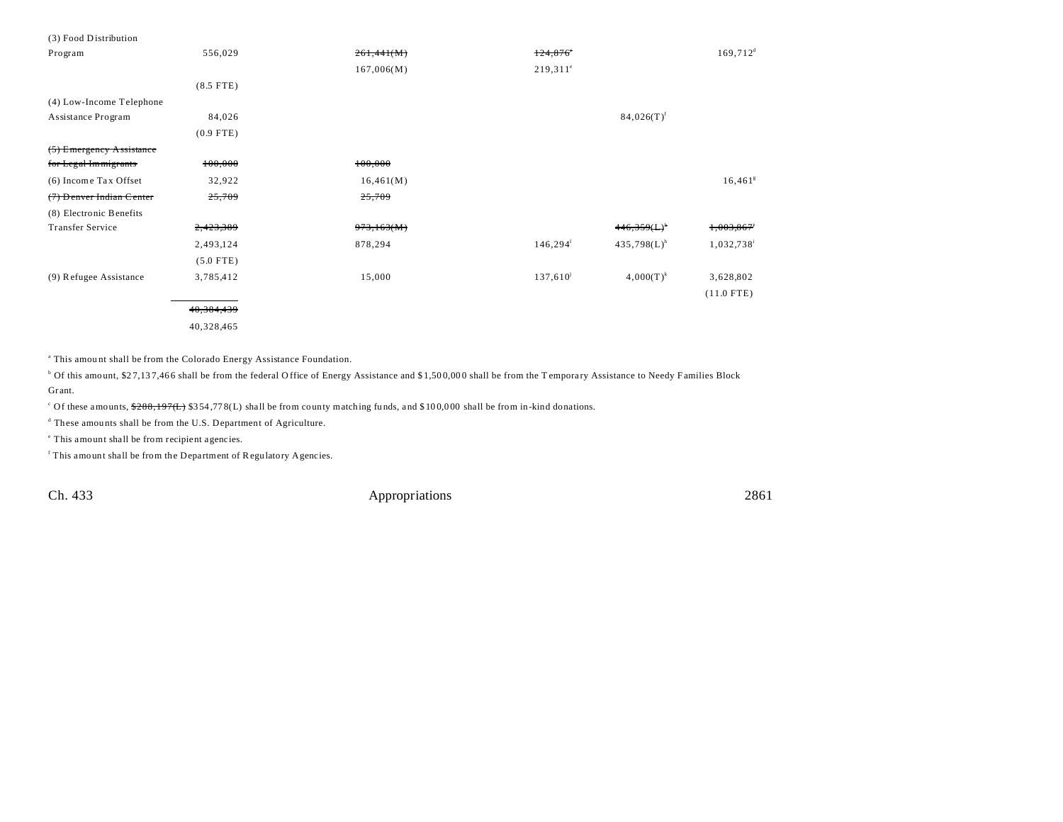| | | | | | |
|---|---|---|---|---|---|
| (3) Food Distribution Program | 556,029 | ~~261,441(M)~~ 167,006(M) | ~~124,876~~[e] 219,311[e] | | 169,712[d] |
| | (8.5 FTE) | | | | |
| (4) Low-Income Telephone Assistance Program | 84,026 | | | 84,026(T)[f] | |
| | (0.9 FTE) | | | | |
| ~~(5) Emergency Assistance for Legal Immigrants~~ | ~~100,000~~ | ~~100,000~~ | | | |
| (6) Income Tax Offset | 32,922 | 16,461(M) | | | 16,461[g] |
| ~~(7) Denver Indian Center~~ | ~~25,709~~ | ~~25,709~~ | | | |
| (8) Electronic Benefits Transfer Service | ~~2,423,389~~ 2,493,124 | ~~973,163(M)~~ 878,294 | 146,294[i] | ~~446,359(L)~~[h] 435,798(L)[h] | ~~1,003,867~~[i] 1,032,738[i] |
| | (5.0 FTE) | | | | |
| (9) Refugee Assistance | 3,785,412 | 15,000 | 137,610[j] | 4,000(T)[k] | 3,628,802 |
| | | | | | (11.0 FTE) |
| | ~~40,384,439~~ 40,328,465 | | | | |

[a] This amount shall be from the Colorado Energy Assistance Foundation.

[b] Of this amount, $27,137,466 shall be from the federal Office of Energy Assistance and $1,500,000 shall be from the Temporary Assistance to Needy Families Block Grant.

[c] Of these amounts, ~~$288,197(L)~~ $354,778(L) shall be from county matching funds, and $100,000 shall be from in-kind donations.

[d] These amounts shall be from the U.S. Department of Agriculture.

[e] This amount shall be from recipient agencies.

[f] This amount shall be from the Department of Regulatory Agencies.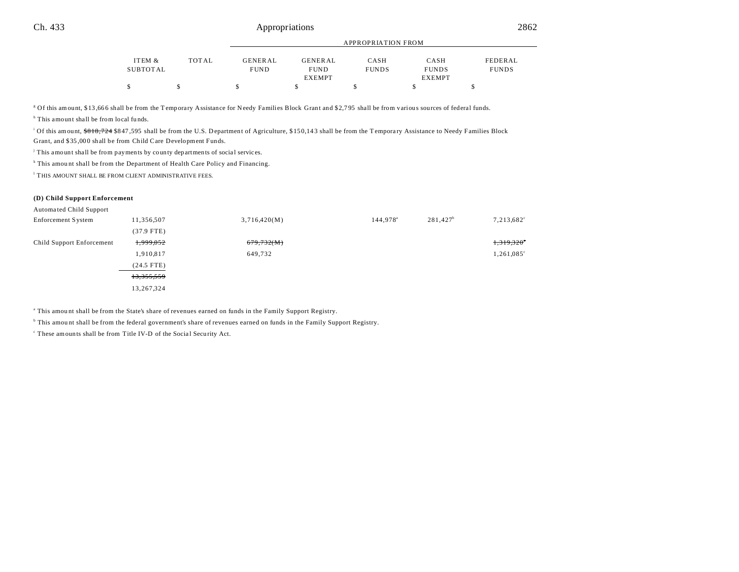| | ITEM & SUBTOTAL | TOTAL | APPROPRIATION FROM GENERAL FUND | GENERAL FUND EXEMPT | CASH FUNDS | CASH FUNDS EXEMPT | FEDERAL FUNDS |
|---|---|---|---|---|---|---|---|
| | $ | $ | $ | $ | $ | $ | $ |

[g] Of this amount, $13,666 shall be from the Temporary Assistance for Needy Families Block Grant and $2,795 shall be from various sources of federal funds.

[h] This amount shall be from local funds.

[i] Of this amount, ~~$818,724~~ $847,595 shall be from the U.S. Department of Agriculture, $150,143 shall be from the Temporary Assistance to Needy Families Block Grant, and $35,000 shall be from Child Care Development Funds.

[j] This amount shall be from payments by county departments of social services.

[k] This amount shall be from the Department of Health Care Policy and Financing.

[l] THIS AMOUNT SHALL BE FROM CLIENT ADMINISTRATIVE FEES.

**(D) Child Support Enforcement**

| | ITEM & SUBTOTAL | TOTAL | GENERAL FUND | GENERAL FUND EXEMPT | CASH FUNDS | CASH FUNDS EXEMPT | FEDERAL FUNDS |
|---|---|---|---|---|---|---|---|
| Automated Child Support Enforcement System | 11,356,507 | | 3,716,420(M) | | 144,978[a] | 281,427[b] | 7,213,682[c] |
| | (37.9 FTE) | | | | | | |
| Child Support Enforcement | ~~1,999,052~~ | | ~~679,732(M)~~ | | | | ~~1,319,320~~[c] |
| | 1,910,817 | | 649,732 | | | | 1,261,085[c] |
| | (24.5 FTE) | | | | | | |
| | ~~13,355,559~~ | | | | | | |
| | 13,267,324 | | | | | | |

[a] This amount shall be from the State's share of revenues earned on funds in the Family Support Registry.

[b] This amount shall be from the federal government's share of revenues earned on funds in the Family Support Registry.

[c] These amounts shall be from Title IV-D of the Social Security Act.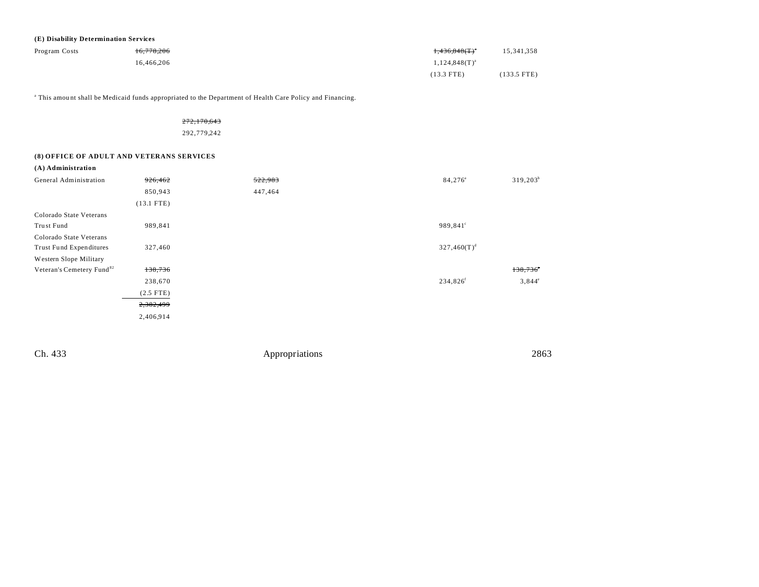**(E) Disability Determination Services**

| | | | | | |
|---|---|---|---|---|---|
| Program Costs | ~~16,778,206~~ | | | ~~1,436,848(T)[a]~~ | 15,341,358 |
| | 16,466,206 | | | 1,124,848(T)[a] | |
| | | | | (13.3 FTE) | (133.5 FTE) |

[a] This amount shall be Medicaid funds appropriated to the Department of Health Care Policy and Financing.

~~272,170,643~~
292,779,242

**(8) OFFICE OF ADULT AND VETERANS SERVICES**

**(A) Administration**

| | | | | |
|---|---|---|---|---|
| General Administration | ~~926,462~~ | ~~522,983~~ | 84,276[a] | 319,203[b] |
| | 850,943 | 447,464 | | |
| | (13.1 FTE) | | | |
| Colorado State Veterans Trust Fund | 989,841 | | 989,841[c] | |
| Colorado State Veterans Trust Fund Expenditures | 327,460 | | 327,460(T)[d] | |
| Western Slope Military Veteran's Cemetery Fund[82] | ~~138,736~~ | | | ~~138,736[e]~~ |
| | 238,670 | | 234,826[f] | 3,844[e] |
| | (2.5 FTE) | | | |
| | ~~2,382,499~~ | | | |
| | 2,406,914 | | | |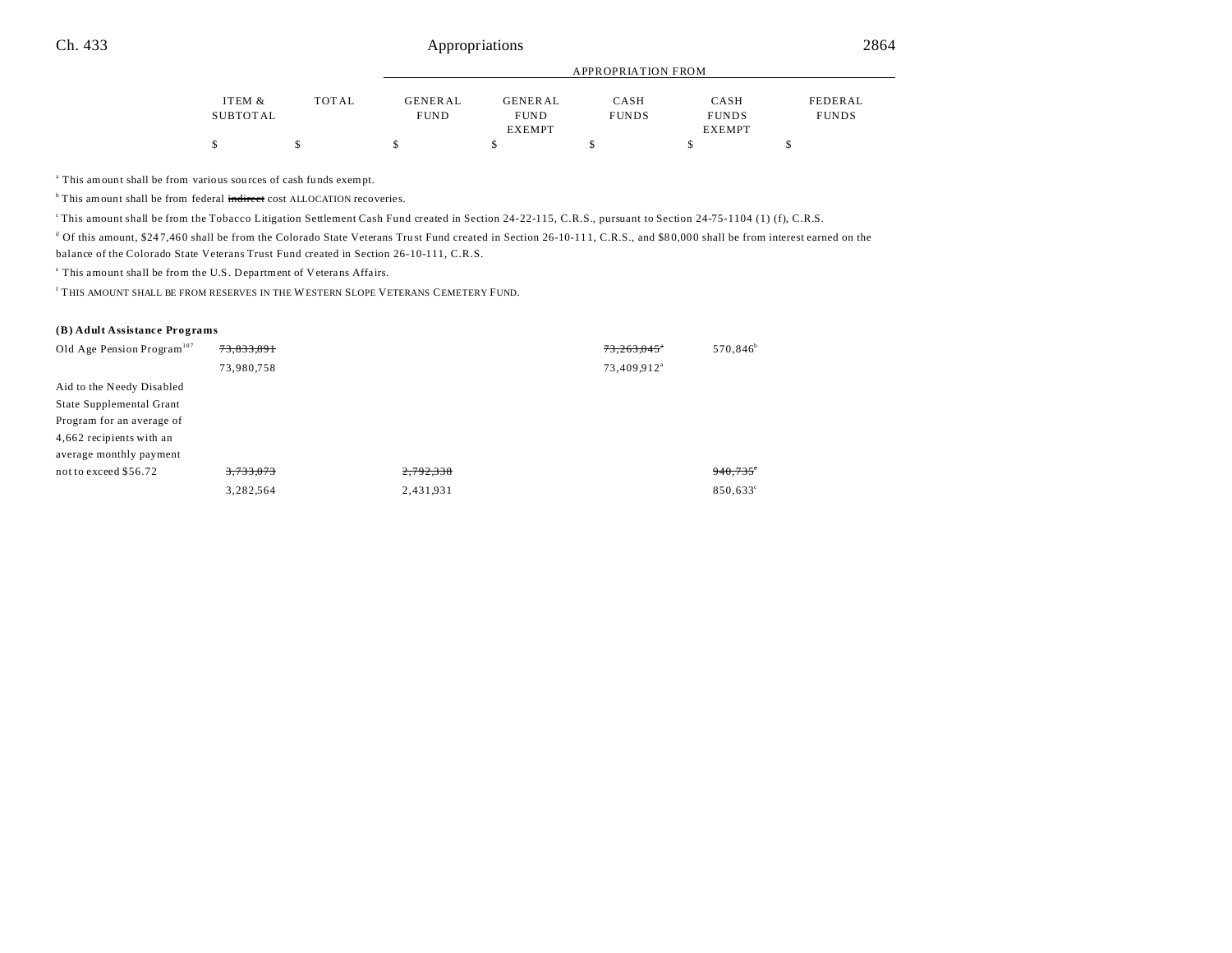| | ITEM & SUBTOTAL | TOTAL | APPROPRIATION FROM GENERAL FUND | GENERAL FUND EXEMPT | CASH FUNDS | CASH FUNDS EXEMPT | FEDERAL FUNDS |
|---|---|---|---|---|---|---|---|
| | $ | $ | $ | $ | $ | $ | $ |

[a] This amount shall be from various sources of cash funds exempt.

[b] This amount shall be from federal ~~indirect~~ cost ALLOCATION recoveries.

[c] This amount shall be from the Tobacco Litigation Settlement Cash Fund created in Section 24-22-115, C.R.S., pursuant to Section 24-75-1104 (1) (f), C.R.S.

[d] Of this amount, $247,460 shall be from the Colorado State Veterans Trust Fund created in Section 26-10-111, C.R.S., and $80,000 shall be from interest earned on the balance of the Colorado State Veterans Trust Fund created in Section 26-10-111, C.R.S.

[e] This amount shall be from the U.S. Department of Veterans Affairs.

[f] THIS AMOUNT SHALL BE FROM RESERVES IN THE WESTERN SLOPE VETERANS CEMETERY FUND.

**(B) Adult Assistance Programs**

| | ITEM & SUBTOTAL | TOTAL | GENERAL FUND | GENERAL FUND EXEMPT | CASH FUNDS | CASH FUNDS EXEMPT | FEDERAL FUNDS |
|---|---|---|---|---|---|---|---|
| Old Age Pension Program[107] | ~~73,833,891~~ | | | | ~~73,263,045~~[a] | 570,846[b] | |
| | 73,980,758 | | | | 73,409,912[a] | | |
| Aid to the Needy Disabled State Supplemental Grant Program for an average of 4,662 recipients with an average monthly payment not to exceed $56.72 | ~~3,733,073~~ | | ~~2,792,338~~ | | | ~~940,735~~[c] | |
| | 3,282,564 | | 2,431,931 | | | 850,633[c] | |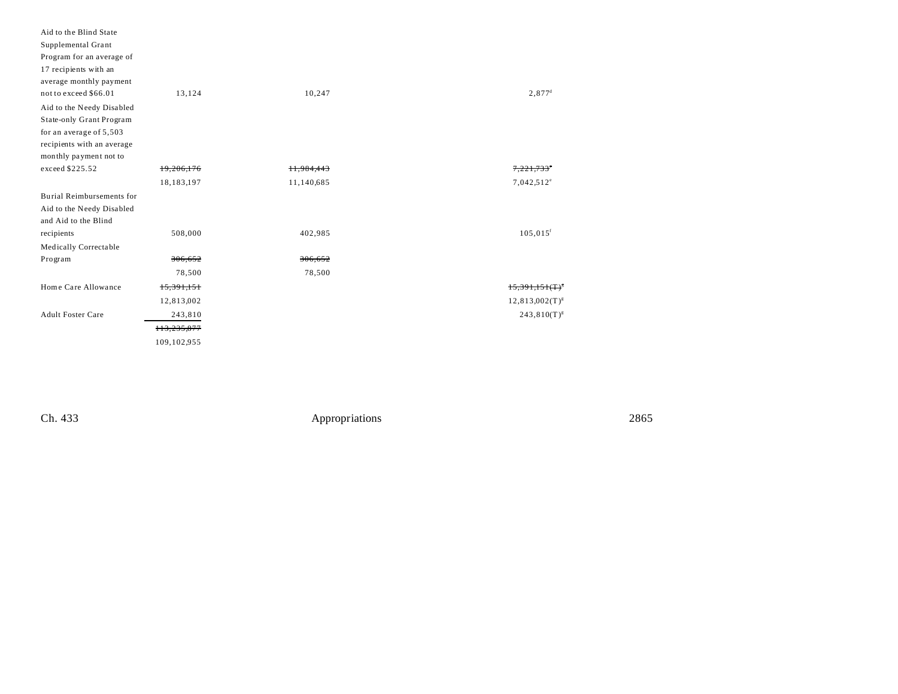| | | | | | |
|---|---|---|---|---|---|
| Aid to the Blind State Supplemental Grant Program for an average of 17 recipients with an average monthly payment not to exceed $66.01 | 13,124 | 10,247 | | 2,877[d] | |
| Aid to the Needy Disabled State-only Grant Program for an average of 5,503 recipients with an average monthly payment not to exceed $225.52 | ~~19,206,176~~ | ~~11,984,443~~ | | ~~7,221,733~~[e] | |
| | 18,183,197 | 11,140,685 | | 7,042,512[e] | |
| Burial Reimbursements for Aid to the Needy Disabled and Aid to the Blind recipients | 508,000 | 402,985 | | 105,015[f] | |
| Medically Correctable Program | ~~306,652~~ | ~~306,652~~ | | | |
| | 78,500 | 78,500 | | | |
| Home Care Allowance | ~~15,391,151~~ | | | ~~15,391,151(T)~~[g] | |
| | 12,813,002 | | | 12,813,002(T)[g] | |
| Adult Foster Care | 243,810 | | | 243,810(T)[g] | |
| | ~~113,235,877~~ | | | | |
| | 109,102,955 | | | | |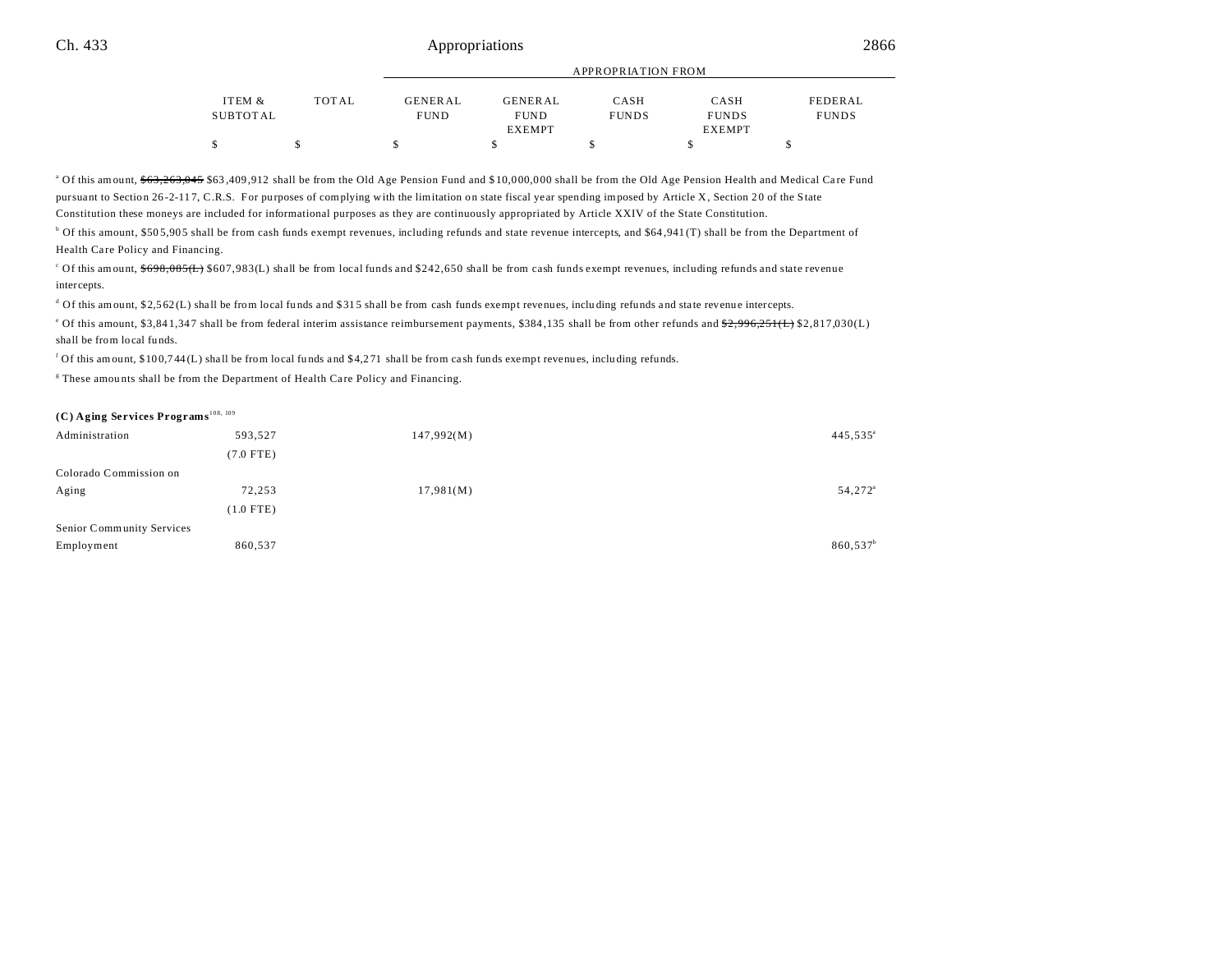| | ITEM & SUBTOTAL | TOTAL | GENERAL FUND | GENERAL FUND EXEMPT | CASH FUNDS | CASH FUNDS EXEMPT | FEDERAL FUNDS |
|---|---|---|---|---|---|---|---|
| | $ | $ | $ | $ | $ | $ | $ |

[a] Of this amount, ~~$63,263,045~~ $63,409,912 shall be from the Old Age Pension Fund and $10,000,000 shall be from the Old Age Pension Health and Medical Care Fund pursuant to Section 26-2-117, C.R.S. For purposes of complying with the limitation on state fiscal year spending imposed by Article X, Section 20 of the State Constitution these moneys are included for informational purposes as they are continuously appropriated by Article XXIV of the State Constitution.

[b] Of this amount, $505,905 shall be from cash funds exempt revenues, including refunds and state revenue intercepts, and $64,941(T) shall be from the Department of Health Care Policy and Financing.

[c] Of this amount, ~~$698,085(L)~~ $607,983(L) shall be from local funds and $242,650 shall be from cash funds exempt revenues, including refunds and state revenue intercepts.

[d] Of this amount, $2,562(L) shall be from local funds and $315 shall be from cash funds exempt revenues, including refunds and state revenue intercepts.

[e] Of this amount, $3,841,347 shall be from federal interim assistance reimbursement payments, $384,135 shall be from other refunds and ~~$2,996,251(L)~~ $2,817,030(L) shall be from local funds.

[f] Of this amount, $100,744(L) shall be from local funds and $4,271 shall be from cash funds exempt revenues, including refunds.

[g] These amounts shall be from the Department of Health Care Policy and Financing.

**(C) Aging Services Programs**[108, 109]

| | ITEM & SUBTOTAL | TOTAL | GENERAL FUND | GENERAL FUND EXEMPT | CASH FUNDS | CASH FUNDS EXEMPT | FEDERAL FUNDS |
|---|---|---|---|---|---|---|---|
| Administration | 593,527 | | 147,992(M) | | | | 445,535[a] |
| | (7.0 FTE) | | | | | | |
| Colorado Commission on Aging | 72,253 | | 17,981(M) | | | | 54,272[a] |
| | (1.0 FTE) | | | | | | |
| Senior Community Services Employment | 860,537 | | | | | | 860,537[b] |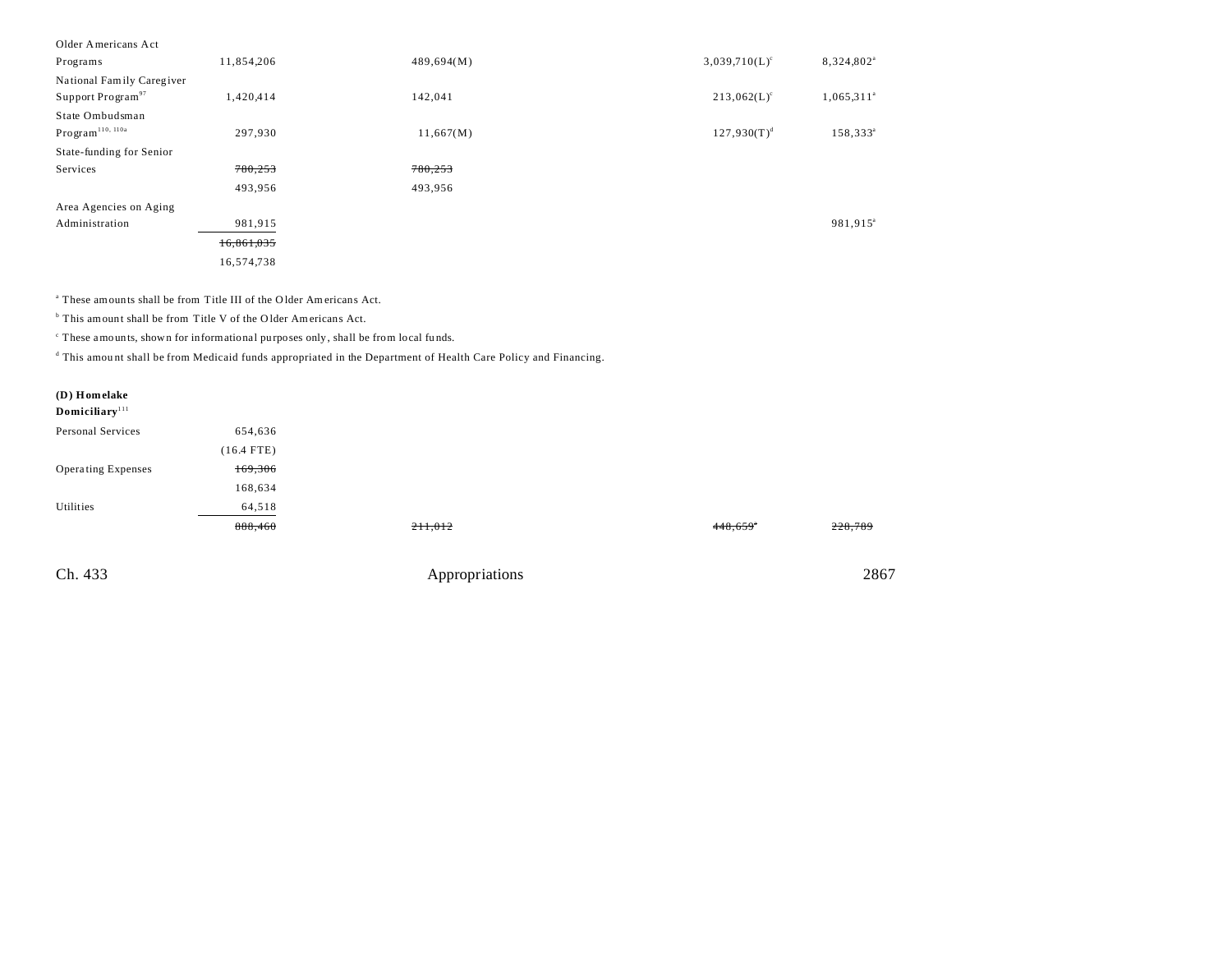| | | | | |
|---|---|---|---|---|
| Older Americans Act Programs | 11,854,206 | 489,694(M) | 3,039,710(L)[c] | 8,324,802[a] |
| National Family Caregiver Support Program[97] | 1,420,414 | 142,041 | 213,062(L)[c] | 1,065,311[a] |
| State Ombudsman Program[110, 110a] | 297,930 | 11,667(M) | 127,930(T)[d] | 158,333[a] |
| State-funding for Senior Services | ~~780,253~~ | ~~780,253~~ | | |
| | 493,956 | 493,956 | | |
| Area Agencies on Aging Administration | 981,915 | | | 981,915[a] |
| | ~~16,861,035~~ | | | |
| | 16,574,738 | | | |

[a] These amounts shall be from Title III of the Older Americans Act.

[b] This amount shall be from Title V of the Older Americans Act.

[c] These amounts, shown for informational purposes only, shall be from local funds.

[d] This amount shall be from Medicaid funds appropriated in the Department of Health Care Policy and Financing.

**(D) Homelake Domiciliary**[111]

| | | | | |
|---|---|---|---|---|
| Personal Services | 654,636 | | | |
| | (16.4 FTE) | | | |
| Operating Expenses | ~~169,306~~ | | | |
| | 168,634 | | | |
| Utilities | 64,518 | | | |
| | ~~888,460~~ | ~~211,012~~ | ~~448,659~~[a] | ~~228,789~~ |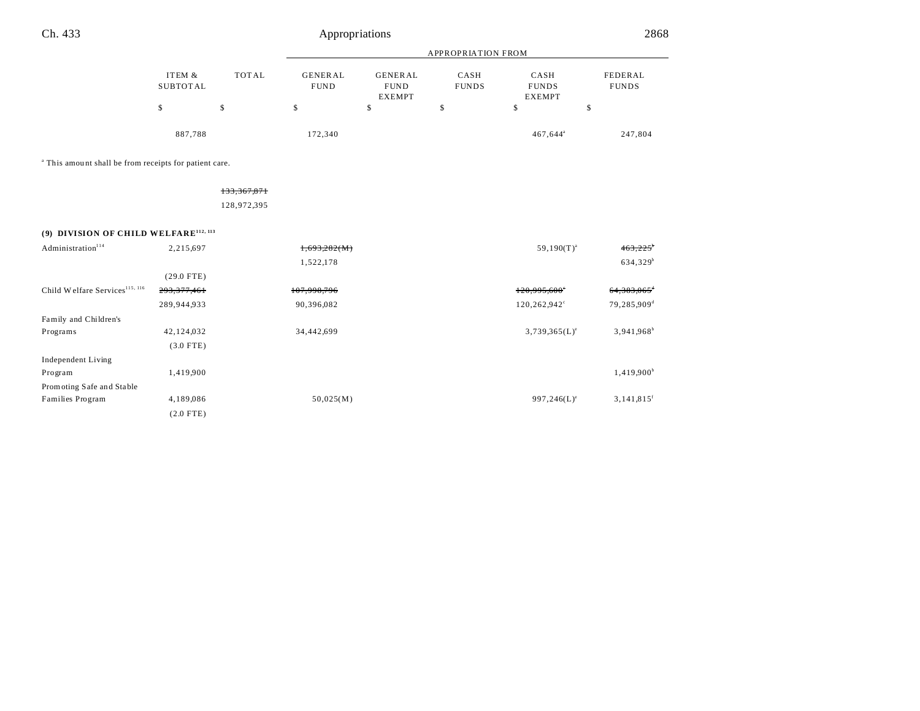| | ITEM & SUBTOTAL | TOTAL | GENERAL FUND | GENERAL FUND EXEMPT | CASH FUNDS | CASH FUNDS EXEMPT | FEDERAL FUNDS |
|---|---|---|---|---|---|---|---|
| | | | APPROPRIATION FROM | | | | |
| | $ | $ | $ | $ | $ | $ | $ |
| | 887,788 | | 172,340 | | | 467,644[a] | 247,804 |

[a] This amount shall be from receipts for patient care.

| | ITEM & SUBTOTAL | TOTAL | GENERAL FUND | GENERAL FUND EXEMPT | CASH FUNDS | CASH FUNDS EXEMPT | FEDERAL FUNDS |
|---|---|---|---|---|---|---|---|
| | | ~~133,367,871~~ | | | | | |
| | | 128,972,395 | | | | | |
| **(9) DIVISION OF CHILD WELFARE**[112, 113] | | | | | | | |
| Administration[114] | 2,215,697 | | ~~1,693,282(M)~~ | | | 59,190(T)[a] | ~~463,225~~[b] |
| | | | 1,522,178 | | | | 634,329[b] |
| | (29.0 FTE) | | | | | | |
| Child Welfare Services[115, 116] | ~~293,377,461~~ | | ~~107,998,796~~ | | | ~~120,995,600~~[c] | ~~64,383,065~~[d] |
| | 289,944,933 | | 90,396,082 | | | 120,262,942[c] | 79,285,909[d] |
| Family and Children's Programs | 42,124,032 | | 34,442,699 | | | 3,739,365(L)[e] | 3,941,968[b] |
| | (3.0 FTE) | | | | | | |
| Independent Living Program | 1,419,900 | | | | | | 1,419,900[b] |
| Promoting Safe and Stable Families Program | 4,189,086 | | 50,025(M) | | | 997,246(L)[e] | 3,141,815[f] |
| | (2.0 FTE) | | | | | | |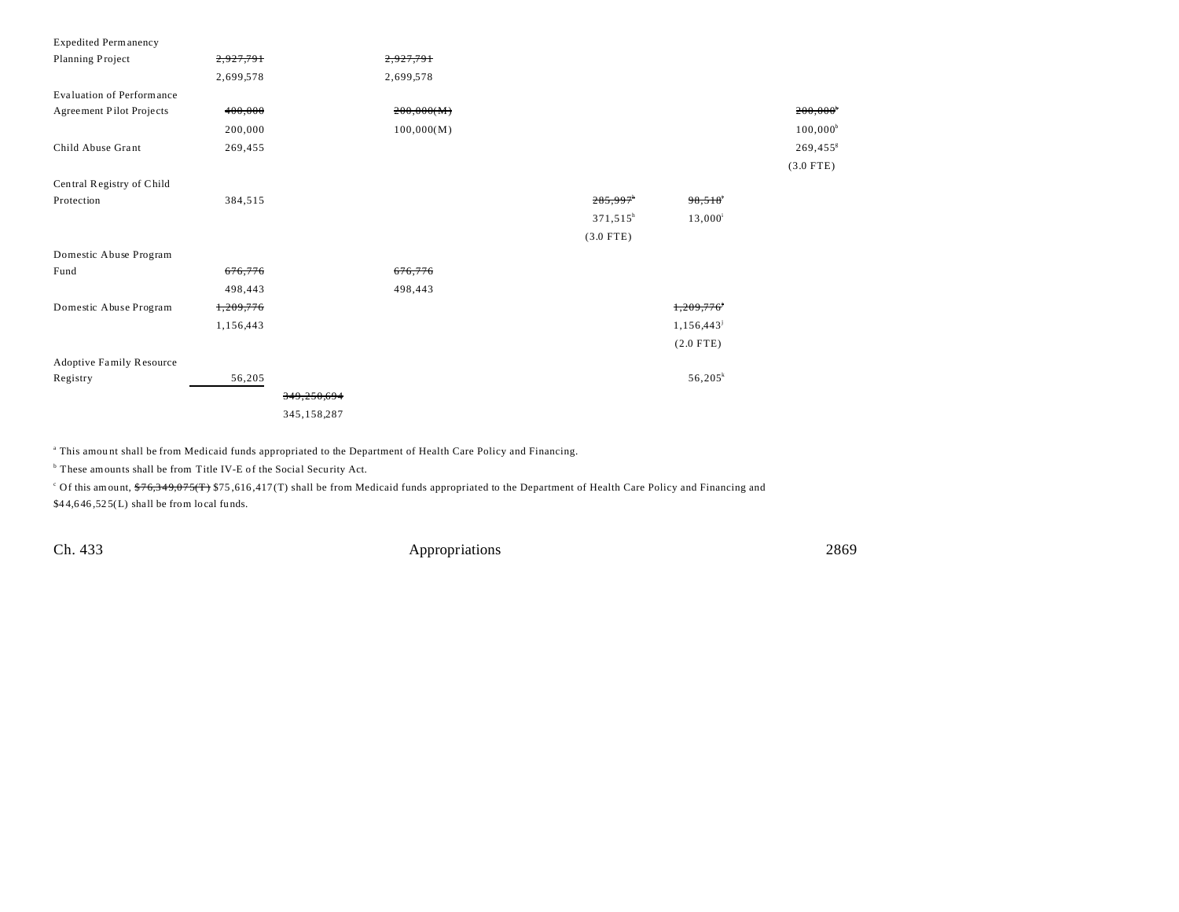| | | | | | | | |
|---|---|---|---|---|---|---|---|
| Expedited Permanency Planning Project | ~~2,927,791~~ | | ~~2,927,791~~ | | | | |
| | 2,699,578 | | 2,699,578 | | | | |
| Evaluation of Performance Agreement Pilot Projects | ~~400,000~~ | | ~~200,000(M)~~ | | | | ~~200,000~~[b] |
| | 200,000 | | 100,000(M) | | | | 100,000[b] |
| Child Abuse Grant | 269,455 | | | | | | 269,455[g] |
| | | | | | | | (3.0 FTE) |
| Central Registry of Child Protection | 384,515 | | | | ~~285,997~~[h] | ~~98,518~~[i] | |
| | | | | | 371,515[h] | 13,000[i] | |
| | | | | | (3.0 FTE) | | |
| Domestic Abuse Program Fund | ~~676,776~~ | | ~~676,776~~ | | | | |
| | 498,443 | | 498,443 | | | | |
| Domestic Abuse Program | ~~1,209,776~~ | | | | | ~~1,209,776~~[j] | |
| | 1,156,443 | | | | | 1,156,443[j] | |
| | | | | | | (2.0 FTE) | |
| Adoptive Family Resource Registry | 56,205 | | | | | 56,205[k] | |
| | | ~~349,250,694~~ | | | | | |
| | | 345,158,287 | | | | | |

[a] This amount shall be from Medicaid funds appropriated to the Department of Health Care Policy and Financing.

[b] These amounts shall be from Title IV-E of the Social Security Act.

[c] Of this amount, ~~$76,349,075(T)~~ $75,616,417(T) shall be from Medicaid funds appropriated to the Department of Health Care Policy and Financing and $44,646,525(L) shall be from local funds.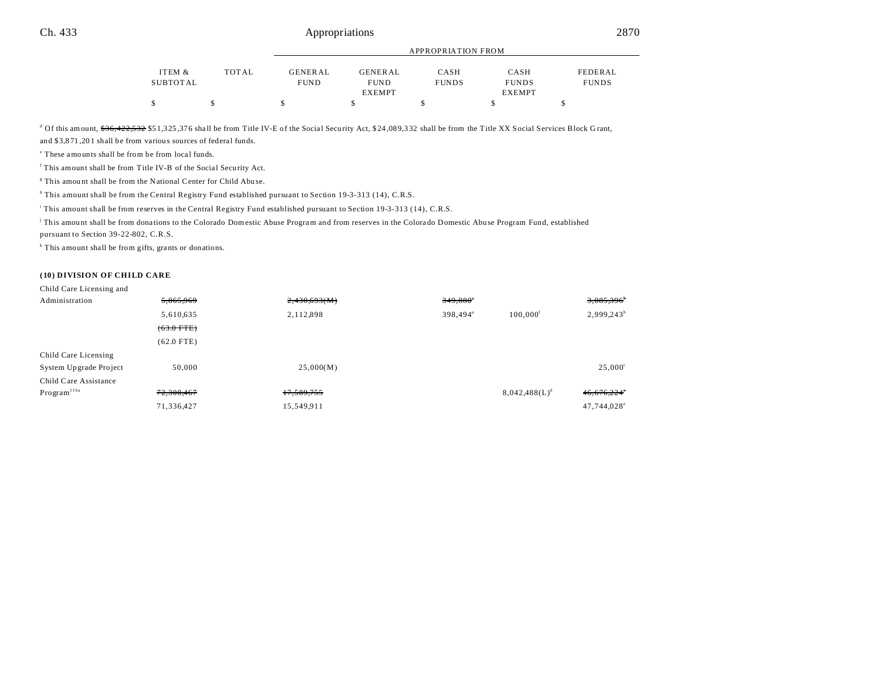| | ITEM & SUBTOTAL | TOTAL | GENERAL FUND | GENERAL FUND EXEMPT | CASH FUNDS | CASH FUNDS EXEMPT | FEDERAL FUNDS |
|---|---|---|---|---|---|---|---|
| | | | APPROPRIATION FROM | | | | |
| | $ | $ | $ | $ | $ | $ | $ |

[d] Of this amount, ~~$36,422,532~~ $51,325,376 shall be from Title IV-E of the Social Security Act, $24,089,332 shall be from the Title XX Social Services Block Grant, and $3,871,201 shall be from various sources of federal funds.

[e] These amounts shall be from be from local funds.

[f] This amount shall be from Title IV-B of the Social Security Act.

[g] This amount shall be from the National Center for Child Abuse.

[h] This amount shall be from the Central Registry Fund established pursuant to Section 19-3-313 (14), C.R.S.

[i] This amount shall be from reserves in the Central Registry Fund established pursuant to Section 19-3-313 (14), C.R.S.

[j] This amount shall be from donations to the Colorado Domestic Abuse Program and from reserves in the Colorado Domestic Abuse Program Fund, established pursuant to Section 39-22-802, C.R.S.

[k] This amount shall be from gifts, grants or donations.

**(10) DIVISION OF CHILD CARE**

| | ITEM & SUBTOTAL | TOTAL | GENERAL FUND | GENERAL FUND EXEMPT | CASH FUNDS | CASH FUNDS EXEMPT | FEDERAL FUNDS |
|---|---|---|---|---|---|---|---|
| Child Care Licensing and Administration | ~~5,865,969~~ | | ~~2,430,693(M)~~ | | ~~349,880~~[a] | | ~~3,085,396~~[b] |
| | 5,610,635 | | 2,112,898 | | 398,494[a] | 100,000[f] | 2,999,243[b] |
| | ~~(63.0 FTE)~~ | | | | | | |
| | (62.0 FTE) | | | | | | |
| Child Care Licensing System Upgrade Project | 50,000 | | 25,000(M) | | | | 25,000[c] |
| Child Care Assistance Program[116a] | ~~72,308,467~~ | | ~~17,589,755~~ | | | 8,042,488(L)[d] | ~~46,676,224~~[e] |
| | 71,336,427 | | 15,549,911 | | | | 47,744,028[e] |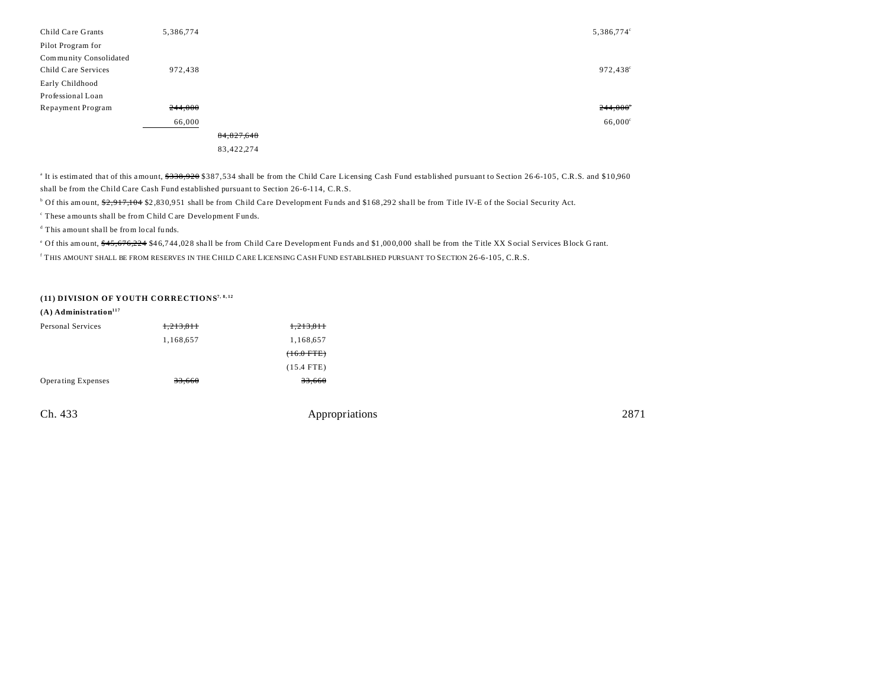| | | | | | | |
|---|---|---|---|---|---|---|
| Child Care Grants | 5,386,774 | | | | | 5,386,774[c] |
| Pilot Program for Community Consolidated Child Care Services | 972,438 | | | | | 972,438[c] |
| Early Childhood Professional Loan Repayment Program | ~~244,000~~ | | | | | ~~244,000~~[c] |
| | 66,000 | | | | | 66,000[c] |
| | | ~~84,827,648~~ | | | | |
| | | 83,422,274 | | | | |

[a] It is estimated that of this amount, ~~$330,920~~ $387,534 shall be from the Child Care Licensing Cash Fund established pursuant to Section 26-6-105, C.R.S. and $10,960 shall be from the Child Care Cash Fund established pursuant to Section 26-6-114, C.R.S.

[b] Of this amount, ~~$2,917,104~~ $2,830,951 shall be from Child Care Development Funds and $168,292 shall be from Title IV-E of the Social Security Act.

[c] These amounts shall be from Child Care Development Funds.

[d] This amount shall be from local funds.

[e] Of this amount, ~~$45,676,224~~ $46,744,028 shall be from Child Care Development Funds and $1,000,000 shall be from the Title XX Social Services Block Grant.

[f] THIS AMOUNT SHALL BE FROM RESERVES IN THE CHILD CARE LICENSING CASH FUND ESTABLISHED PURSUANT TO SECTION 26-6-105, C.R.S.

**(11) DIVISION OF YOUTH CORRECTIONS[7, 8, 12]**

**(A) Administration[117]**

| | | | |
|---|---|---|---|
| Personal Services | ~~1,213,811~~ | ~~1,213,811~~ | |
| | 1,168,657 | 1,168,657 | |
| | | ~~(16.0 FTE)~~ | |
| | | (15.4 FTE) | |
| Operating Expenses | ~~33,660~~ | ~~33,660~~ | |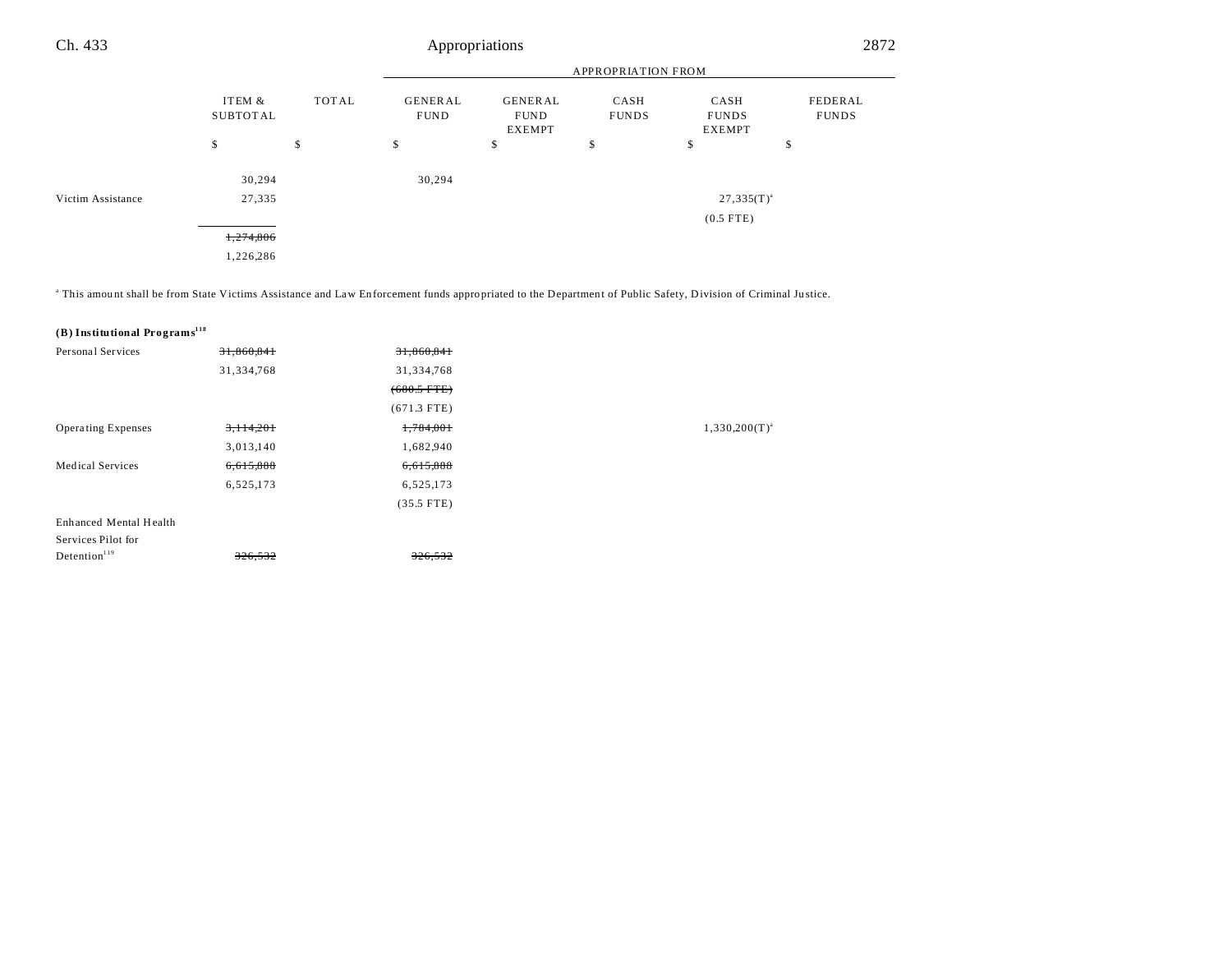| | ITEM & SUBTOTAL | TOTAL | GENERAL FUND | GENERAL FUND EXEMPT | CASH FUNDS | CASH FUNDS EXEMPT | FEDERAL FUNDS |
|---|---|---|---|---|---|---|---|
| | $ | $ | $ | $ | $ | $ | $ |
| | 30,294 | | 30,294 | | | | |
| Victim Assistance | 27,335 | | | | | 27,335(T)[a] | |
| | | | | | | (0.5 FTE) | |
| | ~~1,274,806~~ | | | | | | |
| | 1,226,286 | | | | | | |

[a] This amount shall be from State Victims Assistance and Law Enforcement funds appropriated to the Department of Public Safety, Division of Criminal Justice.

| **(B) Institutional Programs**[118] | ITEM & SUBTOTAL | TOTAL | GENERAL FUND | GENERAL FUND EXEMPT | CASH FUNDS | CASH FUNDS EXEMPT | FEDERAL FUNDS |
|---|---|---|---|---|---|---|---|
| Personal Services | ~~31,860,841~~ | | ~~31,860,841~~ | | | | |
| | 31,334,768 | | 31,334,768 | | | | |
| | | | ~~(680.5 FTE)~~ | | | | |
| | | | (671.3 FTE) | | | | |
| Operating Expenses | ~~3,114,201~~ | | ~~1,784,001~~ | | | 1,330,200(T)[a] | |
| | 3,013,140 | | 1,682,940 | | | | |
| Medical Services | ~~6,615,888~~ | | ~~6,615,888~~ | | | | |
| | 6,525,173 | | 6,525,173 | | | | |
| | | | (35.5 FTE) | | | | |
| Enhanced Mental Health Services Pilot for Detention[119] | ~~326,532~~ | | ~~326,532~~ | | | | |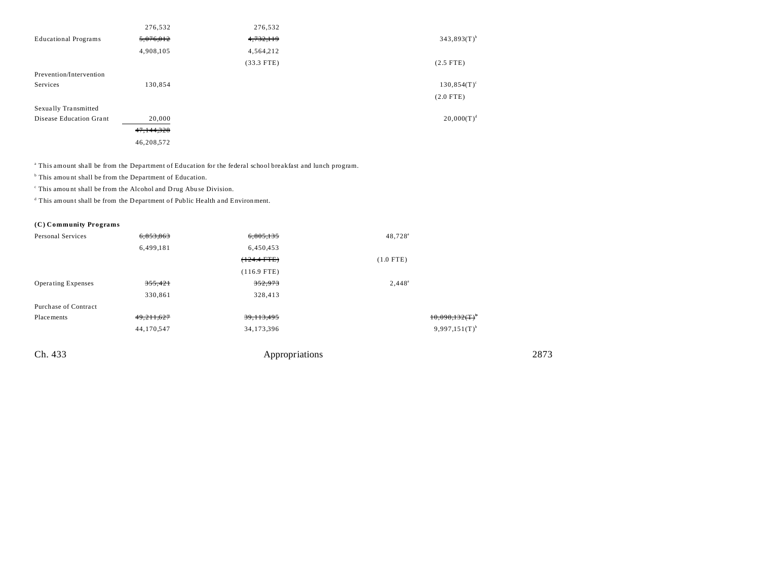| | | | | |
|---|---|---|---|---|
| | 276,532 | 276,532 | | |
| Educational Programs | ~~5,076,012~~ | ~~4,732,119~~ | | 343,893(T)[b] |
| | 4,908,105 | 4,564,212 | | |
| | | (33.3 FTE) | | (2.5 FTE) |
| Prevention/Intervention Services | 130,854 | | | 130,854(T)[c] |
| | | | | (2.0 FTE) |
| Sexually Transmitted Disease Education Grant | 20,000 | | | 20,000(T)[d] |
| | ~~47,144,328~~ | | | |
| | 46,208,572 | | | |

[a] This amount shall be from the Department of Education for the federal school breakfast and lunch program.

[b] This amount shall be from the Department of Education.

[c] This amount shall be from the Alcohol and Drug Abuse Division.

[d] This amount shall be from the Department of Public Health and Environment.

**(C) Community Programs**

| | | | | |
|---|---|---|---|---|
| Personal Services | ~~6,853,863~~ | ~~6,805,135~~ | 48,728[a] | |
| | 6,499,181 | 6,450,453 | | |
| | | ~~(124.4 FTE)~~ | (1.0 FTE) | |
| | | (116.9 FTE) | | |
| Operating Expenses | ~~355,421~~ | ~~352,973~~ | 2,448[a] | |
| | 330,861 | 328,413 | | |
| Purchase of Contract Placements | ~~49,211,627~~ | ~~39,113,495~~ | | ~~10,098,132(T)[b]~~ |
| | 44,170,547 | 34,173,396 | | 9,997,151(T)[b] |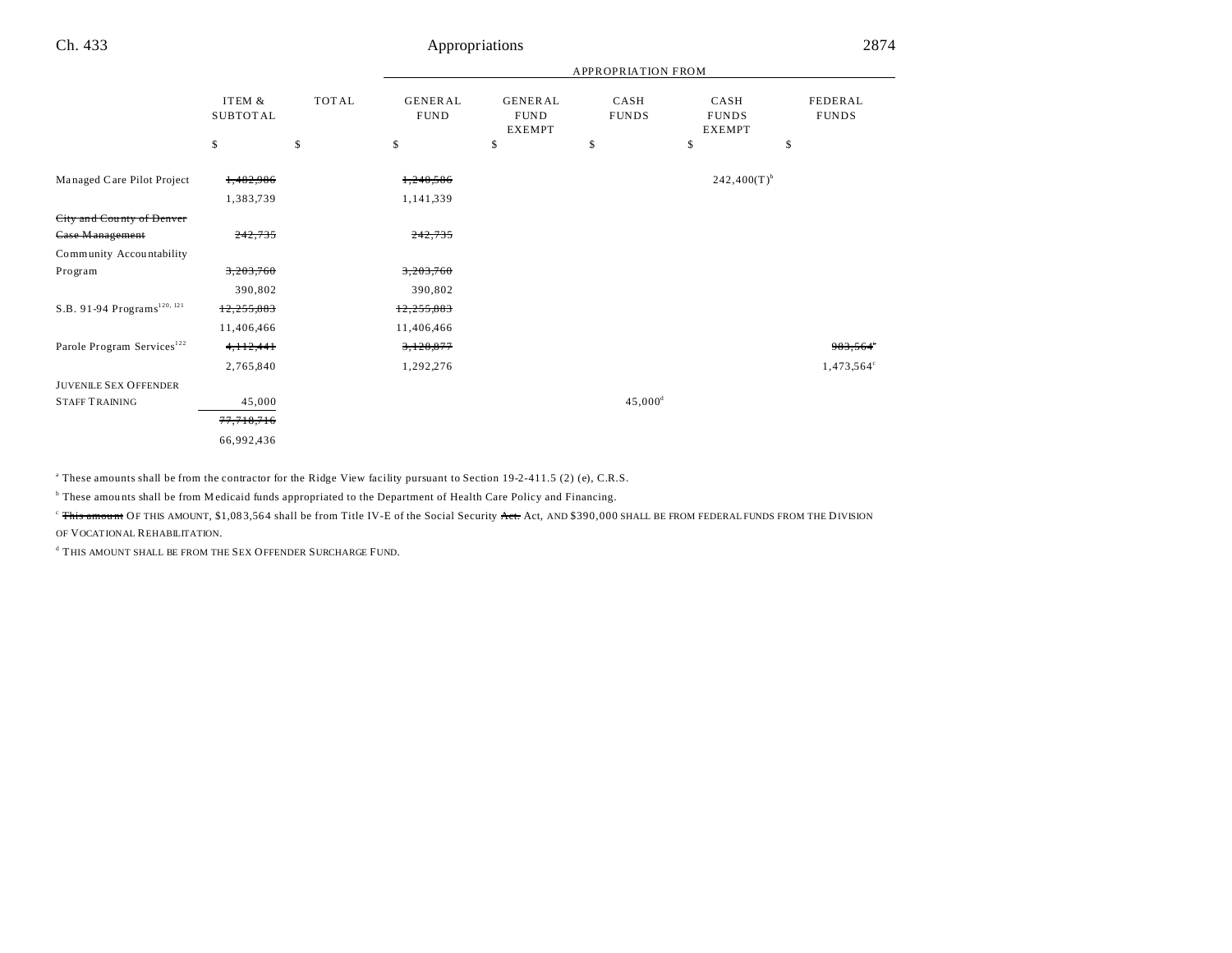| | ITEM & SUBTOTAL | TOTAL | APPROPRIATION FROM GENERAL FUND | GENERAL FUND EXEMPT | CASH FUNDS | CASH FUNDS EXEMPT | FEDERAL FUNDS |
|---|---|---|---|---|---|---|---|
| | $ | $ | $ | $ | $ | $ | $ |
| Managed Care Pilot Project | ~~1,482,986~~ | | ~~1,240,586~~ | | | 242,400(T)[b] | |
| | 1,383,739 | | 1,141,339 | | | | |
| ~~City and County of Denver Case Management~~ | ~~242,735~~ | | ~~242,735~~ | | | | |
| Community Accountability Program | ~~3,203,760~~ | | ~~3,203,760~~ | | | | |
| | 390,802 | | 390,802 | | | | |
| S.B. 91-94 Programs[120, 121] | ~~12,255,883~~ | | ~~12,255,883~~ | | | | |
| | 11,406,466 | | 11,406,466 | | | | |
| Parole Program Services[122] | ~~4,112,441~~ | | ~~3,128,877~~ | | | | ~~983,564~~[c] |
| | 2,765,840 | | 1,292,276 | | | | 1,473,564[c] |
| JUVENILE SEX OFFENDER STAFF TRAINING | 45,000 | | | | 45,000[d] | | |
| | ~~77,710,716~~ | | | | | | |
| | 66,992,436 | | | | | | |

[a] These amounts shall be from the contractor for the Ridge View facility pursuant to Section 19-2-411.5 (2) (e), C.R.S.

[b] These amounts shall be from Medicaid funds appropriated to the Department of Health Care Policy and Financing.

[c] ~~This amount~~ OF THIS AMOUNT, $1,083,564 shall be from Title IV-E of the Social Security ~~Act.~~ Act, AND $390,000 SHALL BE FROM FEDERAL FUNDS FROM THE DIVISION OF VOCATIONAL REHABILITATION.

[d] THIS AMOUNT SHALL BE FROM THE SEX OFFENDER SURCHARGE FUND.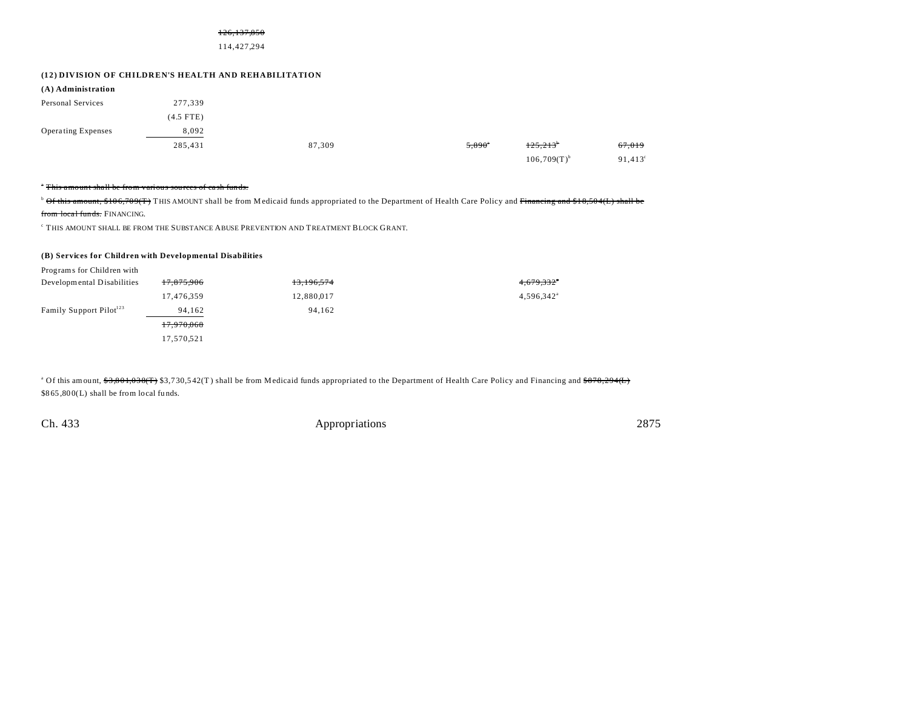~~126,137,850~~
114,427,294

**(12) DIVISION OF CHILDREN'S HEALTH AND REHABILITATION**

**(A) Administration**

| | | | | | |
|---|---|---|---|---|---|
| Personal Services | 277,339 | | | | |
| | (4.5 FTE) | | | | |
| Operating Expenses | 8,092 | | | | |
| | 285,431 | 87,309 | ~~5,890~~[a] | ~~125,213~~[b] | ~~67,019~~ |
| | | | | 106,709(T)[b] | 91,413[c] |

[a] ~~This amount shall be from various sources of cash funds.~~

[b] ~~Of this amount, $106,709(T)~~ THIS AMOUNT shall be from Medicaid funds appropriated to the Department of Health Care Policy and ~~Financing and $18,504(L) shall be from local funds.~~ FINANCING.

[c] THIS AMOUNT SHALL BE FROM THE SUBSTANCE ABUSE PREVENTION AND TREATMENT BLOCK GRANT.

**(B) Services for Children with Developmental Disabilities**

| | | | |
|---|---|---|---|
| Programs for Children with Developmental Disabilities | ~~17,875,906~~ | ~~13,196,574~~ | ~~4,679,332~~[a] |
| | 17,476,359 | 12,880,017 | 4,596,342[a] |
| Family Support Pilot[123] | 94,162 | 94,162 | |
| | ~~17,970,068~~ | | |
| | 17,570,521 | | |

[a] Of this amount, ~~$3,801,038(T)~~ $3,730,542(T) shall be from Medicaid funds appropriated to the Department of Health Care Policy and Financing and ~~$878,294(L)~~ $865,800(L) shall be from local funds.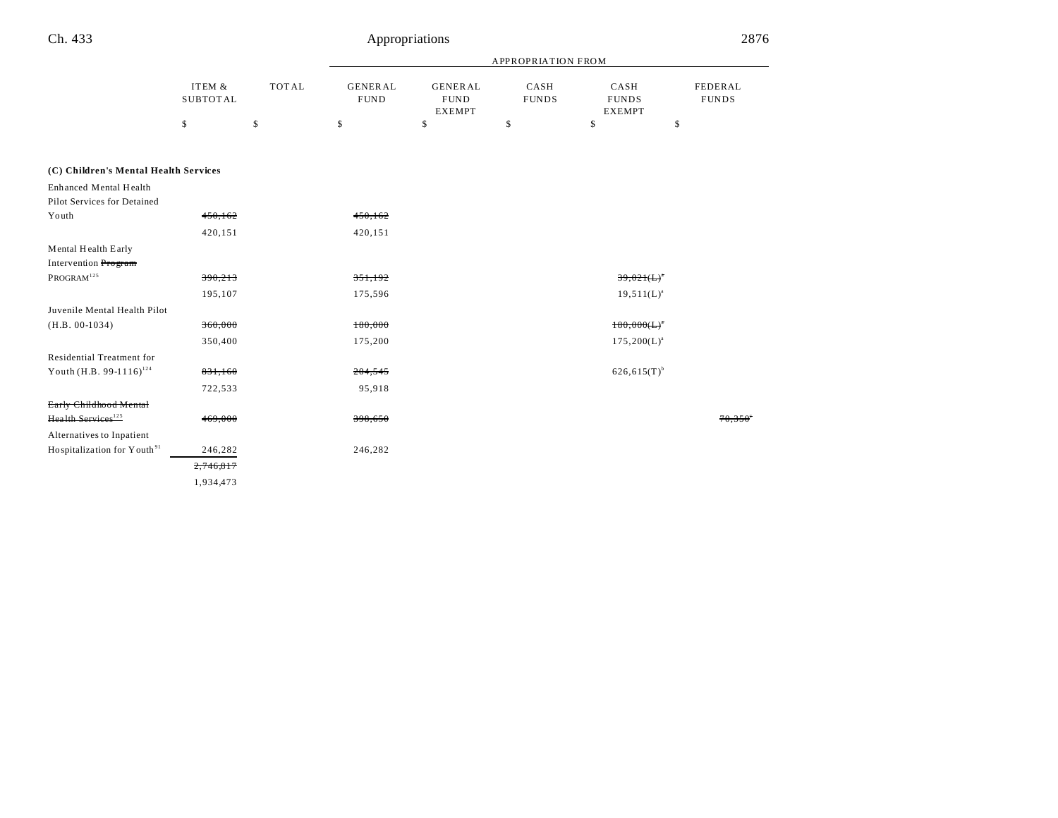| | ITEM & SUBTOTAL | TOTAL | APPROPRIATION FROM GENERAL FUND | GENERAL FUND EXEMPT | CASH FUNDS | CASH FUNDS EXEMPT | FEDERAL FUNDS |
|---|---|---|---|---|---|---|---|
| | $ | $ | $ | $ | $ | $ | $ |
| **(C) Children's Mental Health Services** | | | | | | | |
| Enhanced Mental Health Pilot Services for Detained Youth | ~~450,162~~ | | ~~450,162~~ | | | | |
| | 420,151 | | 420,151 | | | | |
| Mental Health Early Intervention ~~Program~~ PROGRAM[125] | ~~390,213~~ | | ~~351,192~~ | | | ~~39,021(L)[a]~~ | |
| | 195,107 | | 175,596 | | | 19,511(L)[a] | |
| Juvenile Mental Health Pilot (H.B. 00-1034) | ~~360,000~~ | | ~~180,000~~ | | | ~~180,000(L)[a]~~ | |
| | 350,400 | | 175,200 | | | 175,200(L)[a] | |
| Residential Treatment for Youth (H.B. 99-1116)[124] | ~~831,160~~ | | ~~204,545~~ | | | 626,615(T)[b] | |
| | 722,533 | | 95,918 | | | | |
| ~~Early Childhood Mental Health Services[125]~~ | ~~469,000~~ | | ~~398,650~~ | | | | ~~70,350[c]~~ |
| Alternatives to Inpatient Hospitalization for Youth[91] | 246,282 | | 246,282 | | | | |
| | ~~2,746,817~~ | | | | | | |
| | 1,934,473 | | | | | | |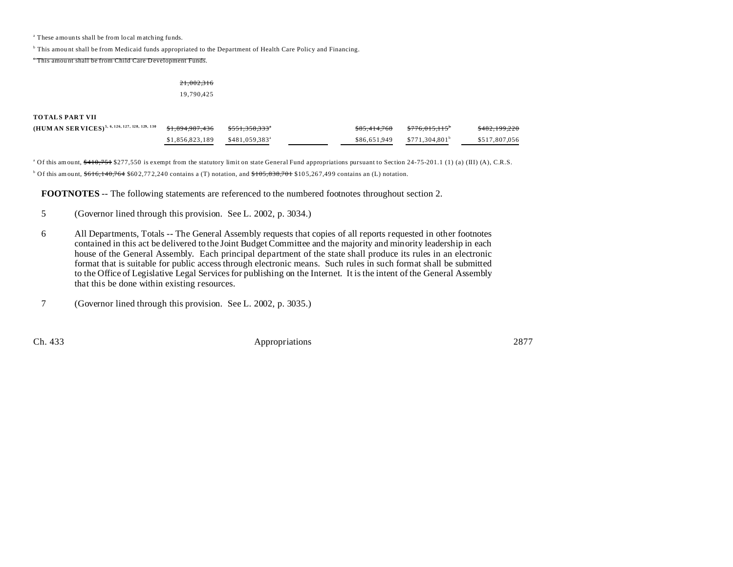[a] These amounts shall be from local matching funds.

[b] This amount shall be from Medicaid funds appropriated to the Department of Health Care Policy and Financing.

~~[c] This amount shall be from Child Care Development Funds.~~

~~21,002,316~~
19,790,425

| | | | | | | |
|---|---|---|---|---|---|---|
| **TOTALS PART VII** | | | | | | |
| **(HUMAN SERVICES)** [5, 6, 126, 127, 128, 129, 130] | ~~$1,894,987,436~~ | ~~$551,358,333~~[a] | | ~~$85,414,768~~ | ~~$776,015,115~~[b] | ~~$482,199,220~~ |
| | $1,856,823,189 | $481,059,383[a] | | $86,651,949 | $771,304,801[b] | $517,807,056 |

[a] Of this amount, ~~$410,751~~ $277,550 is exempt from the statutory limit on state General Fund appropriations pursuant to Section 24-75-201.1 (1) (a) (III) (A), C.R.S.

[b] Of this amount, ~~$616,140,764~~ $602,772,240 contains a (T) notation, and ~~$105,838,701~~ $105,267,499 contains an (L) notation.

**FOOTNOTES** -- The following statements are referenced to the numbered footnotes throughout section 2.

5 (Governor lined through this provision. See L. 2002, p. 3034.)

6 All Departments, Totals -- The General Assembly requests that copies of all reports requested in other footnotes contained in this act be delivered to the Joint Budget Committee and the majority and minority leadership in each house of the General Assembly. Each principal department of the state shall produce its rules in an electronic format that is suitable for public access through electronic means. Such rules in such format shall be submitted to the Office of Legislative Legal Services for publishing on the Internet. It is the intent of the General Assembly that this be done within existing resources.

7 (Governor lined through this provision. See L. 2002, p. 3035.)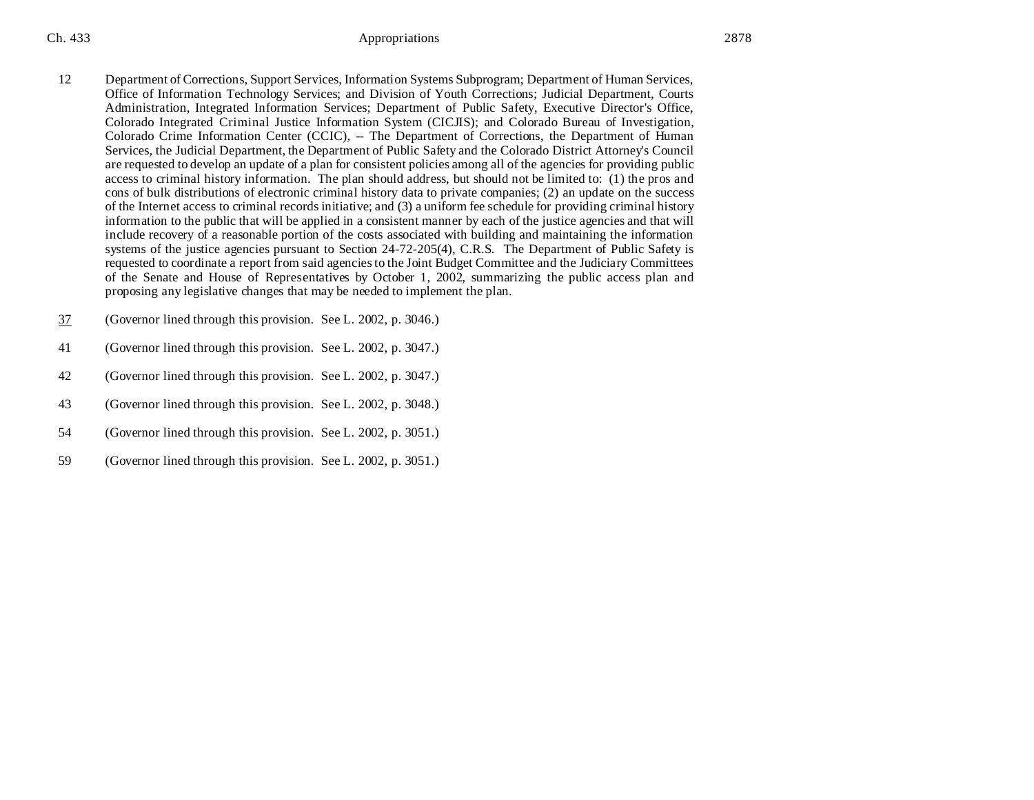12 Department of Corrections, Support Services, Information Systems Subprogram; Department of Human Services, Office of Information Technology Services; and Division of Youth Corrections; Judicial Department, Courts Administration, Integrated Information Services; Department of Public Safety, Executive Director's Office, Colorado Integrated Criminal Justice Information System (CICJIS); and Colorado Bureau of Investigation, Colorado Crime Information Center (CCIC), -- The Department of Corrections, the Department of Human Services, the Judicial Department, the Department of Public Safety and the Colorado District Attorney's Council are requested to develop an update of a plan for consistent policies among all of the agencies for providing public access to criminal history information. The plan should address, but should not be limited to: (1) the pros and cons of bulk distributions of electronic criminal history data to private companies; (2) an update on the success of the Internet access to criminal records initiative; and (3) a uniform fee schedule for providing criminal history information to the public that will be applied in a consistent manner by each of the justice agencies and that will include recovery of a reasonable portion of the costs associated with building and maintaining the information systems of the justice agencies pursuant to Section 24-72-205(4), C.R.S. The Department of Public Safety is requested to coordinate a report from said agencies to the Joint Budget Committee and the Judiciary Committees of the Senate and House of Representatives by October 1, 2002, summarizing the public access plan and proposing any legislative changes that may be needed to implement the plan.

37 (Governor lined through this provision. See L. 2002, p. 3046.)

41 (Governor lined through this provision. See L. 2002, p. 3047.)

42 (Governor lined through this provision. See L. 2002, p. 3047.)

43 (Governor lined through this provision. See L. 2002, p. 3048.)

54 (Governor lined through this provision. See L. 2002, p. 3051.)

59 (Governor lined through this provision. See L. 2002, p. 3051.)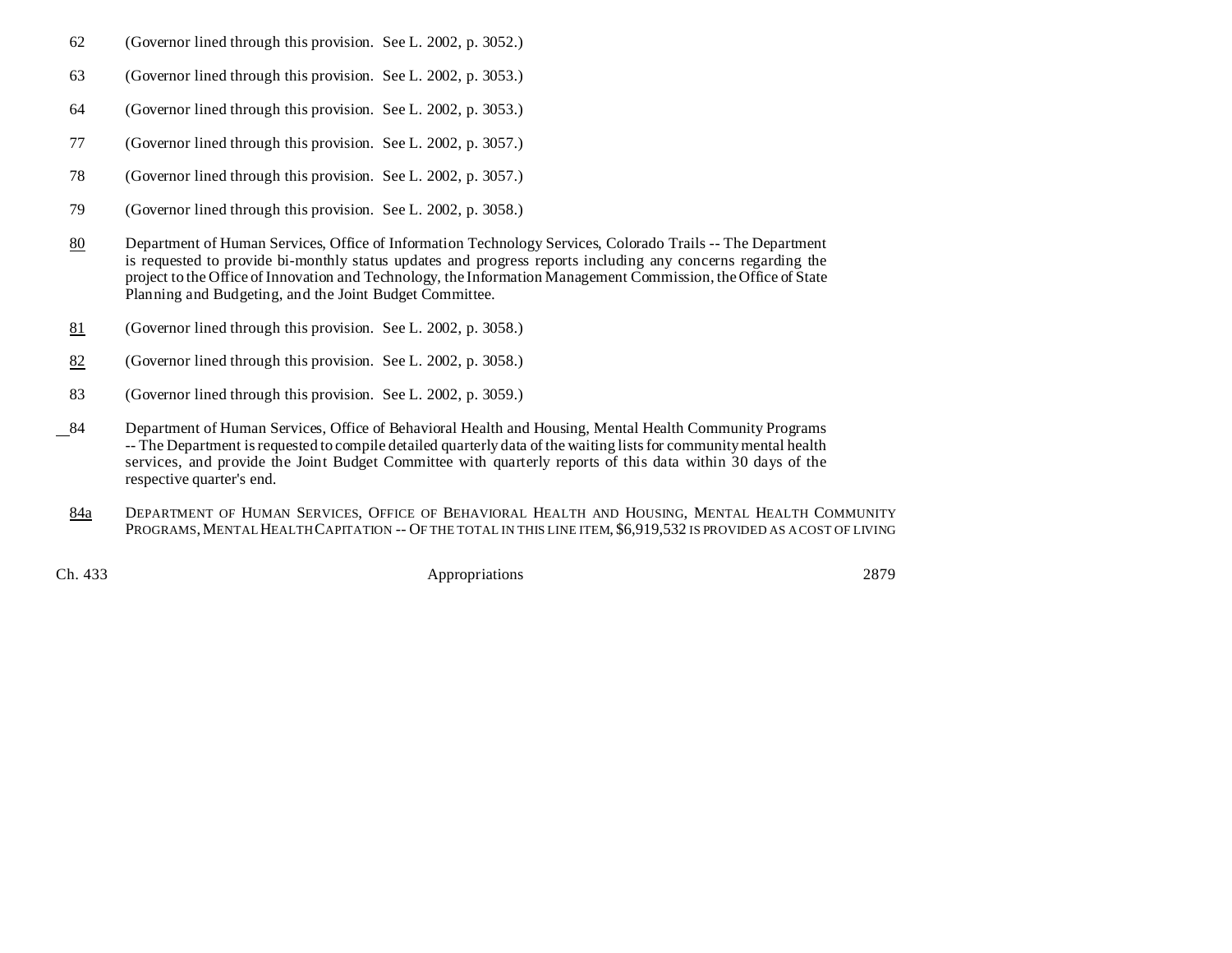62 (Governor lined through this provision. See L. 2002, p. 3052.)

63 (Governor lined through this provision. See L. 2002, p. 3053.)

64 (Governor lined through this provision. See L. 2002, p. 3053.)

77 (Governor lined through this provision. See L. 2002, p. 3057.)

78 (Governor lined through this provision. See L. 2002, p. 3057.)

79 (Governor lined through this provision. See L. 2002, p. 3058.)

80 Department of Human Services, Office of Information Technology Services, Colorado Trails -- The Department is requested to provide bi-monthly status updates and progress reports including any concerns regarding the project to the Office of Innovation and Technology, the Information Management Commission, the Office of State Planning and Budgeting, and the Joint Budget Committee.

81 (Governor lined through this provision. See L. 2002, p. 3058.)

82 (Governor lined through this provision. See L. 2002, p. 3058.)

83 (Governor lined through this provision. See L. 2002, p. 3059.)

84 Department of Human Services, Office of Behavioral Health and Housing, Mental Health Community Programs -- The Department is requested to compile detailed quarterly data of the waiting lists for community mental health services, and provide the Joint Budget Committee with quarterly reports of this data within 30 days of the respective quarter's end.

84a DEPARTMENT OF HUMAN SERVICES, OFFICE OF BEHAVIORAL HEALTH AND HOUSING, MENTAL HEALTH COMMUNITY PROGRAMS, MENTAL HEALTH CAPITATION -- OF THE TOTAL IN THIS LINE ITEM, $6,919,532 IS PROVIDED AS A COST OF LIVING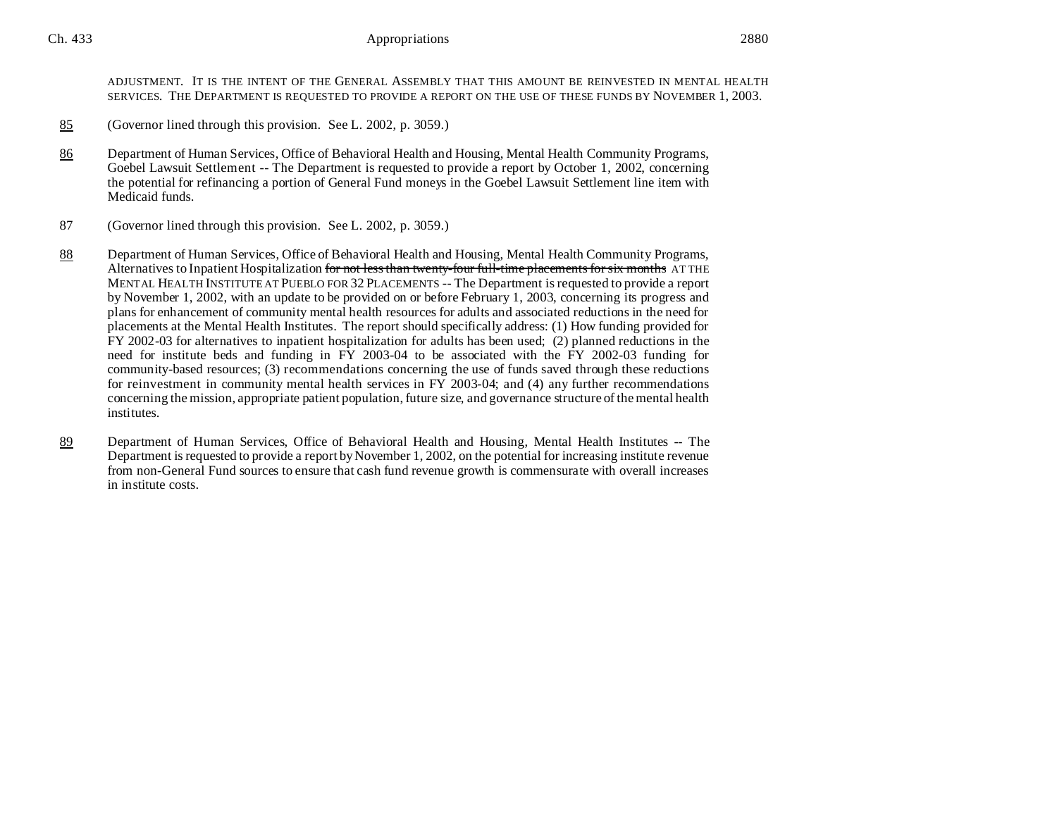ADJUSTMENT. IT IS THE INTENT OF THE GENERAL ASSEMBLY THAT THIS AMOUNT BE REINVESTED IN MENTAL HEALTH SERVICES. THE DEPARTMENT IS REQUESTED TO PROVIDE A REPORT ON THE USE OF THESE FUNDS BY NOVEMBER 1, 2003.

85 (Governor lined through this provision. See L. 2002, p. 3059.)

86 Department of Human Services, Office of Behavioral Health and Housing, Mental Health Community Programs, Goebel Lawsuit Settlement -- The Department is requested to provide a report by October 1, 2002, concerning the potential for refinancing a portion of General Fund moneys in the Goebel Lawsuit Settlement line item with Medicaid funds.

87 (Governor lined through this provision. See L. 2002, p. 3059.)

88 Department of Human Services, Office of Behavioral Health and Housing, Mental Health Community Programs, Alternatives to Inpatient Hospitalization ~~for not less than twenty-four full-time placements for six months~~ AT THE MENTAL HEALTH INSTITUTE AT PUEBLO FOR 32 PLACEMENTS -- The Department is requested to provide a report by November 1, 2002, with an update to be provided on or before February 1, 2003, concerning its progress and plans for enhancement of community mental health resources for adults and associated reductions in the need for placements at the Mental Health Institutes. The report should specifically address: (1) How funding provided for FY 2002-03 for alternatives to inpatient hospitalization for adults has been used; (2) planned reductions in the need for institute beds and funding in FY 2003-04 to be associated with the FY 2002-03 funding for community-based resources; (3) recommendations concerning the use of funds saved through these reductions for reinvestment in community mental health services in FY 2003-04; and (4) any further recommendations concerning the mission, appropriate patient population, future size, and governance structure of the mental health institutes.

89 Department of Human Services, Office of Behavioral Health and Housing, Mental Health Institutes -- The Department is requested to provide a report by November 1, 2002, on the potential for increasing institute revenue from non-General Fund sources to ensure that cash fund revenue growth is commensurate with overall increases in institute costs.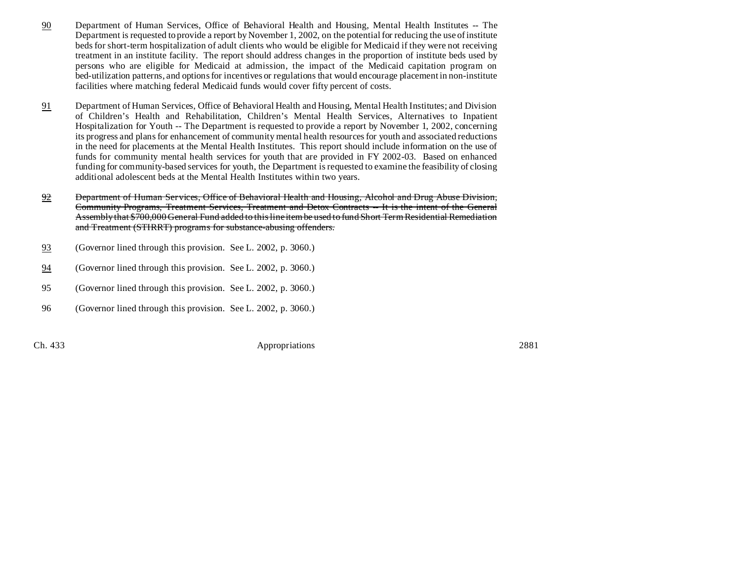90 Department of Human Services, Office of Behavioral Health and Housing, Mental Health Institutes -- The Department is requested to provide a report by November 1, 2002, on the potential for reducing the use of institute beds for short-term hospitalization of adult clients who would be eligible for Medicaid if they were not receiving treatment in an institute facility. The report should address changes in the proportion of institute beds used by persons who are eligible for Medicaid at admission, the impact of the Medicaid capitation program on bed-utilization patterns, and options for incentives or regulations that would encourage placement in non-institute facilities where matching federal Medicaid funds would cover fifty percent of costs.

91 Department of Human Services, Office of Behavioral Health and Housing, Mental Health Institutes; and Division of Children's Health and Rehabilitation, Children's Mental Health Services, Alternatives to Inpatient Hospitalization for Youth -- The Department is requested to provide a report by November 1, 2002, concerning its progress and plans for enhancement of community mental health resources for youth and associated reductions in the need for placements at the Mental Health Institutes. This report should include information on the use of funds for community mental health services for youth that are provided in FY 2002-03. Based on enhanced funding for community-based services for youth, the Department is requested to examine the feasibility of closing additional adolescent beds at the Mental Health Institutes within two years.

92 ~~Department of Human Services, Office of Behavioral Health and Housing, Alcohol and Drug Abuse Division, Community Programs, Treatment Services, Treatment and Detox Contracts -- It is the intent of the General Assembly that $700,000 General Fund added to this line item be used to fund Short Term Residential Remediation and Treatment (STIRRT) programs for substance-abusing offenders.~~

93 (Governor lined through this provision. See L. 2002, p. 3060.)

94 (Governor lined through this provision. See L. 2002, p. 3060.)

95 (Governor lined through this provision. See L. 2002, p. 3060.)

96 (Governor lined through this provision. See L. 2002, p. 3060.)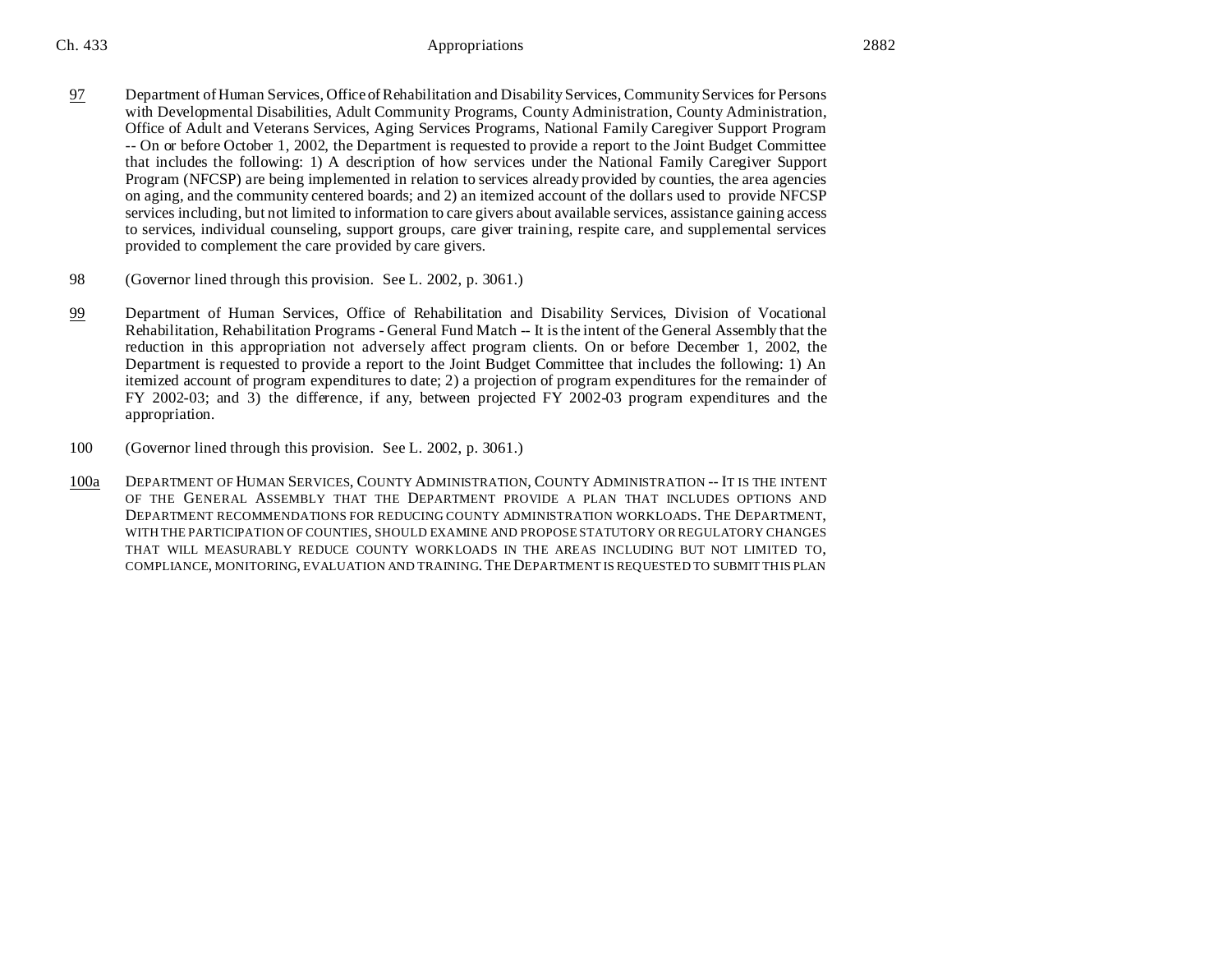97 Department of Human Services, Office of Rehabilitation and Disability Services, Community Services for Persons with Developmental Disabilities, Adult Community Programs, County Administration, County Administration, Office of Adult and Veterans Services, Aging Services Programs, National Family Caregiver Support Program -- On or before October 1, 2002, the Department is requested to provide a report to the Joint Budget Committee that includes the following: 1) A description of how services under the National Family Caregiver Support Program (NFCSP) are being implemented in relation to services already provided by counties, the area agencies on aging, and the community centered boards; and 2) an itemized account of the dollars used to provide NFCSP services including, but not limited to information to care givers about available services, assistance gaining access to services, individual counseling, support groups, care giver training, respite care, and supplemental services provided to complement the care provided by care givers.

98 (Governor lined through this provision. See L. 2002, p. 3061.)

99 Department of Human Services, Office of Rehabilitation and Disability Services, Division of Vocational Rehabilitation, Rehabilitation Programs - General Fund Match -- It is the intent of the General Assembly that the reduction in this appropriation not adversely affect program clients. On or before December 1, 2002, the Department is requested to provide a report to the Joint Budget Committee that includes the following: 1) An itemized account of program expenditures to date; 2) a projection of program expenditures for the remainder of FY 2002-03; and 3) the difference, if any, between projected FY 2002-03 program expenditures and the appropriation.

100 (Governor lined through this provision. See L. 2002, p. 3061.)

100a DEPARTMENT OF HUMAN SERVICES, COUNTY ADMINISTRATION, COUNTY ADMINISTRATION -- IT IS THE INTENT OF THE GENERAL ASSEMBLY THAT THE DEPARTMENT PROVIDE A PLAN THAT INCLUDES OPTIONS AND DEPARTMENT RECOMMENDATIONS FOR REDUCING COUNTY ADMINISTRATION WORKLOADS. THE DEPARTMENT, WITH THE PARTICIPATION OF COUNTIES, SHOULD EXAMINE AND PROPOSE STATUTORY OR REGULATORY CHANGES THAT WILL MEASURABLY REDUCE COUNTY WORKLOADS IN THE AREAS INCLUDING BUT NOT LIMITED TO, COMPLIANCE, MONITORING, EVALUATION AND TRAINING. THE DEPARTMENT IS REQUESTED TO SUBMIT THIS PLAN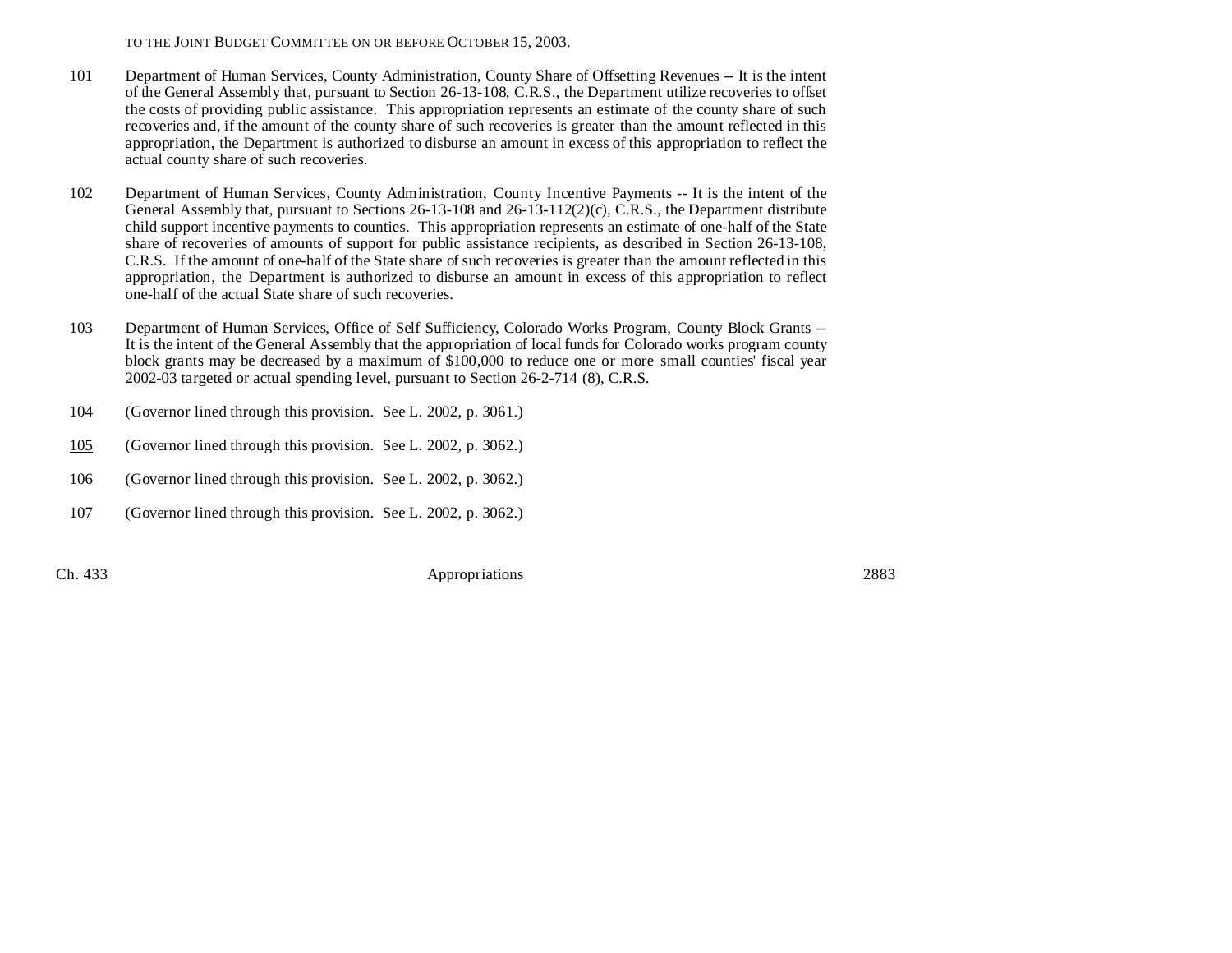TO THE JOINT BUDGET COMMITTEE ON OR BEFORE OCTOBER 15, 2003.

101 Department of Human Services, County Administration, County Share of Offsetting Revenues -- It is the intent of the General Assembly that, pursuant to Section 26-13-108, C.R.S., the Department utilize recoveries to offset the costs of providing public assistance. This appropriation represents an estimate of the county share of such recoveries and, if the amount of the county share of such recoveries is greater than the amount reflected in this appropriation, the Department is authorized to disburse an amount in excess of this appropriation to reflect the actual county share of such recoveries.

102 Department of Human Services, County Administration, County Incentive Payments -- It is the intent of the General Assembly that, pursuant to Sections 26-13-108 and 26-13-112(2)(c), C.R.S., the Department distribute child support incentive payments to counties. This appropriation represents an estimate of one-half of the State share of recoveries of amounts of support for public assistance recipients, as described in Section 26-13-108, C.R.S. If the amount of one-half of the State share of such recoveries is greater than the amount reflected in this appropriation, the Department is authorized to disburse an amount in excess of this appropriation to reflect one-half of the actual State share of such recoveries.

103 Department of Human Services, Office of Self Sufficiency, Colorado Works Program, County Block Grants -- It is the intent of the General Assembly that the appropriation of local funds for Colorado works program county block grants may be decreased by a maximum of $100,000 to reduce one or more small counties' fiscal year 2002-03 targeted or actual spending level, pursuant to Section 26-2-714 (8), C.R.S.

104 (Governor lined through this provision. See L. 2002, p. 3061.)

105 (Governor lined through this provision. See L. 2002, p. 3062.)

106 (Governor lined through this provision. See L. 2002, p. 3062.)

107 (Governor lined through this provision. See L. 2002, p. 3062.)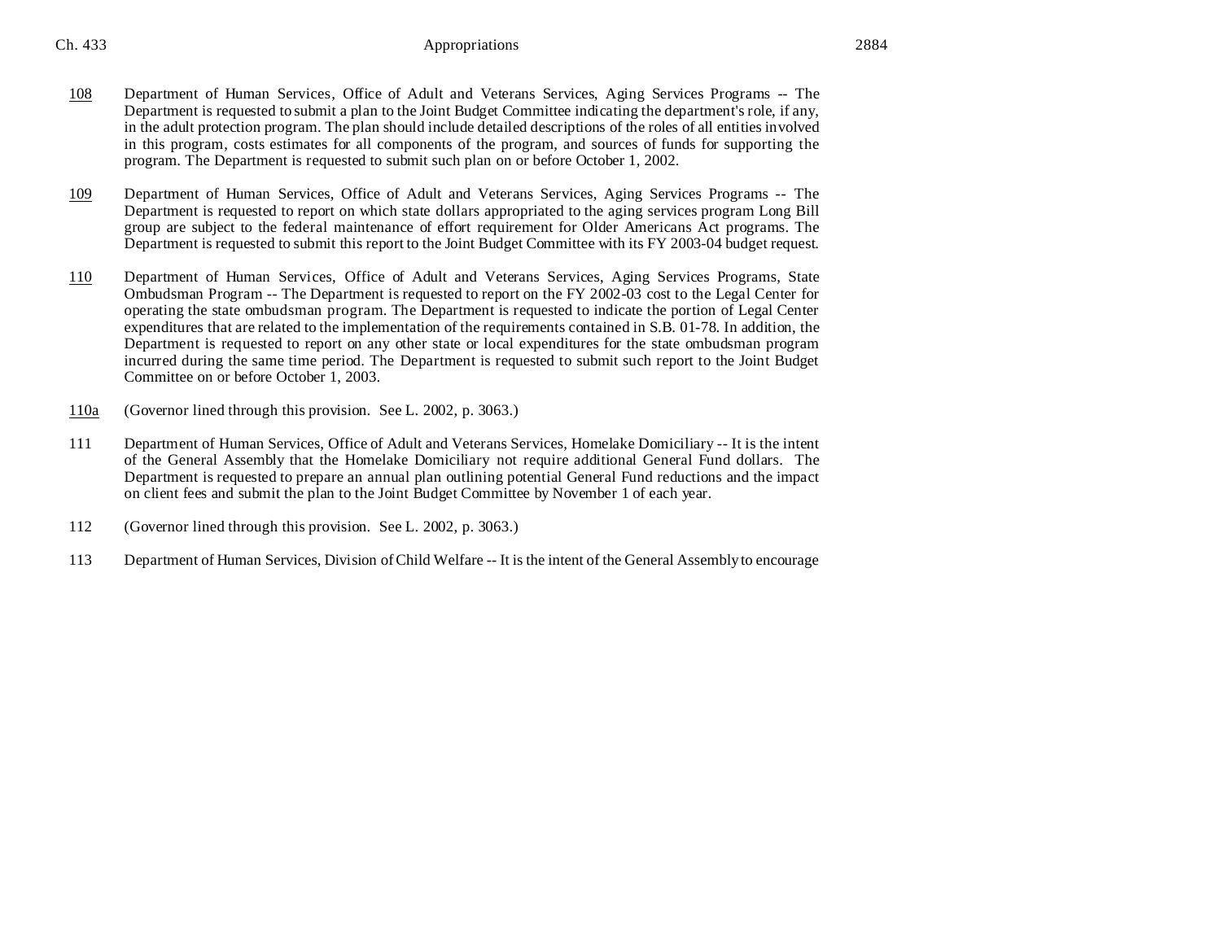108 Department of Human Services, Office of Adult and Veterans Services, Aging Services Programs -- The Department is requested to submit a plan to the Joint Budget Committee indicating the department's role, if any, in the adult protection program. The plan should include detailed descriptions of the roles of all entities involved in this program, costs estimates for all components of the program, and sources of funds for supporting the program. The Department is requested to submit such plan on or before October 1, 2002.

109 Department of Human Services, Office of Adult and Veterans Services, Aging Services Programs -- The Department is requested to report on which state dollars appropriated to the aging services program Long Bill group are subject to the federal maintenance of effort requirement for Older Americans Act programs. The Department is requested to submit this report to the Joint Budget Committee with its FY 2003-04 budget request.

110 Department of Human Services, Office of Adult and Veterans Services, Aging Services Programs, State Ombudsman Program -- The Department is requested to report on the FY 2002-03 cost to the Legal Center for operating the state ombudsman program. The Department is requested to indicate the portion of Legal Center expenditures that are related to the implementation of the requirements contained in S.B. 01-78. In addition, the Department is requested to report on any other state or local expenditures for the state ombudsman program incurred during the same time period. The Department is requested to submit such report to the Joint Budget Committee on or before October 1, 2003.

110a (Governor lined through this provision. See L. 2002, p. 3063.)

111 Department of Human Services, Office of Adult and Veterans Services, Homelake Domiciliary -- It is the intent of the General Assembly that the Homelake Domiciliary not require additional General Fund dollars. The Department is requested to prepare an annual plan outlining potential General Fund reductions and the impact on client fees and submit the plan to the Joint Budget Committee by November 1 of each year.

112 (Governor lined through this provision. See L. 2002, p. 3063.)

113 Department of Human Services, Division of Child Welfare -- It is the intent of the General Assembly to encourage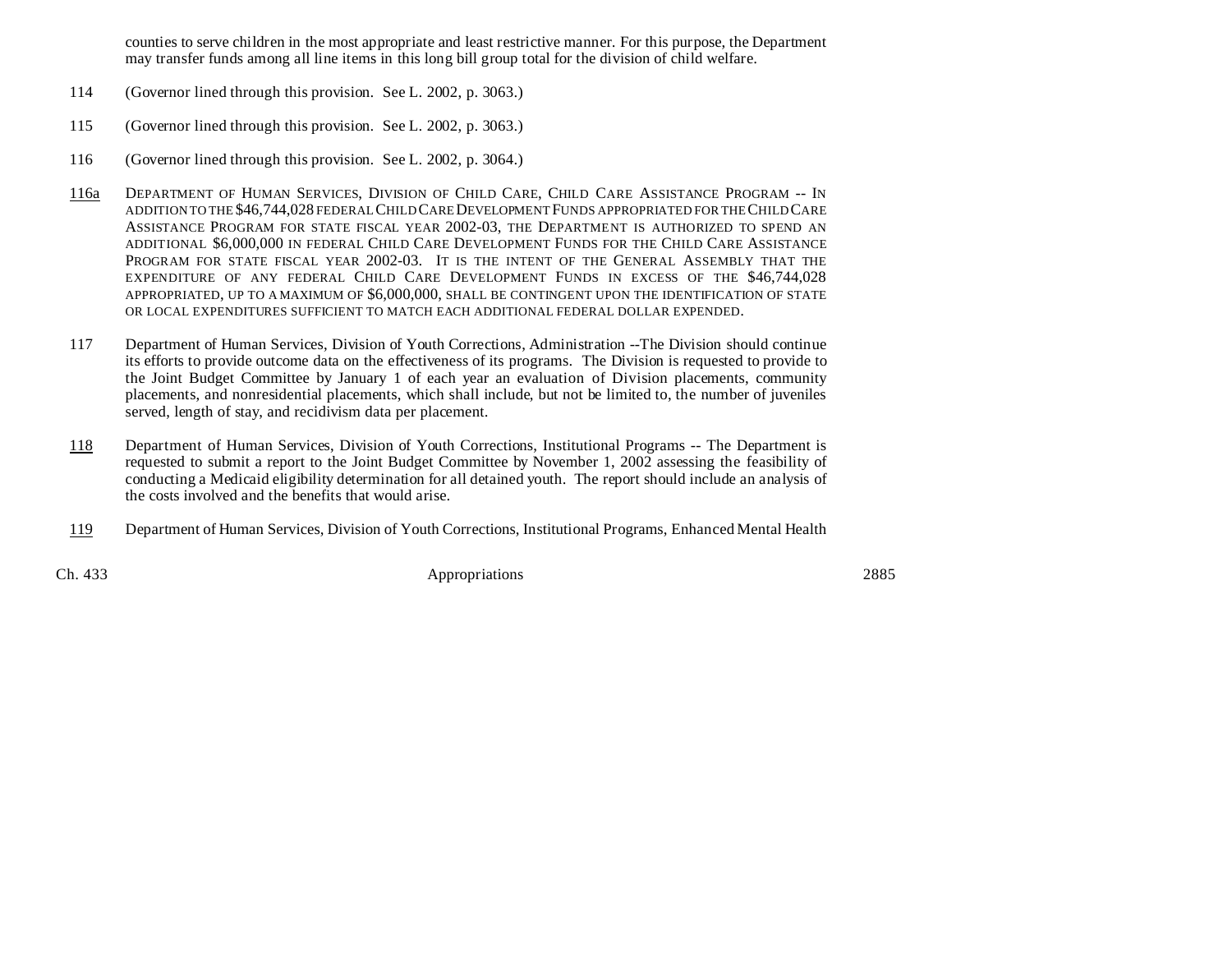counties to serve children in the most appropriate and least restrictive manner. For this purpose, the Department may transfer funds among all line items in this long bill group total for the division of child welfare.

114 (Governor lined through this provision. See L. 2002, p. 3063.)

115 (Governor lined through this provision. See L. 2002, p. 3063.)

116 (Governor lined through this provision. See L. 2002, p. 3064.)

116a DEPARTMENT OF HUMAN SERVICES, DIVISION OF CHILD CARE, CHILD CARE ASSISTANCE PROGRAM -- IN ADDITION TO THE $46,744,028 FEDERAL CHILD CARE DEVELOPMENT FUNDS APPROPRIATED FOR THE CHILD CARE ASSISTANCE PROGRAM FOR STATE FISCAL YEAR 2002-03, THE DEPARTMENT IS AUTHORIZED TO SPEND AN ADDITIONAL $6,000,000 IN FEDERAL CHILD CARE DEVELOPMENT FUNDS FOR THE CHILD CARE ASSISTANCE PROGRAM FOR STATE FISCAL YEAR 2002-03. IT IS THE INTENT OF THE GENERAL ASSEMBLY THAT THE EXPENDITURE OF ANY FEDERAL CHILD CARE DEVELOPMENT FUNDS IN EXCESS OF THE $46,744,028 APPROPRIATED, UP TO A MAXIMUM OF $6,000,000, SHALL BE CONTINGENT UPON THE IDENTIFICATION OF STATE OR LOCAL EXPENDITURES SUFFICIENT TO MATCH EACH ADDITIONAL FEDERAL DOLLAR EXPENDED.

117 Department of Human Services, Division of Youth Corrections, Administration --The Division should continue its efforts to provide outcome data on the effectiveness of its programs. The Division is requested to provide to the Joint Budget Committee by January 1 of each year an evaluation of Division placements, community placements, and nonresidential placements, which shall include, but not be limited to, the number of juveniles served, length of stay, and recidivism data per placement.

118 Department of Human Services, Division of Youth Corrections, Institutional Programs -- The Department is requested to submit a report to the Joint Budget Committee by November 1, 2002 assessing the feasibility of conducting a Medicaid eligibility determination for all detained youth. The report should include an analysis of the costs involved and the benefits that would arise.

119 Department of Human Services, Division of Youth Corrections, Institutional Programs, Enhanced Mental Health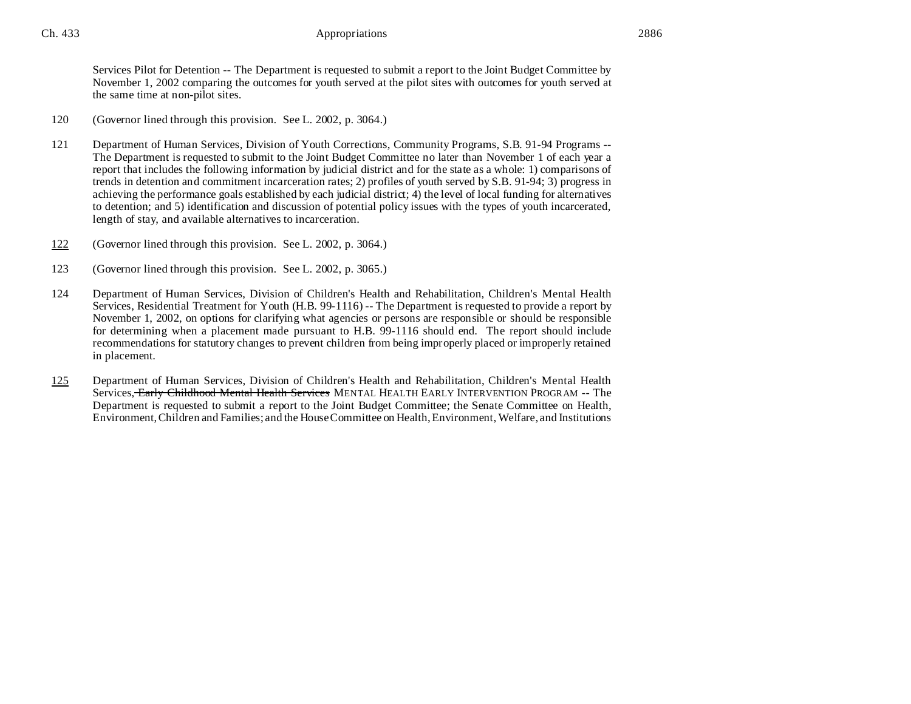Services Pilot for Detention -- The Department is requested to submit a report to the Joint Budget Committee by November 1, 2002 comparing the outcomes for youth served at the pilot sites with outcomes for youth served at the same time at non-pilot sites.

120 (Governor lined through this provision. See L. 2002, p. 3064.)

121 Department of Human Services, Division of Youth Corrections, Community Programs, S.B. 91-94 Programs -- The Department is requested to submit to the Joint Budget Committee no later than November 1 of each year a report that includes the following information by judicial district and for the state as a whole: 1) comparisons of trends in detention and commitment incarceration rates; 2) profiles of youth served by S.B. 91-94; 3) progress in achieving the performance goals established by each judicial district; 4) the level of local funding for alternatives to detention; and 5) identification and discussion of potential policy issues with the types of youth incarcerated, length of stay, and available alternatives to incarceration.

122 (Governor lined through this provision. See L. 2002, p. 3064.)

123 (Governor lined through this provision. See L. 2002, p. 3065.)

124 Department of Human Services, Division of Children's Health and Rehabilitation, Children's Mental Health Services, Residential Treatment for Youth (H.B. 99-1116) -- The Department is requested to provide a report by November 1, 2002, on options for clarifying what agencies or persons are responsible or should be responsible for determining when a placement made pursuant to H.B. 99-1116 should end. The report should include recommendations for statutory changes to prevent children from being improperly placed or improperly retained in placement.

125 Department of Human Services, Division of Children's Health and Rehabilitation, Children's Mental Health Services, ~~Early Childhood Mental Health Services~~ MENTAL HEALTH EARLY INTERVENTION PROGRAM -- The Department is requested to submit a report to the Joint Budget Committee; the Senate Committee on Health, Environment, Children and Families; and the House Committee on Health, Environment, Welfare, and Institutions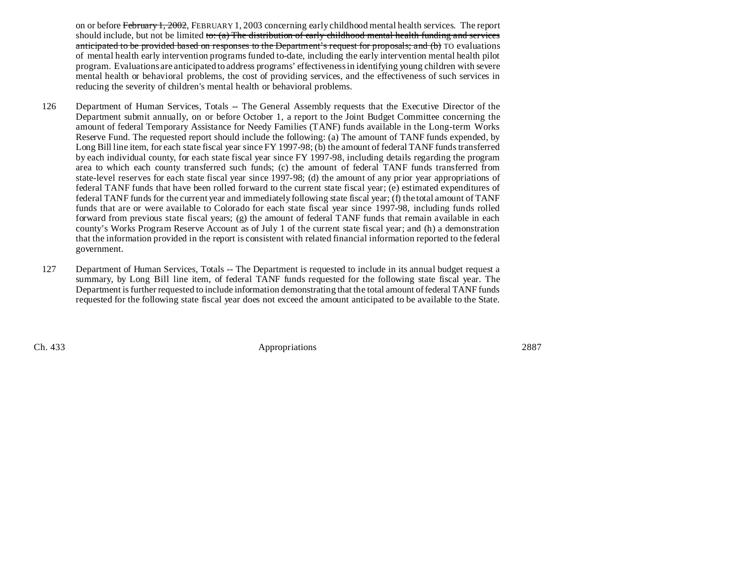on or before ~~February 1, 2002~~, FEBRUARY 1, 2003 concerning early childhood mental health services. The report should include, but not be limited ~~to: (a) The distribution of early childhood mental health funding and services anticipated to be provided based on responses to the Department's request for proposals; and (b)~~ TO evaluations of mental health early intervention programs funded to-date, including the early intervention mental health pilot program. Evaluations are anticipated to address programs' effectiveness in identifying young children with severe mental health or behavioral problems, the cost of providing services, and the effectiveness of such services in reducing the severity of children's mental health or behavioral problems.

126 Department of Human Services, Totals -- The General Assembly requests that the Executive Director of the Department submit annually, on or before October 1, a report to the Joint Budget Committee concerning the amount of federal Temporary Assistance for Needy Families (TANF) funds available in the Long-term Works Reserve Fund. The requested report should include the following: (a) The amount of TANF funds expended, by Long Bill line item, for each state fiscal year since FY 1997-98; (b) the amount of federal TANF funds transferred by each individual county, for each state fiscal year since FY 1997-98, including details regarding the program area to which each county transferred such funds; (c) the amount of federal TANF funds transferred from state-level reserves for each state fiscal year since 1997-98; (d) the amount of any prior year appropriations of federal TANF funds that have been rolled forward to the current state fiscal year; (e) estimated expenditures of federal TANF funds for the current year and immediately following state fiscal year; (f) the total amount of TANF funds that are or were available to Colorado for each state fiscal year since 1997-98, including funds rolled forward from previous state fiscal years; (g) the amount of federal TANF funds that remain available in each county's Works Program Reserve Account as of July 1 of the current state fiscal year; and (h) a demonstration that the information provided in the report is consistent with related financial information reported to the federal government.

127 Department of Human Services, Totals -- The Department is requested to include in its annual budget request a summary, by Long Bill line item, of federal TANF funds requested for the following state fiscal year. The Department is further requested to include information demonstrating that the total amount of federal TANF funds requested for the following state fiscal year does not exceed the amount anticipated to be available to the State.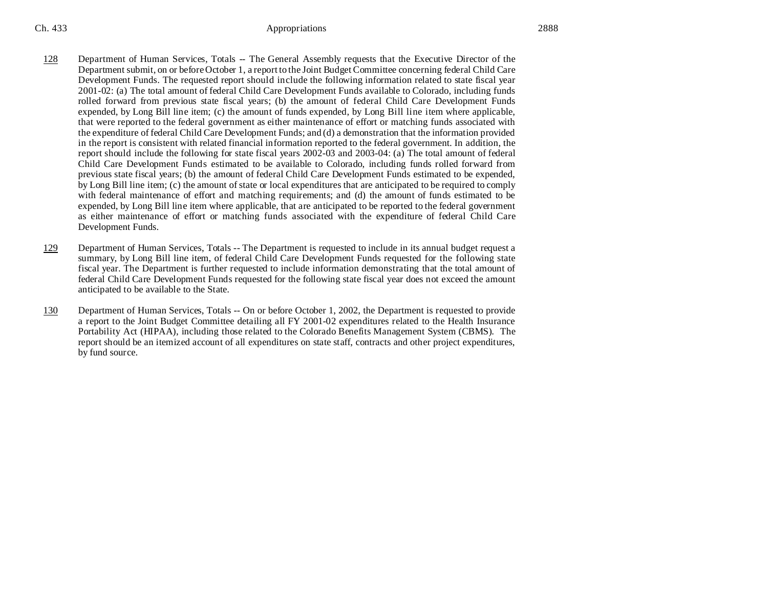128 Department of Human Services, Totals -- The General Assembly requests that the Executive Director of the Department submit, on or before October 1, a report to the Joint Budget Committee concerning federal Child Care Development Funds. The requested report should include the following information related to state fiscal year 2001-02: (a) The total amount of federal Child Care Development Funds available to Colorado, including funds rolled forward from previous state fiscal years; (b) the amount of federal Child Care Development Funds expended, by Long Bill line item; (c) the amount of funds expended, by Long Bill line item where applicable, that were reported to the federal government as either maintenance of effort or matching funds associated with the expenditure of federal Child Care Development Funds; and (d) a demonstration that the information provided in the report is consistent with related financial information reported to the federal government. In addition, the report should include the following for state fiscal years 2002-03 and 2003-04: (a) The total amount of federal Child Care Development Funds estimated to be available to Colorado, including funds rolled forward from previous state fiscal years; (b) the amount of federal Child Care Development Funds estimated to be expended, by Long Bill line item; (c) the amount of state or local expenditures that are anticipated to be required to comply with federal maintenance of effort and matching requirements; and (d) the amount of funds estimated to be expended, by Long Bill line item where applicable, that are anticipated to be reported to the federal government as either maintenance of effort or matching funds associated with the expenditure of federal Child Care Development Funds.

129 Department of Human Services, Totals -- The Department is requested to include in its annual budget request a summary, by Long Bill line item, of federal Child Care Development Funds requested for the following state fiscal year. The Department is further requested to include information demonstrating that the total amount of federal Child Care Development Funds requested for the following state fiscal year does not exceed the amount anticipated to be available to the State.

130 Department of Human Services, Totals -- On or before October 1, 2002, the Department is requested to provide a report to the Joint Budget Committee detailing all FY 2001-02 expenditures related to the Health Insurance Portability Act (HIPAA), including those related to the Colorado Benefits Management System (CBMS). The report should be an itemized account of all expenditures on state staff, contracts and other project expenditures, by fund source.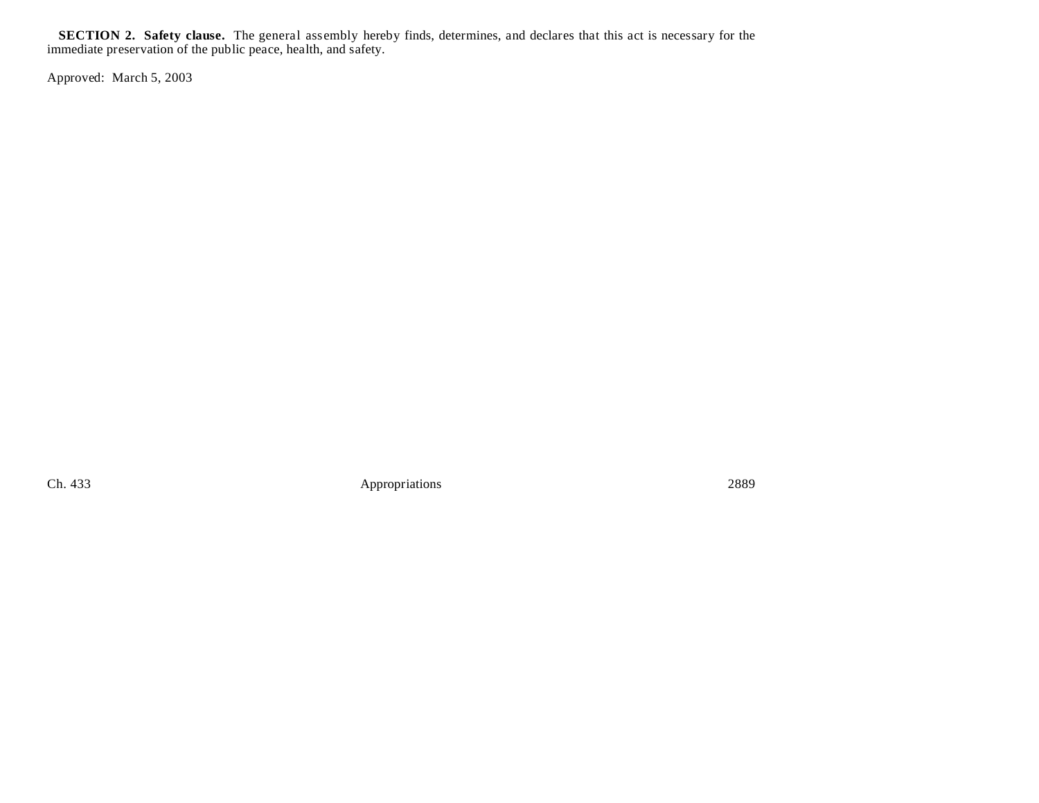**SECTION 2. Safety clause.** The general assembly hereby finds, determines, and declares that this act is necessary for the immediate preservation of the public peace, health, and safety.

Approved: March 5, 2003